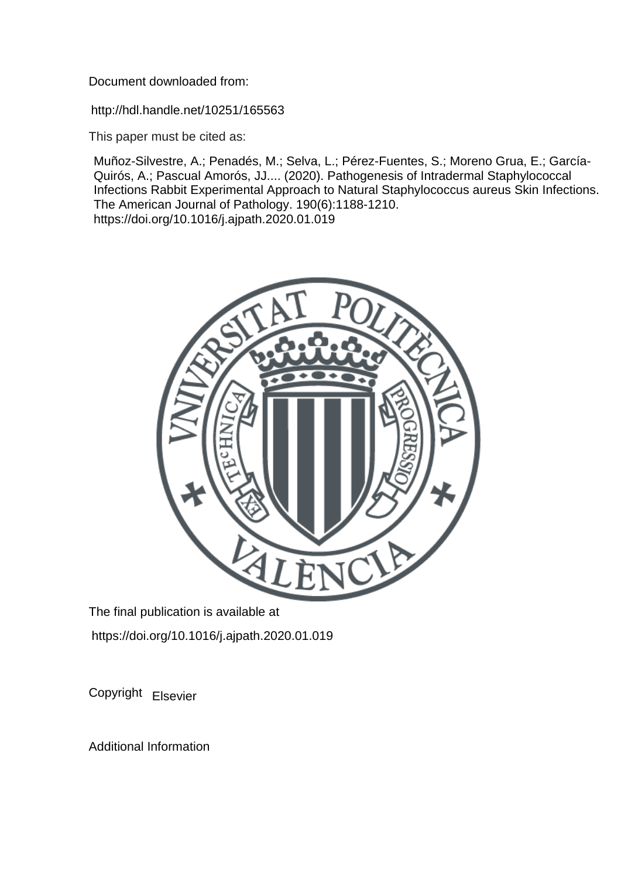Document downloaded from:

http://hdl.handle.net/10251/165563

This paper must be cited as:

Muñoz-Silvestre, A.; Penadés, M.; Selva, L.; Pérez-Fuentes, S.; Moreno Grua, E.; García-Quirós, A.; Pascual Amorós, JJ.... (2020). Pathogenesis of Intradermal Staphylococcal Infections Rabbit Experimental Approach to Natural Staphylococcus aureus Skin Infections. The American Journal of Pathology. 190(6):1188-1210. https://doi.org/10.1016/j.ajpath.2020.01.019

The final publication is available at

https://doi.org/10.1016/j.ajpath.2020.01.019

Copyright Elsevier

Additional Information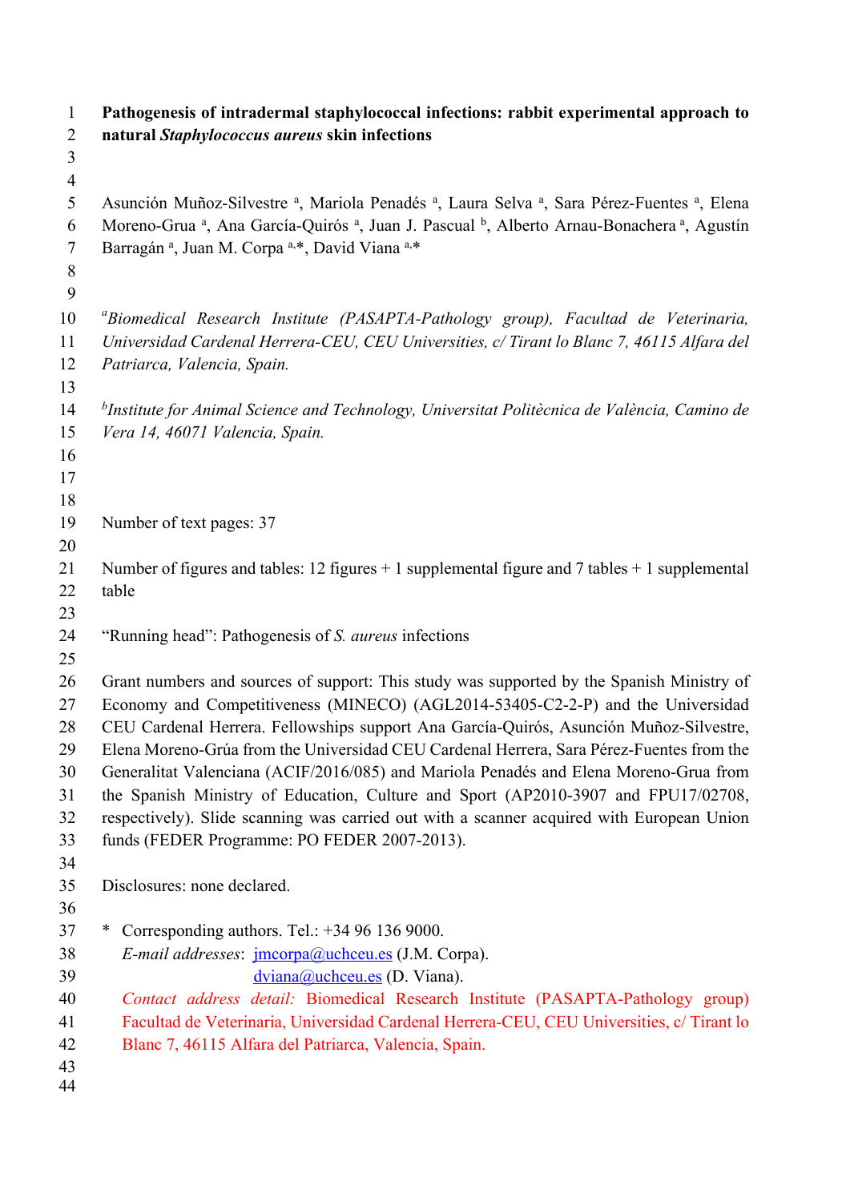# Pathogenesis of intradermal staphylococcal infections: rabbit experimental approach to natural *Staphylococcus aureus* skin infections

Asunción Muñoz-Silvestre [a], Mariola Penadés [a], Laura Selva [a], Sara Pérez-Fuentes [a], Elena Moreno-Grua [a], Ana García-Quirós [a], Juan J. Pascual [b], Alberto Arnau-Bonachera [a], Agustín Barragán [a], Juan M. Corpa [a,*], David Viana [a,*]

[a] *Biomedical Research Institute (PASAPTA-Pathology group), Facultad de Veterinaria, Universidad Cardenal Herrera-CEU, CEU Universities, c/ Tirant lo Blanc 7, 46115 Alfara del Patriarca, Valencia, Spain.*

[b] *Institute for Animal Science and Technology, Universitat Politècnica de València, Camino de Vera 14, 46071 Valencia, Spain.*

Number of text pages: 37

Number of figures and tables: 12 figures + 1 supplemental figure and 7 tables + 1 supplemental table

"Running head": Pathogenesis of *S. aureus* infections

Grant numbers and sources of support: This study was supported by the Spanish Ministry of Economy and Competitiveness (MINECO) (AGL2014-53405-C2-2-P) and the Universidad CEU Cardenal Herrera. Fellowships support Ana García-Quirós, Asunción Muñoz-Silvestre, Elena Moreno-Grúa from the Universidad CEU Cardenal Herrera, Sara Pérez-Fuentes from the Generalitat Valenciana (ACIF/2016/085) and Mariola Penadés and Elena Moreno-Grua from the Spanish Ministry of Education, Culture and Sport (AP2010-3907 and FPU17/02708, respectively). Slide scanning was carried out with a scanner acquired with European Union funds (FEDER Programme: PO FEDER 2007-2013).

Disclosures: none declared.

\* Corresponding authors. Tel.: +34 96 136 9000.
*E-mail addresses*: jmcorpa@uchceu.es (J.M. Corpa).
dviana@uchceu.es (D. Viana).
*Contact address detail:* Biomedical Research Institute (PASAPTA-Pathology group) Facultad de Veterinaria, Universidad Cardenal Herrera-CEU, CEU Universities, c/ Tirant lo Blanc 7, 46115 Alfara del Patriarca, Valencia, Spain.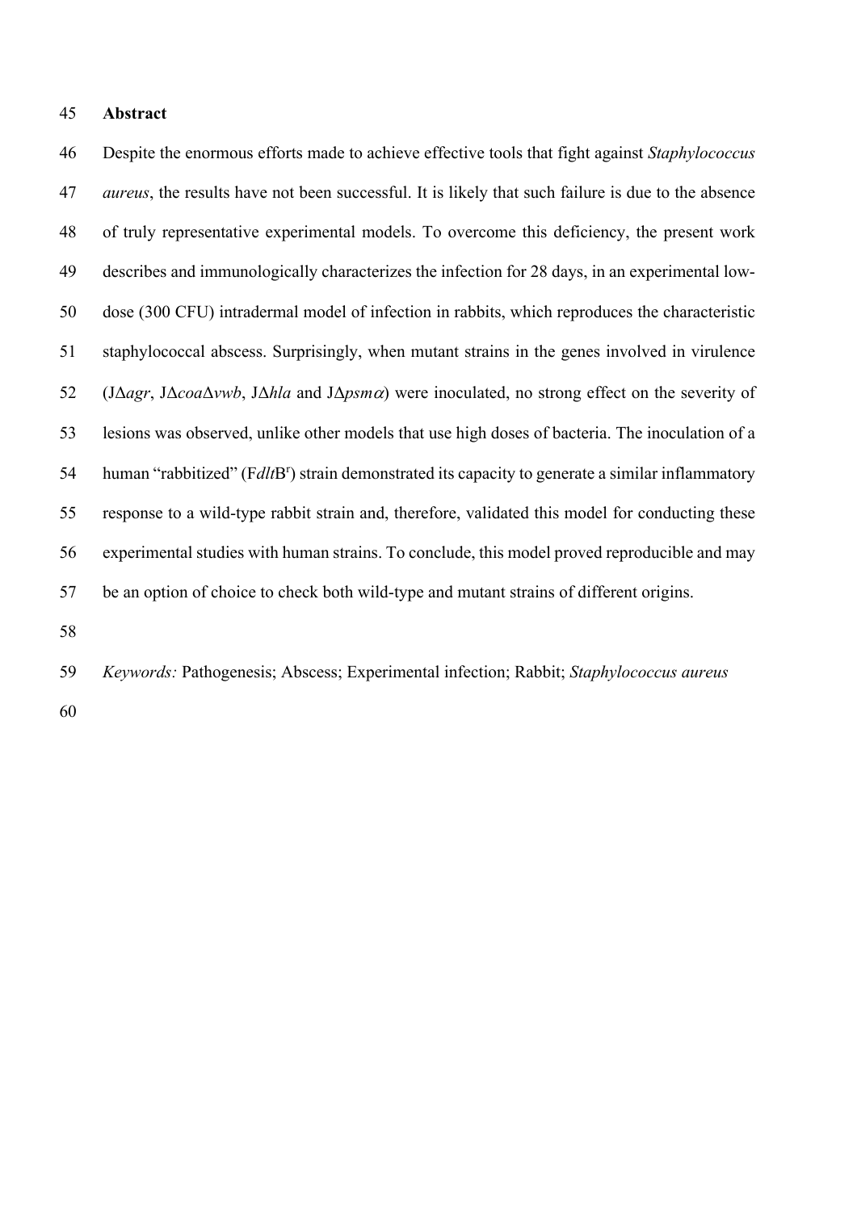## Abstract

Despite the enormous efforts made to achieve effective tools that fight against *Staphylococcus aureus*, the results have not been successful. It is likely that such failure is due to the absence of truly representative experimental models. To overcome this deficiency, the present work describes and immunologically characterizes the infection for 28 days, in an experimental low-dose (300 CFU) intradermal model of infection in rabbits, which reproduces the characteristic staphylococcal abscess. Surprisingly, when mutant strains in the genes involved in virulence (JΔ*agr*, JΔ*coa*Δ*vwb*, JΔ*hla* and JΔ*psm*$\alpha$) were inoculated, no strong effect on the severity of lesions was observed, unlike other models that use high doses of bacteria. The inoculation of a human "rabbitized" (F*dlt*B$^{r}$) strain demonstrated its capacity to generate a similar inflammatory response to a wild-type rabbit strain and, therefore, validated this model for conducting these experimental studies with human strains. To conclude, this model proved reproducible and may be an option of choice to check both wild-type and mutant strains of different origins.

*Keywords:* Pathogenesis; Abscess; Experimental infection; Rabbit; *Staphylococcus aureus*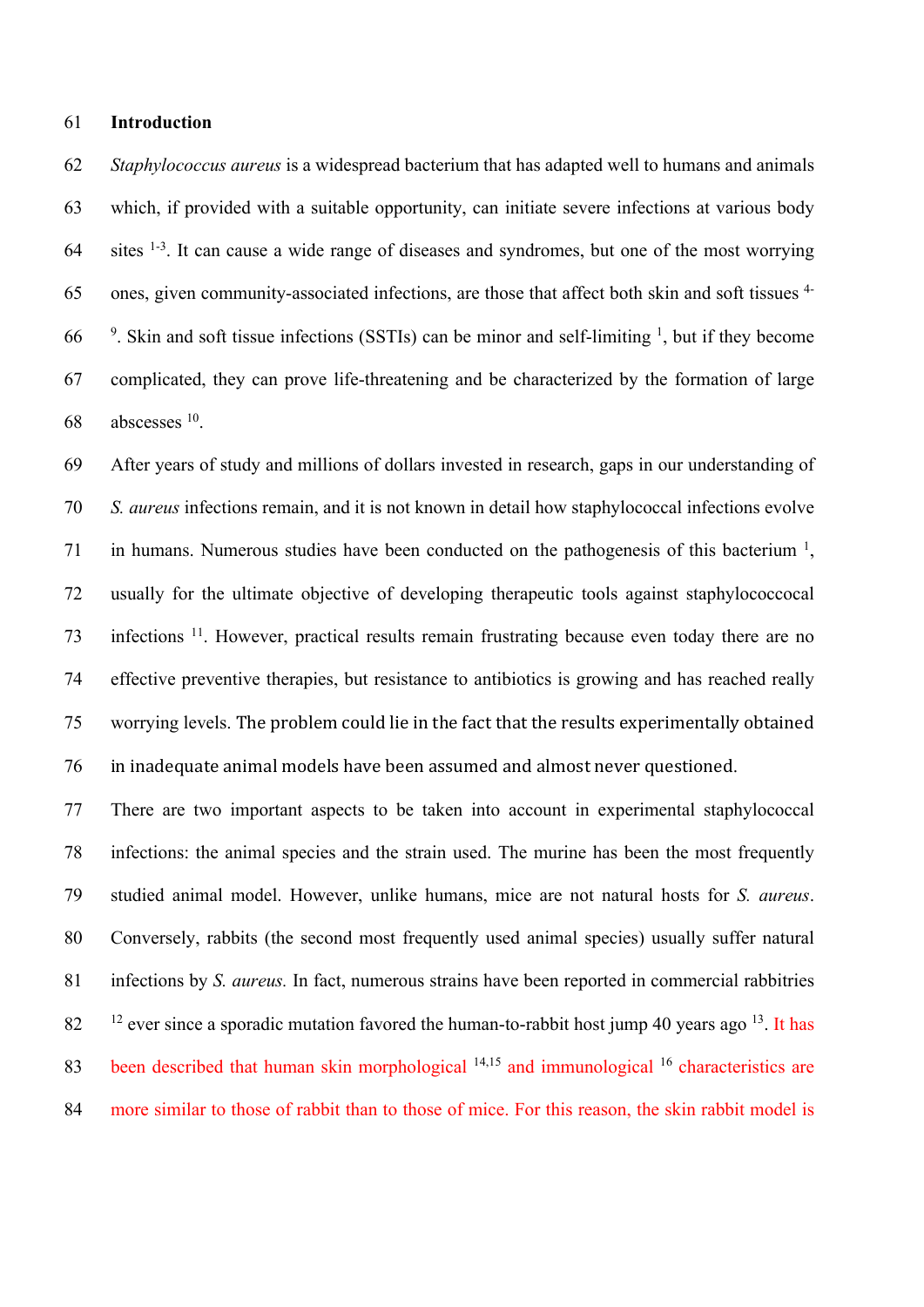## Introduction

*Staphylococcus aureus* is a widespread bacterium that has adapted well to humans and animals which, if provided with a suitable opportunity, can initiate severe infections at various body sites [1-3]. It can cause a wide range of diseases and syndromes, but one of the most worrying ones, given community-associated infections, are those that affect both skin and soft tissues [4-9]. Skin and soft tissue infections (SSTIs) can be minor and self-limiting [1], but if they become complicated, they can prove life-threatening and be characterized by the formation of large abscesses [10].

After years of study and millions of dollars invested in research, gaps in our understanding of *S. aureus* infections remain, and it is not known in detail how staphylococcal infections evolve in humans. Numerous studies have been conducted on the pathogenesis of this bacterium [1], usually for the ultimate objective of developing therapeutic tools against staphylococcocal infections [11]. However, practical results remain frustrating because even today there are no effective preventive therapies, but resistance to antibiotics is growing and has reached really worrying levels. The problem could lie in the fact that the results experimentally obtained in inadequate animal models have been assumed and almost never questioned.

There are two important aspects to be taken into account in experimental staphylococcal infections: the animal species and the strain used. The murine has been the most frequently studied animal model. However, unlike humans, mice are not natural hosts for *S. aureus*. Conversely, rabbits (the second most frequently used animal species) usually suffer natural infections by *S. aureus.* In fact, numerous strains have been reported in commercial rabbitries [12] ever since a sporadic mutation favored the human-to-rabbit host jump 40 years ago [13]. It has been described that human skin morphological [14,15] and immunological [16] characteristics are more similar to those of rabbit than to those of mice. For this reason, the skin rabbit model is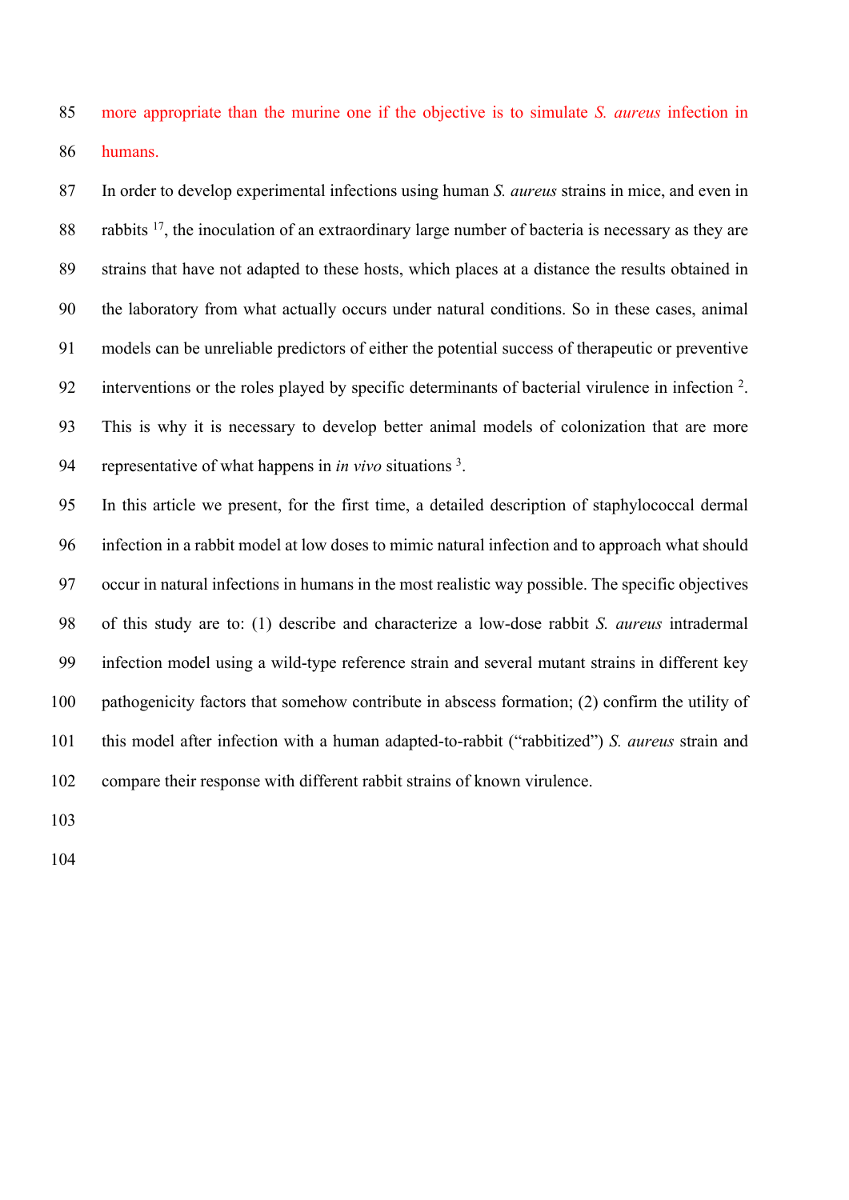more appropriate than the murine one if the objective is to simulate *S. aureus* infection in humans.

In order to develop experimental infections using human *S. aureus* strains in mice, and even in rabbits [17], the inoculation of an extraordinary large number of bacteria is necessary as they are strains that have not adapted to these hosts, which places at a distance the results obtained in the laboratory from what actually occurs under natural conditions. So in these cases, animal models can be unreliable predictors of either the potential success of therapeutic or preventive interventions or the roles played by specific determinants of bacterial virulence in infection [2]. This is why it is necessary to develop better animal models of colonization that are more representative of what happens in *in vivo* situations [3].

In this article we present, for the first time, a detailed description of staphylococcal dermal infection in a rabbit model at low doses to mimic natural infection and to approach what should occur in natural infections in humans in the most realistic way possible. The specific objectives of this study are to: (1) describe and characterize a low-dose rabbit *S. aureus* intradermal infection model using a wild-type reference strain and several mutant strains in different key pathogenicity factors that somehow contribute in abscess formation; (2) confirm the utility of this model after infection with a human adapted-to-rabbit ("rabbitized") *S. aureus* strain and compare their response with different rabbit strains of known virulence.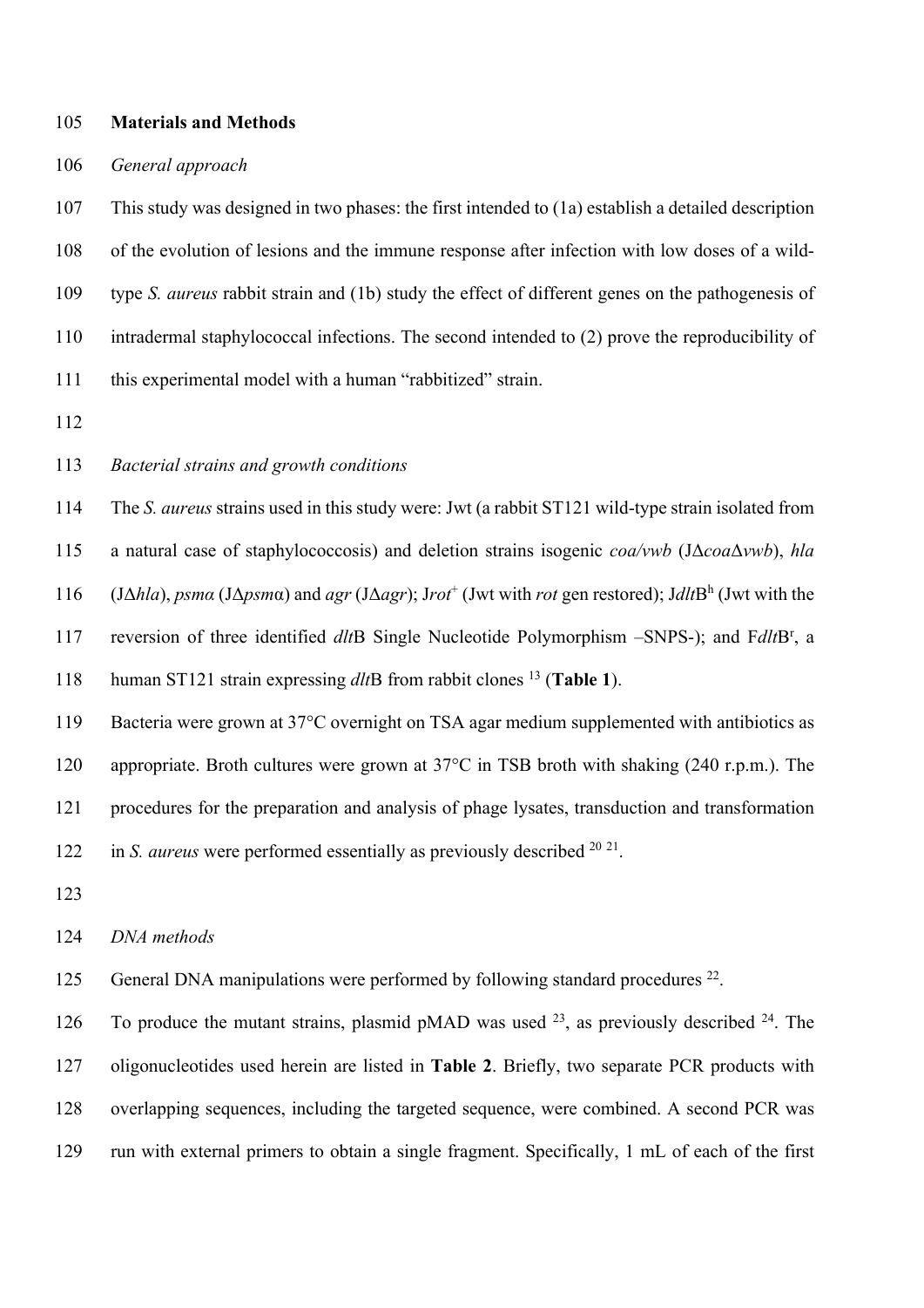## Materials and Methods

### *General approach*

This study was designed in two phases: the first intended to (1a) establish a detailed description of the evolution of lesions and the immune response after infection with low doses of a wild-type *S. aureus* rabbit strain and (1b) study the effect of different genes on the pathogenesis of intradermal staphylococcal infections. The second intended to (2) prove the reproducibility of this experimental model with a human "rabbitized" strain.

### *Bacterial strains and growth conditions*

The *S. aureus* strains used in this study were: Jwt (a rabbit ST121 wild-type strain isolated from a natural case of staphylococcosis) and deletion strains isogenic *coa/vwb* (JΔ*coa*Δ*vwb*), *hla* (JΔ*hla*), *psmα* (JΔ*psm*α) and *agr* (JΔ*agr*); J*rot*$^{+}$ (Jwt with *rot* gen restored); J*dlt*B$^{h}$ (Jwt with the reversion of three identified *dlt*B Single Nucleotide Polymorphism –SNPS-); and F*dlt*B$^{r}$, a human ST121 strain expressing *dlt*B from rabbit clones [13] (**Table 1**).

Bacteria were grown at 37°C overnight on TSA agar medium supplemented with antibiotics as appropriate. Broth cultures were grown at 37°C in TSB broth with shaking (240 r.p.m.). The procedures for the preparation and analysis of phage lysates, transduction and transformation in *S. aureus* were performed essentially as previously described [20 21].

### *DNA methods*

General DNA manipulations were performed by following standard procedures [22].

To produce the mutant strains, plasmid pMAD was used [23], as previously described [24]. The oligonucleotides used herein are listed in **Table 2**. Briefly, two separate PCR products with overlapping sequences, including the targeted sequence, were combined. A second PCR was run with external primers to obtain a single fragment. Specifically, 1 mL of each of the first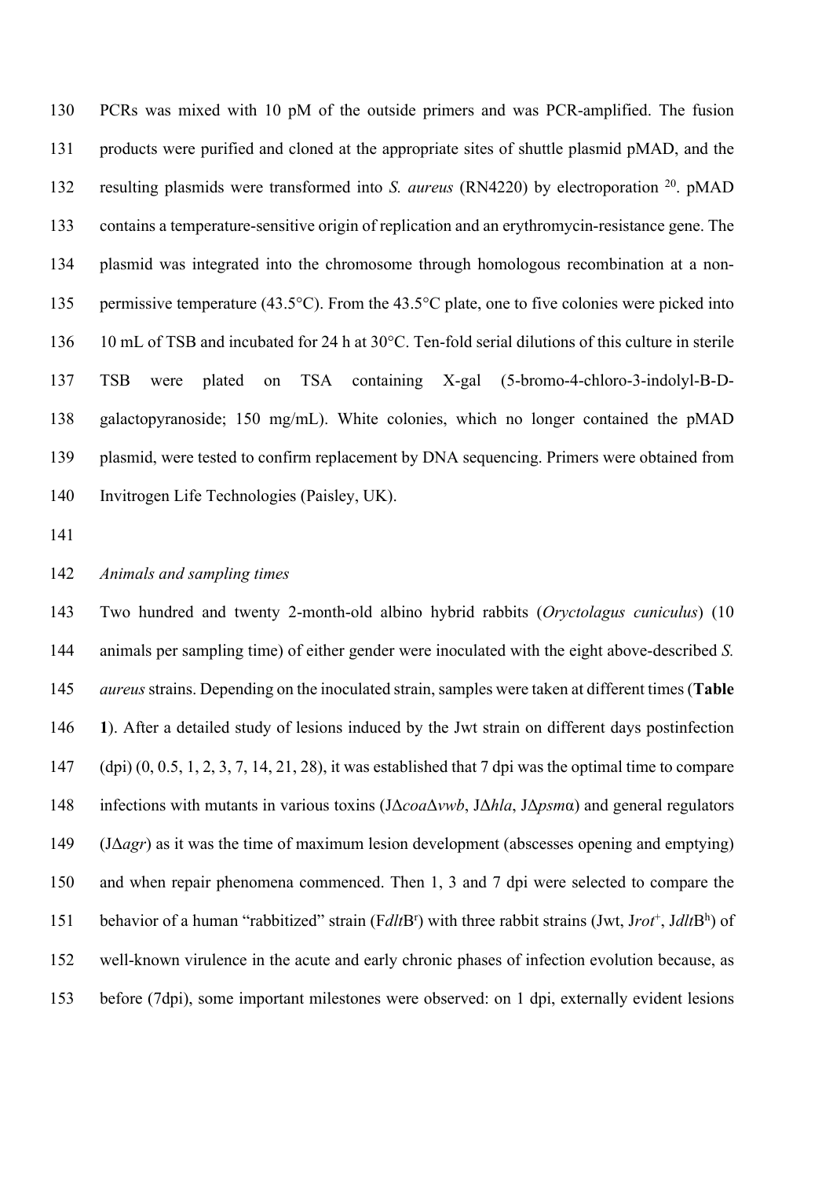PCRs was mixed with 10 pM of the outside primers and was PCR-amplified. The fusion products were purified and cloned at the appropriate sites of shuttle plasmid pMAD, and the resulting plasmids were transformed into *S. aureus* (RN4220) by electroporation [20]. pMAD contains a temperature-sensitive origin of replication and an erythromycin-resistance gene. The plasmid was integrated into the chromosome through homologous recombination at a non-permissive temperature (43.5°C). From the 43.5°C plate, one to five colonies were picked into 10 mL of TSB and incubated for 24 h at 30°C. Ten-fold serial dilutions of this culture in sterile TSB were plated on TSA containing X-gal (5-bromo-4-chloro-3-indolyl-B-D-galactopyranoside; 150 mg/mL). White colonies, which no longer contained the pMAD plasmid, were tested to confirm replacement by DNA sequencing. Primers were obtained from Invitrogen Life Technologies (Paisley, UK).

*Animals and sampling times*

Two hundred and twenty 2-month-old albino hybrid rabbits (*Oryctolagus cuniculus*) (10 animals per sampling time) of either gender were inoculated with the eight above-described *S. aureus* strains. Depending on the inoculated strain, samples were taken at different times (**Table 1**). After a detailed study of lesions induced by the Jwt strain on different days postinfection (dpi) (0, 0.5, 1, 2, 3, 7, 14, 21, 28), it was established that 7 dpi was the optimal time to compare infections with mutants in various toxins (JΔ*coa*Δ*vwb*, JΔ*hla*, JΔ*psm*α) and general regulators (JΔ*agr*) as it was the time of maximum lesion development (abscesses opening and emptying) and when repair phenomena commenced. Then 1, 3 and 7 dpi were selected to compare the behavior of a human "rabbitized" strain (F*dlt*B$^r$) with three rabbit strains (Jwt, J*rot*$^+$, J*dlt*B$^h$) of well-known virulence in the acute and early chronic phases of infection evolution because, as before (7dpi), some important milestones were observed: on 1 dpi, externally evident lesions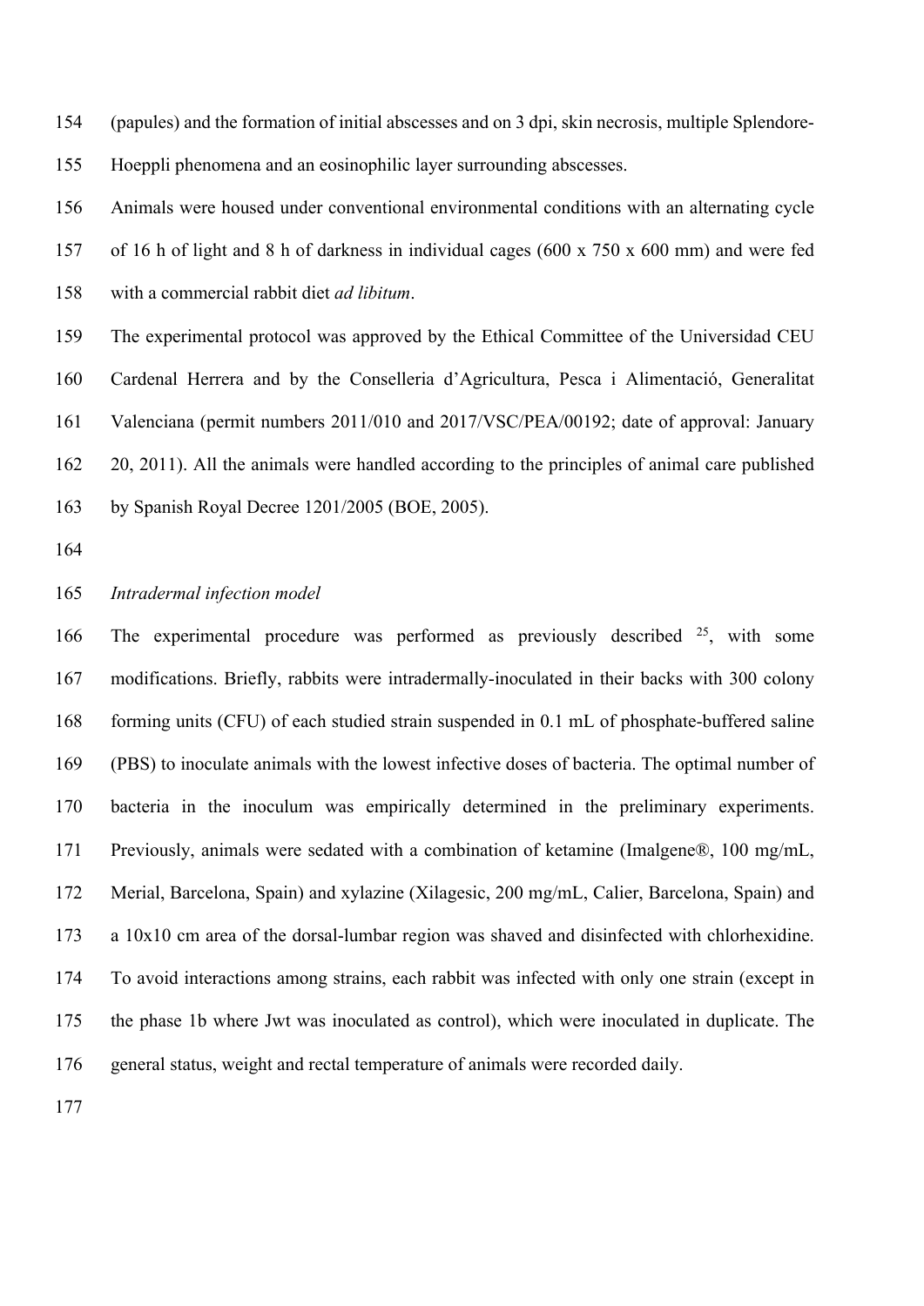(papules) and the formation of initial abscesses and on 3 dpi, skin necrosis, multiple Splendore-Hoeppli phenomena and an eosinophilic layer surrounding abscesses.

Animals were housed under conventional environmental conditions with an alternating cycle of 16 h of light and 8 h of darkness in individual cages (600 x 750 x 600 mm) and were fed with a commercial rabbit diet *ad libitum*.

The experimental protocol was approved by the Ethical Committee of the Universidad CEU Cardenal Herrera and by the Conselleria d'Agricultura, Pesca i Alimentació, Generalitat Valenciana (permit numbers 2011/010 and 2017/VSC/PEA/00192; date of approval: January 20, 2011). All the animals were handled according to the principles of animal care published by Spanish Royal Decree 1201/2005 (BOE, 2005).

*Intradermal infection model*

The experimental procedure was performed as previously described [25], with some modifications. Briefly, rabbits were intradermally-inoculated in their backs with 300 colony forming units (CFU) of each studied strain suspended in 0.1 mL of phosphate-buffered saline (PBS) to inoculate animals with the lowest infective doses of bacteria. The optimal number of bacteria in the inoculum was empirically determined in the preliminary experiments. Previously, animals were sedated with a combination of ketamine (Imalgene®, 100 mg/mL, Merial, Barcelona, Spain) and xylazine (Xilagesic, 200 mg/mL, Calier, Barcelona, Spain) and a 10x10 cm area of the dorsal-lumbar region was shaved and disinfected with chlorhexidine. To avoid interactions among strains, each rabbit was infected with only one strain (except in the phase 1b where Jwt was inoculated as control), which were inoculated in duplicate. The general status, weight and rectal temperature of animals were recorded daily.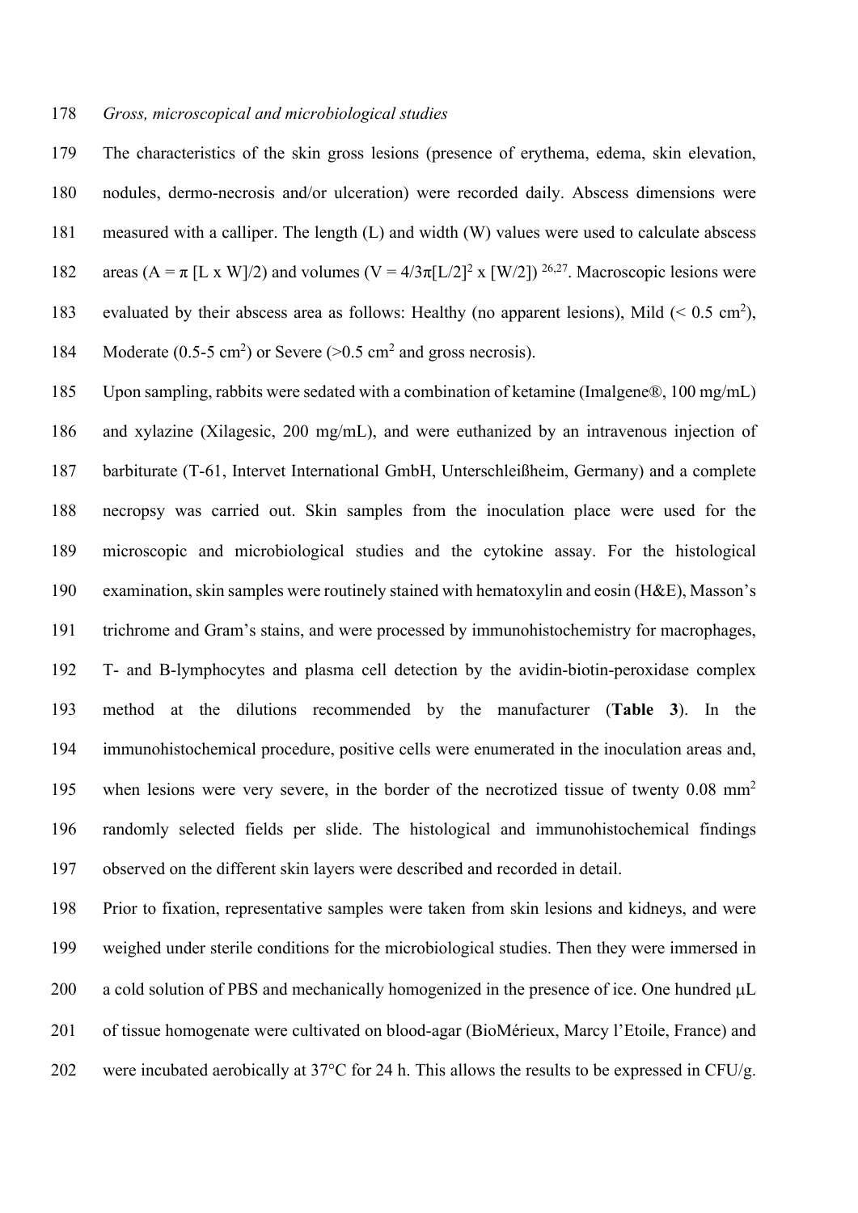*Gross, microscopical and microbiological studies*

The characteristics of the skin gross lesions (presence of erythema, edema, skin elevation, nodules, dermo-necrosis and/or ulceration) were recorded daily. Abscess dimensions were measured with a calliper. The length (L) and width (W) values were used to calculate abscess areas ($A = \pi [L \times W]/2$) and volumes ($V = 4/3\pi[L/2]^2 \times [W/2]$) [26,27]. Macroscopic lesions were evaluated by their abscess area as follows: Healthy (no apparent lesions), Mild (< 0.5 $cm^2$), Moderate (0.5-5 $cm^2$) or Severe (>0.5 $cm^2$ and gross necrosis).

Upon sampling, rabbits were sedated with a combination of ketamine (Imalgene®, 100 mg/mL) and xylazine (Xilagesic, 200 mg/mL), and were euthanized by an intravenous injection of barbiturate (T-61, Intervet International GmbH, Unterschleißheim, Germany) and a complete necropsy was carried out. Skin samples from the inoculation place were used for the microscopic and microbiological studies and the cytokine assay. For the histological examination, skin samples were routinely stained with hematoxylin and eosin (H&E), Masson's trichrome and Gram's stains, and were processed by immunohistochemistry for macrophages, T- and B-lymphocytes and plasma cell detection by the avidin-biotin-peroxidase complex method at the dilutions recommended by the manufacturer (**Table 3**). In the immunohistochemical procedure, positive cells were enumerated in the inoculation areas and, when lesions were very severe, in the border of the necrotized tissue of twenty 0.08 $mm^2$ randomly selected fields per slide. The histological and immunohistochemical findings observed on the different skin layers were described and recorded in detail.

Prior to fixation, representative samples were taken from skin lesions and kidneys, and were weighed under sterile conditions for the microbiological studies. Then they were immersed in a cold solution of PBS and mechanically homogenized in the presence of ice. One hundred μL of tissue homogenate were cultivated on blood-agar (BioMérieux, Marcy l'Etoile, France) and were incubated aerobically at 37°C for 24 h. This allows the results to be expressed in CFU/g.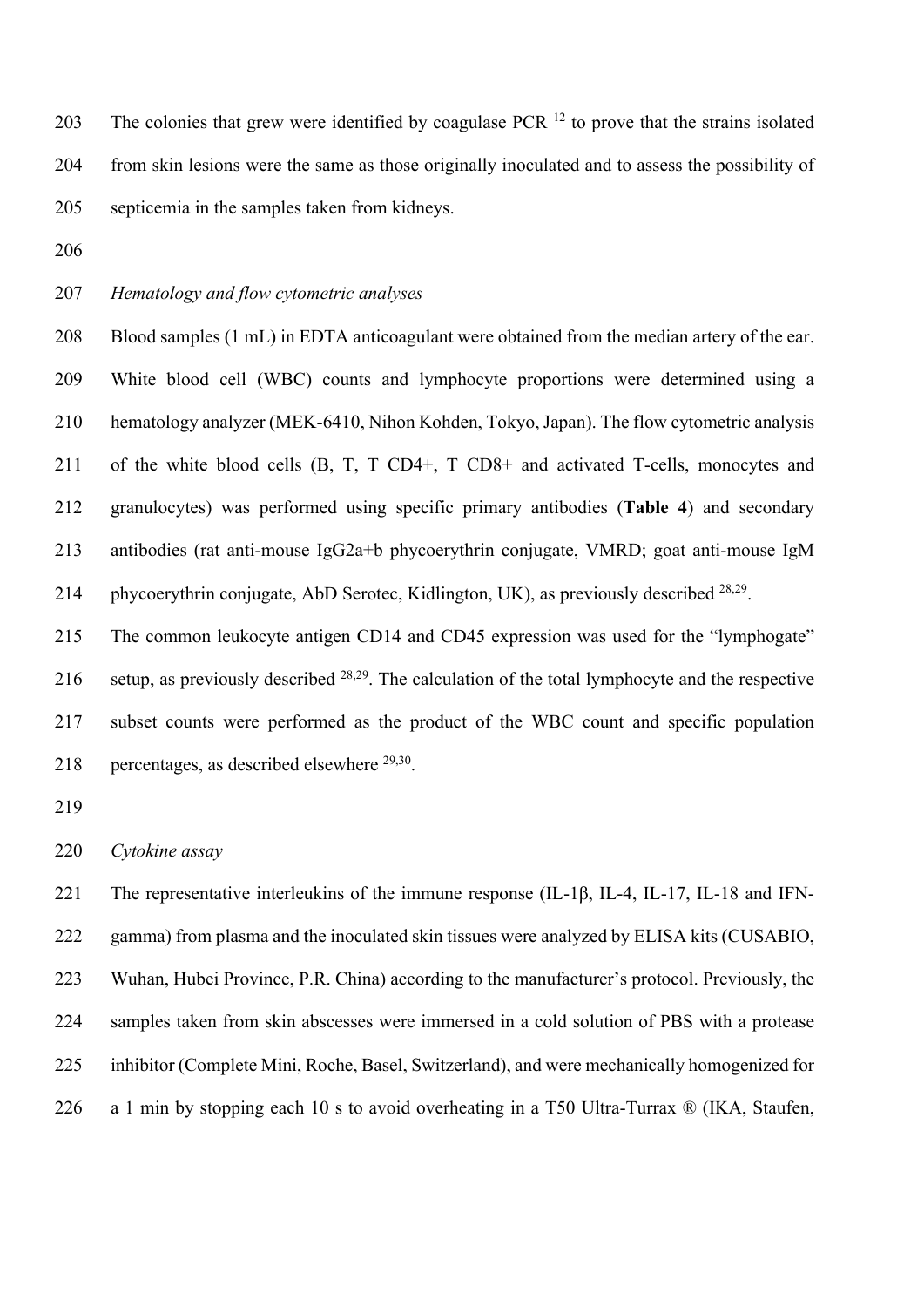The colonies that grew were identified by coagulase PCR [12] to prove that the strains isolated from skin lesions were the same as those originally inoculated and to assess the possibility of septicemia in the samples taken from kidneys.

*Hematology and flow cytometric analyses*

Blood samples (1 mL) in EDTA anticoagulant were obtained from the median artery of the ear. White blood cell (WBC) counts and lymphocyte proportions were determined using a hematology analyzer (MEK-6410, Nihon Kohden, Tokyo, Japan). The flow cytometric analysis of the white blood cells (B, T, T CD4+, T CD8+ and activated T-cells, monocytes and granulocytes) was performed using specific primary antibodies (**Table 4**) and secondary antibodies (rat anti-mouse IgG2a+b phycoerythrin conjugate, VMRD; goat anti-mouse IgM phycoerythrin conjugate, AbD Serotec, Kidlington, UK), as previously described [28,29].

The common leukocyte antigen CD14 and CD45 expression was used for the "lymphogate" setup, as previously described [28,29]. The calculation of the total lymphocyte and the respective subset counts were performed as the product of the WBC count and specific population percentages, as described elsewhere [29,30].

*Cytokine assay*

The representative interleukins of the immune response (IL-1β, IL-4, IL-17, IL-18 and IFN-gamma) from plasma and the inoculated skin tissues were analyzed by ELISA kits (CUSABIO, Wuhan, Hubei Province, P.R. China) according to the manufacturer's protocol. Previously, the samples taken from skin abscesses were immersed in a cold solution of PBS with a protease inhibitor (Complete Mini, Roche, Basel, Switzerland), and were mechanically homogenized for a 1 min by stopping each 10 s to avoid overheating in a T50 Ultra-Turrax ® (IKA, Staufen,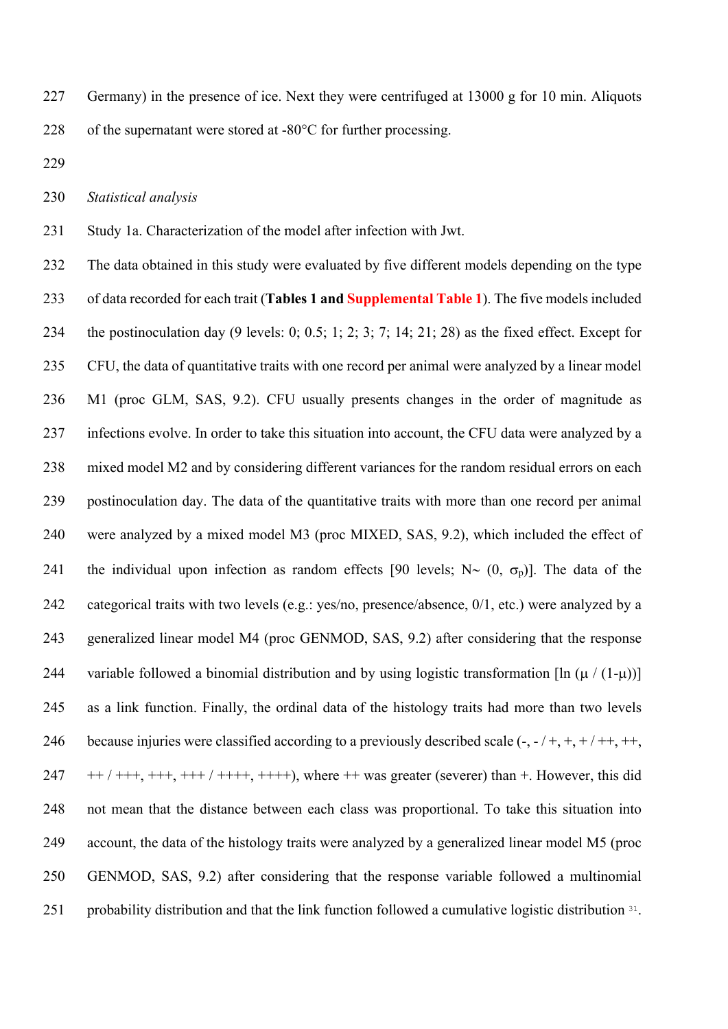Germany) in the presence of ice. Next they were centrifuged at 13000 g for 10 min. Aliquots of the supernatant were stored at -80°C for further processing.

*Statistical analysis*

Study 1a. Characterization of the model after infection with Jwt.

The data obtained in this study were evaluated by five different models depending on the type of data recorded for each trait (**Tables 1 and Supplemental Table 1**). The five models included the postinoculation day (9 levels: 0; 0.5; 1; 2; 3; 7; 14; 21; 28) as the fixed effect. Except for CFU, the data of quantitative traits with one record per animal were analyzed by a linear model M1 (proc GLM, SAS, 9.2). CFU usually presents changes in the order of magnitude as infections evolve. In order to take this situation into account, the CFU data were analyzed by a mixed model M2 and by considering different variances for the random residual errors on each postinoculation day. The data of the quantitative traits with more than one record per animal were analyzed by a mixed model M3 (proc MIXED, SAS, 9.2), which included the effect of the individual upon infection as random effects [90 levels; N~ (0, $\sigma_p$)]. The data of the categorical traits with two levels (e.g.: yes/no, presence/absence, 0/1, etc.) were analyzed by a generalized linear model M4 (proc GENMOD, SAS, 9.2) after considering that the response variable followed a binomial distribution and by using logistic transformation [$\ln(\mu / (1-\mu))$] as a link function. Finally, the ordinal data of the histology traits had more than two levels because injuries were classified according to a previously described scale (-, - / +, +, + / ++, ++, ++ / +++, +++, +++ / ++++, ++++), where ++ was greater (severer) than +. However, this did not mean that the distance between each class was proportional. To take this situation into account, the data of the histology traits were analyzed by a generalized linear model M5 (proc GENMOD, SAS, 9.2) after considering that the response variable followed a multinomial probability distribution and that the link function followed a cumulative logistic distribution [31].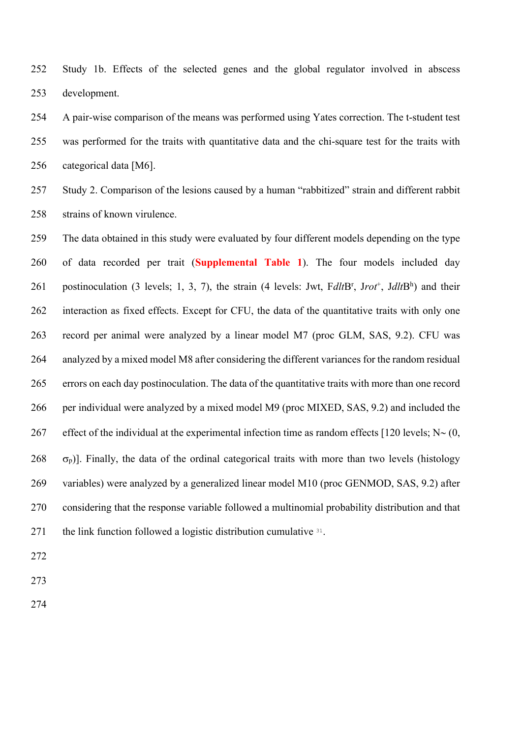Study 1b. Effects of the selected genes and the global regulator involved in abscess development.

A pair-wise comparison of the means was performed using Yates correction. The t-student test was performed for the traits with quantitative data and the chi-square test for the traits with categorical data [M6].

Study 2. Comparison of the lesions caused by a human "rabbitized" strain and different rabbit strains of known virulence.

The data obtained in this study were evaluated by four different models depending on the type of data recorded per trait (**Supplemental Table 1**). The four models included day postinoculation (3 levels; 1, 3, 7), the strain (4 levels: Jwt, F*dlt*B$^r$, J*rot*$^+$, J*dlt*B$^h$) and their interaction as fixed effects. Except for CFU, the data of the quantitative traits with only one record per animal were analyzed by a linear model M7 (proc GLM, SAS, 9.2). CFU was analyzed by a mixed model M8 after considering the different variances for the random residual errors on each day postinoculation. The data of the quantitative traits with more than one record per individual were analyzed by a mixed model M9 (proc MIXED, SAS, 9.2) and included the effect of the individual at the experimental infection time as random effects [120 levels; N~ (0, $\sigma_p$)]. Finally, the data of the ordinal categorical traits with more than two levels (histology variables) were analyzed by a generalized linear model M10 (proc GENMOD, SAS, 9.2) after considering that the response variable followed a multinomial probability distribution and that the link function followed a logistic distribution cumulative [31].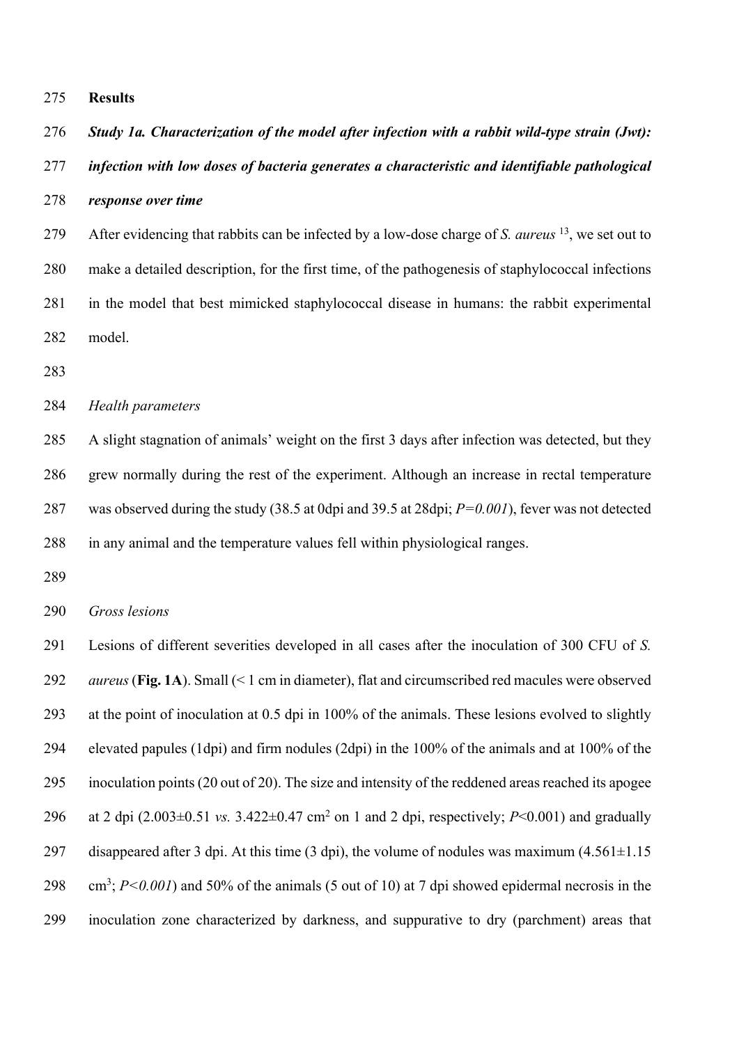**Results**

***Study 1a. Characterization of the model after infection with a rabbit wild-type strain (Jwt): infection with low doses of bacteria generates a characteristic and identifiable pathological response over time***

After evidencing that rabbits can be infected by a low-dose charge of *S. aureus* [13], we set out to make a detailed description, for the first time, of the pathogenesis of staphylococcal infections in the model that best mimicked staphylococcal disease in humans: the rabbit experimental model.

*Health parameters*

A slight stagnation of animals' weight on the first 3 days after infection was detected, but they grew normally during the rest of the experiment. Although an increase in rectal temperature was observed during the study (38.5 at 0dpi and 39.5 at 28dpi; $P=0.001$), fever was not detected in any animal and the temperature values fell within physiological ranges.

*Gross lesions*

Lesions of different severities developed in all cases after the inoculation of 300 CFU of *S. aureus* (**Fig. 1A**). Small (< 1 cm in diameter), flat and circumscribed red macules were observed at the point of inoculation at 0.5 dpi in 100% of the animals. These lesions evolved to slightly elevated papules (1dpi) and firm nodules (2dpi) in the 100% of the animals and at 100% of the inoculation points (20 out of 20). The size and intensity of the reddened areas reached its apogee at 2 dpi (2.003±0.51 *vs.* 3.422±0.47 $cm^2$ on 1 and 2 dpi, respectively; $P<0.001$) and gradually disappeared after 3 dpi. At this time (3 dpi), the volume of nodules was maximum (4.561±1.15 $cm^3$; $P<0.001$) and 50% of the animals (5 out of 10) at 7 dpi showed epidermal necrosis in the inoculation zone characterized by darkness, and suppurative to dry (parchment) areas that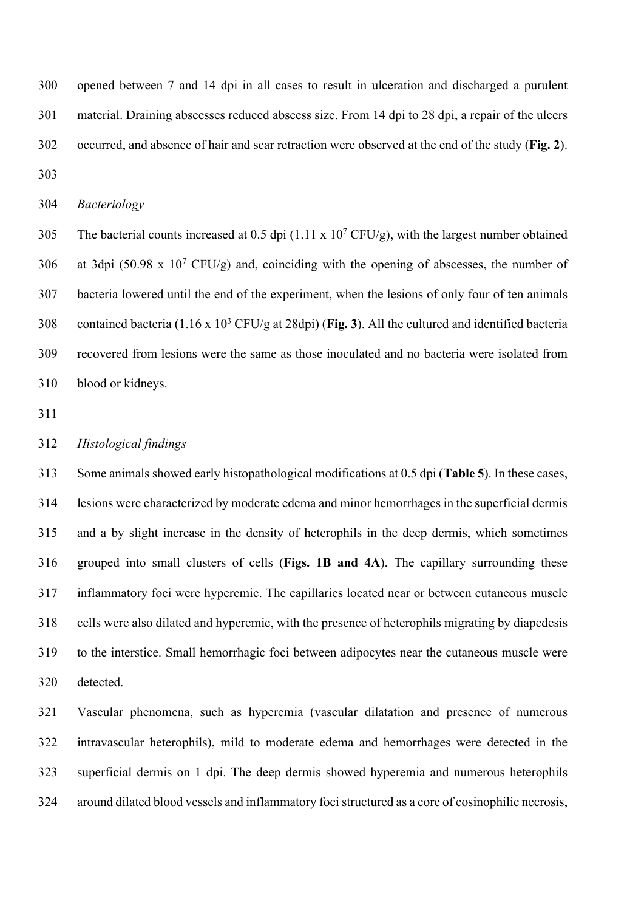opened between 7 and 14 dpi in all cases to result in ulceration and discharged a purulent material. Draining abscesses reduced abscess size. From 14 dpi to 28 dpi, a repair of the ulcers occurred, and absence of hair and scar retraction were observed at the end of the study (**Fig. 2**).

*Bacteriology*

The bacterial counts increased at 0.5 dpi ($1.11 \times 10^7$ CFU/g), with the largest number obtained at 3dpi ($50.98 \times 10^7$ CFU/g) and, coinciding with the opening of abscesses, the number of bacteria lowered until the end of the experiment, when the lesions of only four of ten animals contained bacteria ($1.16 \times 10^3$ CFU/g at 28dpi) (**Fig. 3**). All the cultured and identified bacteria recovered from lesions were the same as those inoculated and no bacteria were isolated from blood or kidneys.

*Histological findings*

Some animals showed early histopathological modifications at 0.5 dpi (**Table 5**). In these cases, lesions were characterized by moderate edema and minor hemorrhages in the superficial dermis and a by slight increase in the density of heterophils in the deep dermis, which sometimes grouped into small clusters of cells (**Figs. 1B and 4A**). The capillary surrounding these inflammatory foci were hyperemic. The capillaries located near or between cutaneous muscle cells were also dilated and hyperemic, with the presence of heterophils migrating by diapedesis to the interstice. Small hemorrhagic foci between adipocytes near the cutaneous muscle were detected.

Vascular phenomena, such as hyperemia (vascular dilatation and presence of numerous intravascular heterophils), mild to moderate edema and hemorrhages were detected in the superficial dermis on 1 dpi. The deep dermis showed hyperemia and numerous heterophils around dilated blood vessels and inflammatory foci structured as a core of eosinophilic necrosis,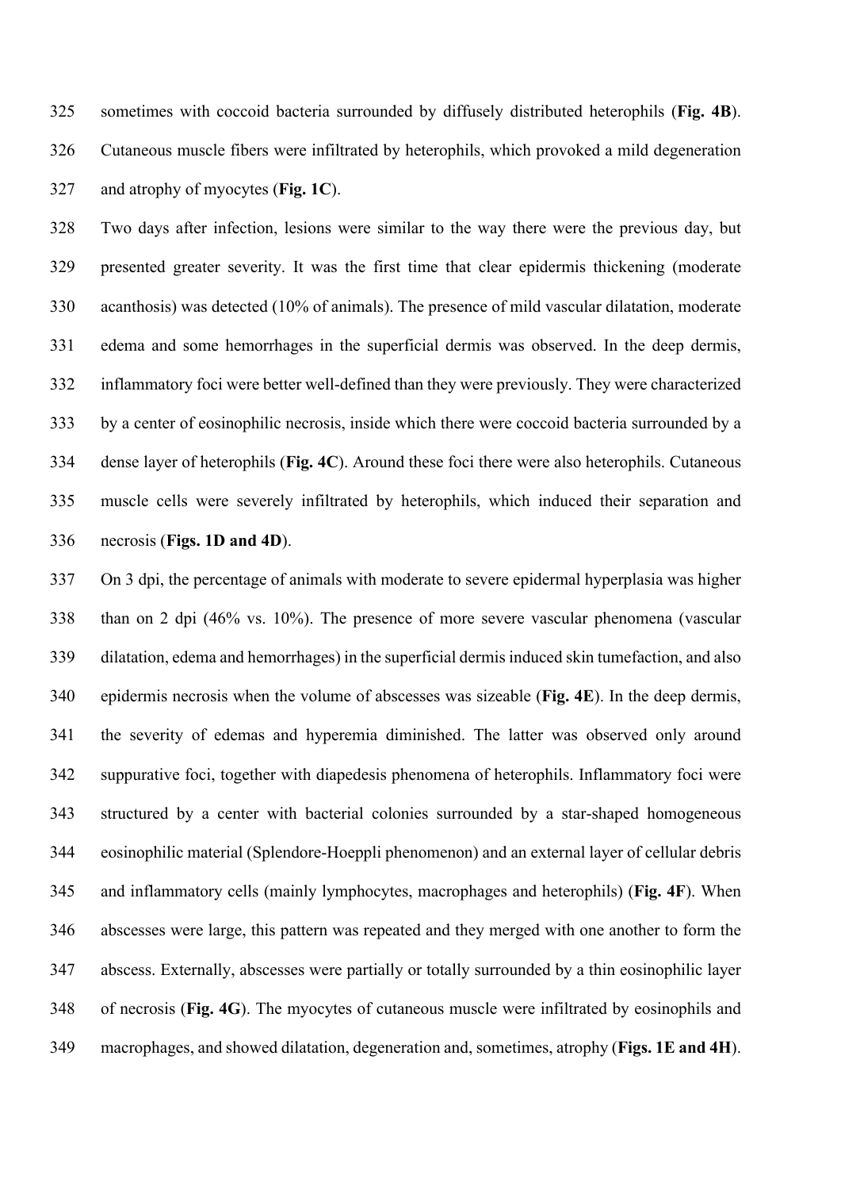sometimes with coccoid bacteria surrounded by diffusely distributed heterophils (**Fig. 4B**). Cutaneous muscle fibers were infiltrated by heterophils, which provoked a mild degeneration and atrophy of myocytes (**Fig. 1C**).

Two days after infection, lesions were similar to the way there were the previous day, but presented greater severity. It was the first time that clear epidermis thickening (moderate acanthosis) was detected (10% of animals). The presence of mild vascular dilatation, moderate edema and some hemorrhages in the superficial dermis was observed. In the deep dermis, inflammatory foci were better well-defined than they were previously. They were characterized by a center of eosinophilic necrosis, inside which there were coccoid bacteria surrounded by a dense layer of heterophils (**Fig. 4C**). Around these foci there were also heterophils. Cutaneous muscle cells were severely infiltrated by heterophils, which induced their separation and necrosis (**Figs. 1D and 4D**).

On 3 dpi, the percentage of animals with moderate to severe epidermal hyperplasia was higher than on 2 dpi (46% vs. 10%). The presence of more severe vascular phenomena (vascular dilatation, edema and hemorrhages) in the superficial dermis induced skin tumefaction, and also epidermis necrosis when the volume of abscesses was sizeable (**Fig. 4E**). In the deep dermis, the severity of edemas and hyperemia diminished. The latter was observed only around suppurative foci, together with diapedesis phenomena of heterophils. Inflammatory foci were structured by a center with bacterial colonies surrounded by a star-shaped homogeneous eosinophilic material (Splendore-Hoeppli phenomenon) and an external layer of cellular debris and inflammatory cells (mainly lymphocytes, macrophages and heterophils) (**Fig. 4F**). When abscesses were large, this pattern was repeated and they merged with one another to form the abscess. Externally, abscesses were partially or totally surrounded by a thin eosinophilic layer of necrosis (**Fig. 4G**). The myocytes of cutaneous muscle were infiltrated by eosinophils and macrophages, and showed dilatation, degeneration and, sometimes, atrophy (**Figs. 1E and 4H**).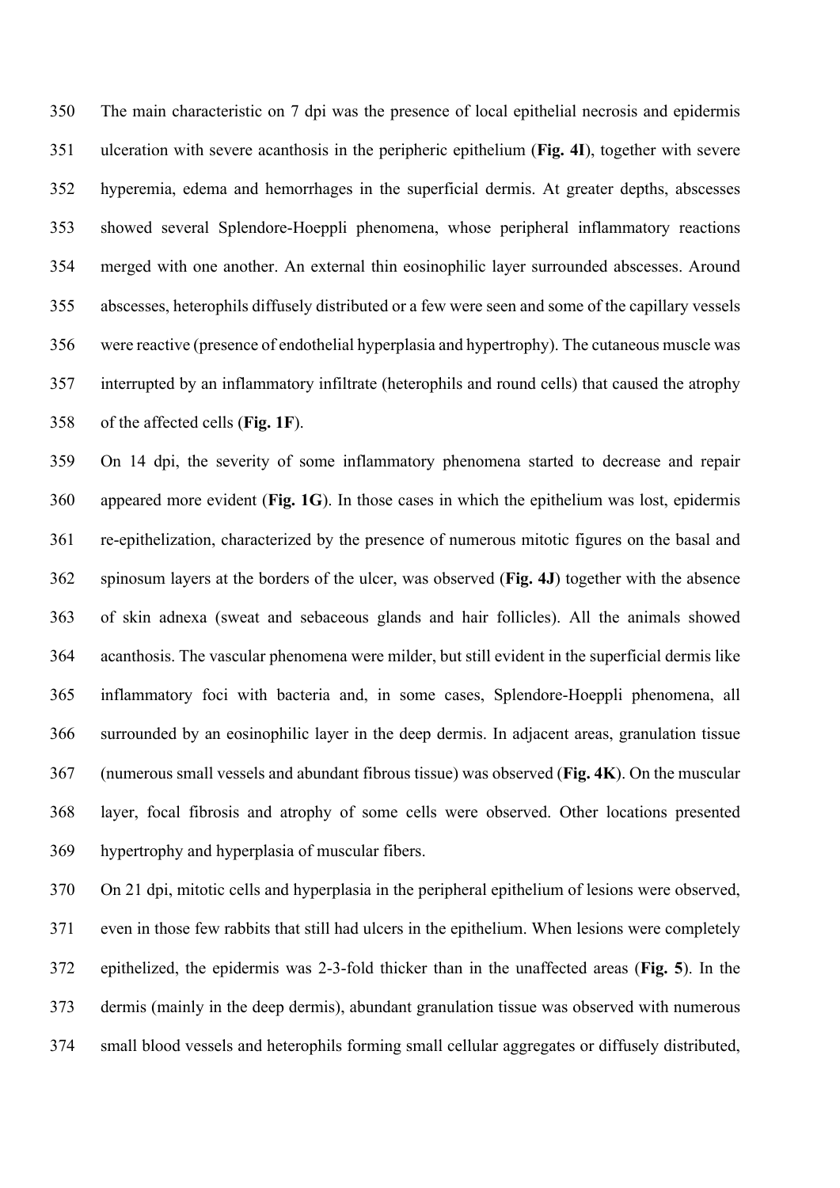The main characteristic on 7 dpi was the presence of local epithelial necrosis and epidermis ulceration with severe acanthosis in the peripheric epithelium (**Fig. 4I**), together with severe hyperemia, edema and hemorrhages in the superficial dermis. At greater depths, abscesses showed several Splendore-Hoeppli phenomena, whose peripheral inflammatory reactions merged with one another. An external thin eosinophilic layer surrounded abscesses. Around abscesses, heterophils diffusely distributed or a few were seen and some of the capillary vessels were reactive (presence of endothelial hyperplasia and hypertrophy). The cutaneous muscle was interrupted by an inflammatory infiltrate (heterophils and round cells) that caused the atrophy of the affected cells (**Fig. 1F**).

On 14 dpi, the severity of some inflammatory phenomena started to decrease and repair appeared more evident (**Fig. 1G**). In those cases in which the epithelium was lost, epidermis re-epithelization, characterized by the presence of numerous mitotic figures on the basal and spinosum layers at the borders of the ulcer, was observed (**Fig. 4J**) together with the absence of skin adnexa (sweat and sebaceous glands and hair follicles). All the animals showed acanthosis. The vascular phenomena were milder, but still evident in the superficial dermis like inflammatory foci with bacteria and, in some cases, Splendore-Hoeppli phenomena, all surrounded by an eosinophilic layer in the deep dermis. In adjacent areas, granulation tissue (numerous small vessels and abundant fibrous tissue) was observed (**Fig. 4K**). On the muscular layer, focal fibrosis and atrophy of some cells were observed. Other locations presented hypertrophy and hyperplasia of muscular fibers.

On 21 dpi, mitotic cells and hyperplasia in the peripheral epithelium of lesions were observed, even in those few rabbits that still had ulcers in the epithelium. When lesions were completely epithelized, the epidermis was 2-3-fold thicker than in the unaffected areas (**Fig. 5**). In the dermis (mainly in the deep dermis), abundant granulation tissue was observed with numerous small blood vessels and heterophils forming small cellular aggregates or diffusely distributed,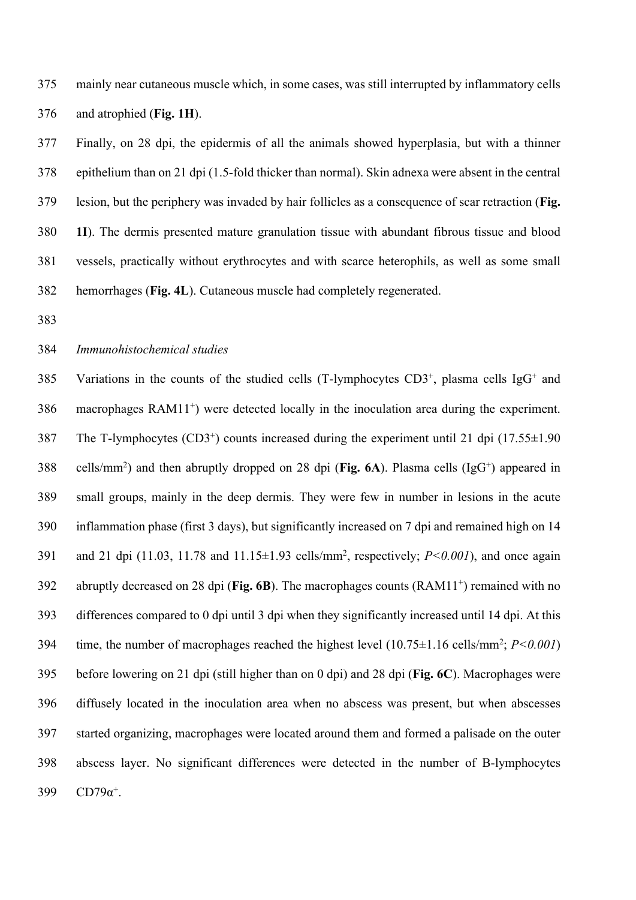mainly near cutaneous muscle which, in some cases, was still interrupted by inflammatory cells and atrophied (**Fig. 1H**).

Finally, on 28 dpi, the epidermis of all the animals showed hyperplasia, but with a thinner epithelium than on 21 dpi (1.5-fold thicker than normal). Skin adnexa were absent in the central lesion, but the periphery was invaded by hair follicles as a consequence of scar retraction (**Fig. 1I**). The dermis presented mature granulation tissue with abundant fibrous tissue and blood vessels, practically without erythrocytes and with scarce heterophils, as well as some small hemorrhages (**Fig. 4L**). Cutaneous muscle had completely regenerated.

*Immunohistochemical studies*

Variations in the counts of the studied cells (T-lymphocytes CD3$^+$, plasma cells IgG$^+$ and macrophages RAM11$^+$) were detected locally in the inoculation area during the experiment. The T-lymphocytes (CD3$^+$) counts increased during the experiment until 21 dpi (17.55±1.90 cells/mm$^2$) and then abruptly dropped on 28 dpi (**Fig. 6A**). Plasma cells (IgG$^+$) appeared in small groups, mainly in the deep dermis. They were few in number in lesions in the acute inflammation phase (first 3 days), but significantly increased on 7 dpi and remained high on 14 and 21 dpi (11.03, 11.78 and 11.15±1.93 cells/mm$^2$, respectively; $P<0.001$), and once again abruptly decreased on 28 dpi (**Fig. 6B**). The macrophages counts (RAM11$^+$) remained with no differences compared to 0 dpi until 3 dpi when they significantly increased until 14 dpi. At this time, the number of macrophages reached the highest level (10.75±1.16 cells/mm$^2$; $P<0.001$) before lowering on 21 dpi (still higher than on 0 dpi) and 28 dpi (**Fig. 6C**). Macrophages were diffusely located in the inoculation area when no abscess was present, but when abscesses started organizing, macrophages were located around them and formed a palisade on the outer abscess layer. No significant differences were detected in the number of B-lymphocytes CD79α$^+$.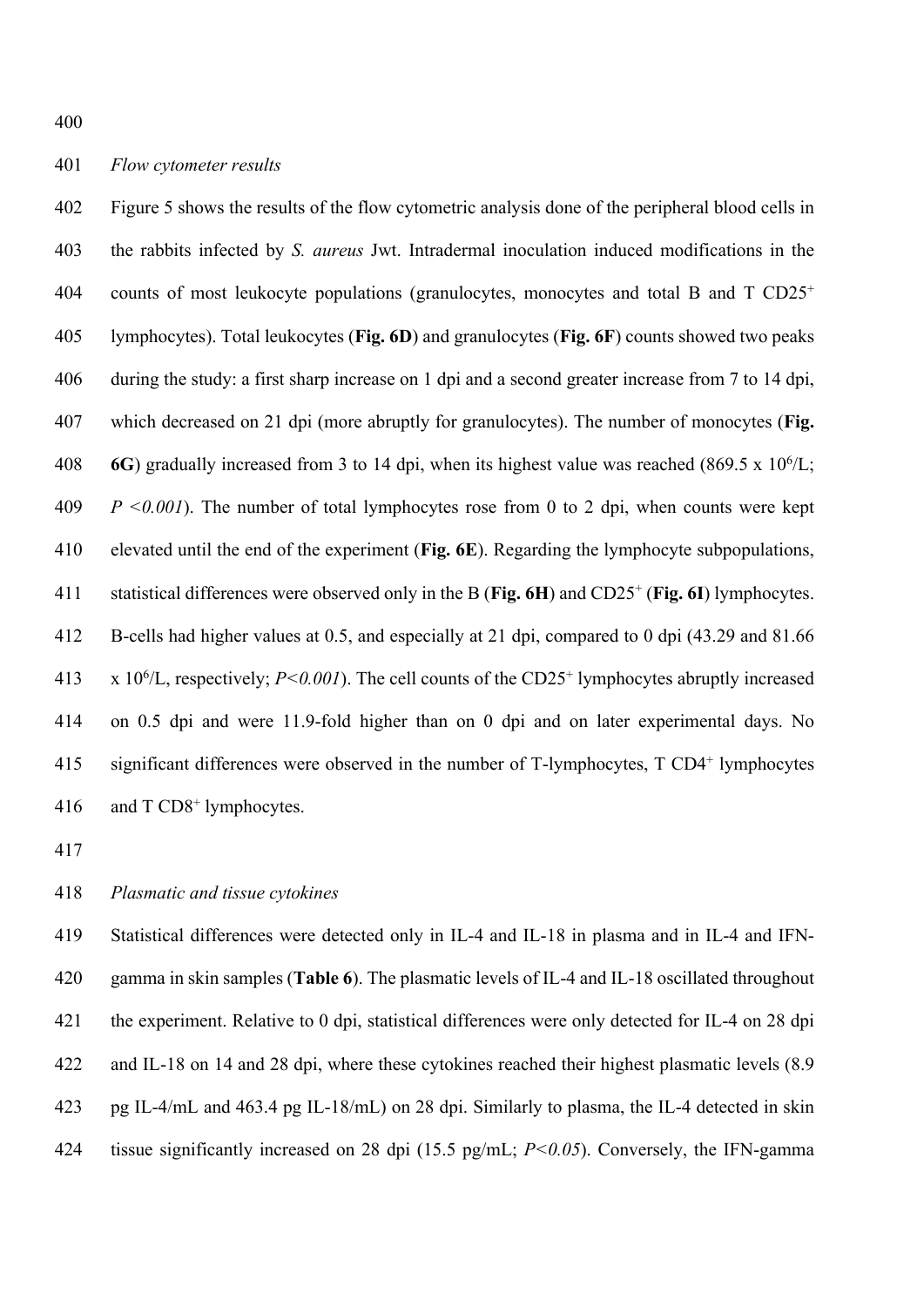*Flow cytometer results*

Figure 5 shows the results of the flow cytometric analysis done of the peripheral blood cells in the rabbits infected by *S. aureus* Jwt. Intradermal inoculation induced modifications in the counts of most leukocyte populations (granulocytes, monocytes and total B and T $CD25^+$ lymphocytes). Total leukocytes (**Fig. 6D**) and granulocytes (**Fig. 6F**) counts showed two peaks during the study: a first sharp increase on 1 dpi and a second greater increase from 7 to 14 dpi, which decreased on 21 dpi (more abruptly for granulocytes). The number of monocytes (**Fig. 6G**) gradually increased from 3 to 14 dpi, when its highest value was reached (869.5 x $10^6$/L; *P <0.001*). The number of total lymphocytes rose from 0 to 2 dpi, when counts were kept elevated until the end of the experiment (**Fig. 6E**). Regarding the lymphocyte subpopulations, statistical differences were observed only in the B (**Fig. 6H**) and $CD25^+$ (**Fig. 6I**) lymphocytes. B-cells had higher values at 0.5, and especially at 21 dpi, compared to 0 dpi (43.29 and 81.66 x $10^6$/L, respectively; *P<0.001*). The cell counts of the $CD25^+$ lymphocytes abruptly increased on 0.5 dpi and were 11.9-fold higher than on 0 dpi and on later experimental days. No significant differences were observed in the number of T-lymphocytes, T $CD4^+$ lymphocytes and T $CD8^+$ lymphocytes.

*Plasmatic and tissue cytokines*

Statistical differences were detected only in IL-4 and IL-18 in plasma and in IL-4 and IFN-gamma in skin samples (**Table 6**). The plasmatic levels of IL-4 and IL-18 oscillated throughout the experiment. Relative to 0 dpi, statistical differences were only detected for IL-4 on 28 dpi and IL-18 on 14 and 28 dpi, where these cytokines reached their highest plasmatic levels (8.9 pg IL-4/mL and 463.4 pg IL-18/mL) on 28 dpi. Similarly to plasma, the IL-4 detected in skin tissue significantly increased on 28 dpi (15.5 pg/mL; *P<0.05*). Conversely, the IFN-gamma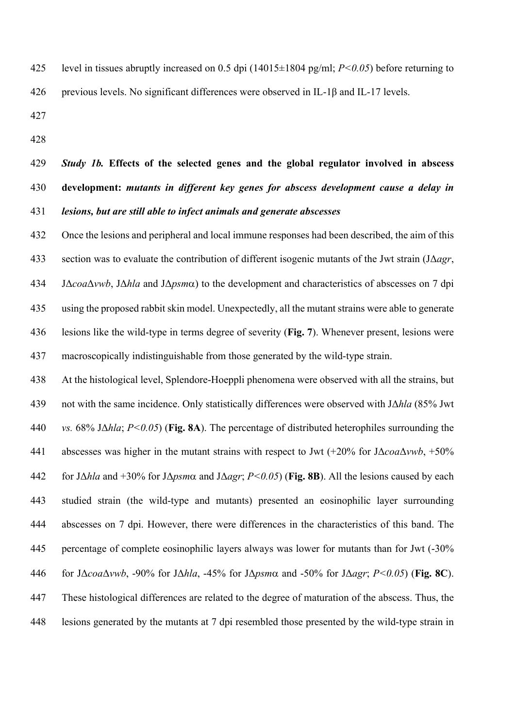level in tissues abruptly increased on 0.5 dpi (14015±1804 pg/ml; *P<0.05*) before returning to previous levels. No significant differences were observed in IL-1β and IL-17 levels.

***Study 1b.*** **Effects of the selected genes and the global regulator involved in abscess development:** ***mutants in different key genes for abscess development cause a delay in lesions, but are still able to infect animals and generate abscesses***

Once the lesions and peripheral and local immune responses had been described, the aim of this section was to evaluate the contribution of different isogenic mutants of the Jwt strain (JΔ*agr*, JΔ*coa*Δ*vwb*, JΔ*hla* and JΔ*psm*α) to the development and characteristics of abscesses on 7 dpi using the proposed rabbit skin model. Unexpectedly, all the mutant strains were able to generate lesions like the wild-type in terms degree of severity (**Fig. 7**). Whenever present, lesions were macroscopically indistinguishable from those generated by the wild-type strain.

At the histological level, Splendore-Hoeppli phenomena were observed with all the strains, but not with the same incidence. Only statistically differences were observed with JΔ*hla* (85% Jwt *vs.* 68% JΔ*hla*; *P<0.05*) (**Fig. 8A**). The percentage of distributed heterophiles surrounding the abscesses was higher in the mutant strains with respect to Jwt (+20% for JΔ*coa*Δ*vwb*, +50% for JΔ*hla* and +30% for JΔ*psm*α and JΔ*agr*; *P<0.05*) (**Fig. 8B**). All the lesions caused by each studied strain (the wild-type and mutants) presented an eosinophilic layer surrounding abscesses on 7 dpi. However, there were differences in the characteristics of this band. The percentage of complete eosinophilic layers always was lower for mutants than for Jwt (-30% for JΔ*coa*Δ*vwb*, -90% for JΔ*hla*, -45% for JΔ*psm*α and -50% for JΔ*agr*; *P<0.05*) (**Fig. 8C**). These histological differences are related to the degree of maturation of the abscess. Thus, the lesions generated by the mutants at 7 dpi resembled those presented by the wild-type strain in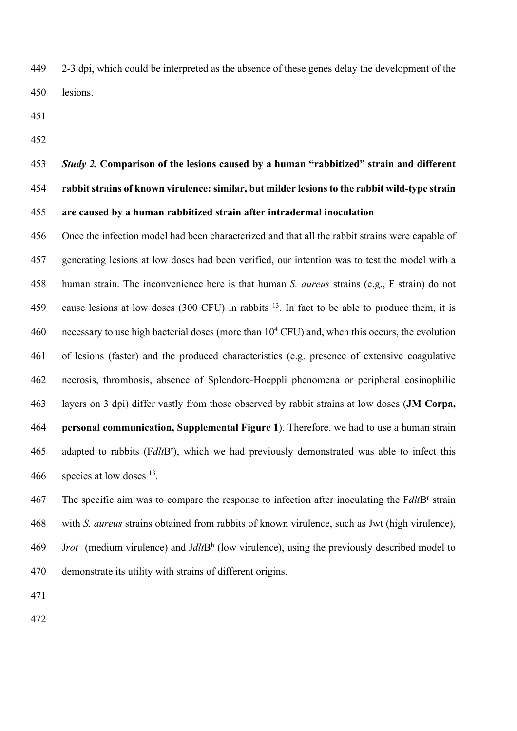2-3 dpi, which could be interpreted as the absence of these genes delay the development of the lesions.

***Study 2.* Comparison of the lesions caused by a human "rabbitized" strain and different rabbit strains of known virulence: similar, but milder lesions to the rabbit wild-type strain are caused by a human rabbitized strain after intradermal inoculation**

Once the infection model had been characterized and that all the rabbit strains were capable of generating lesions at low doses had been verified, our intention was to test the model with a human strain. The inconvenience here is that human *S. aureus* strains (e.g., F strain) do not cause lesions at low doses (300 CFU) in rabbits [13]. In fact to be able to produce them, it is necessary to use high bacterial doses (more than $10^4$ CFU) and, when this occurs, the evolution of lesions (faster) and the produced characteristics (e.g. presence of extensive coagulative necrosis, thrombosis, absence of Splendore-Hoeppli phenomena or peripheral eosinophilic layers on 3 dpi) differ vastly from those observed by rabbit strains at low doses (**JM Corpa, personal communication, Supplemental Figure 1**). Therefore, we had to use a human strain adapted to rabbits (F*dlt*B$^r$), which we had previously demonstrated was able to infect this species at low doses [13].

The specific aim was to compare the response to infection after inoculating the F*dlt*B$^r$ strain with *S. aureus* strains obtained from rabbits of known virulence, such as Jwt (high virulence), J*rot*$^+$ (medium virulence) and J*dlt*B$^h$ (low virulence), using the previously described model to demonstrate its utility with strains of different origins.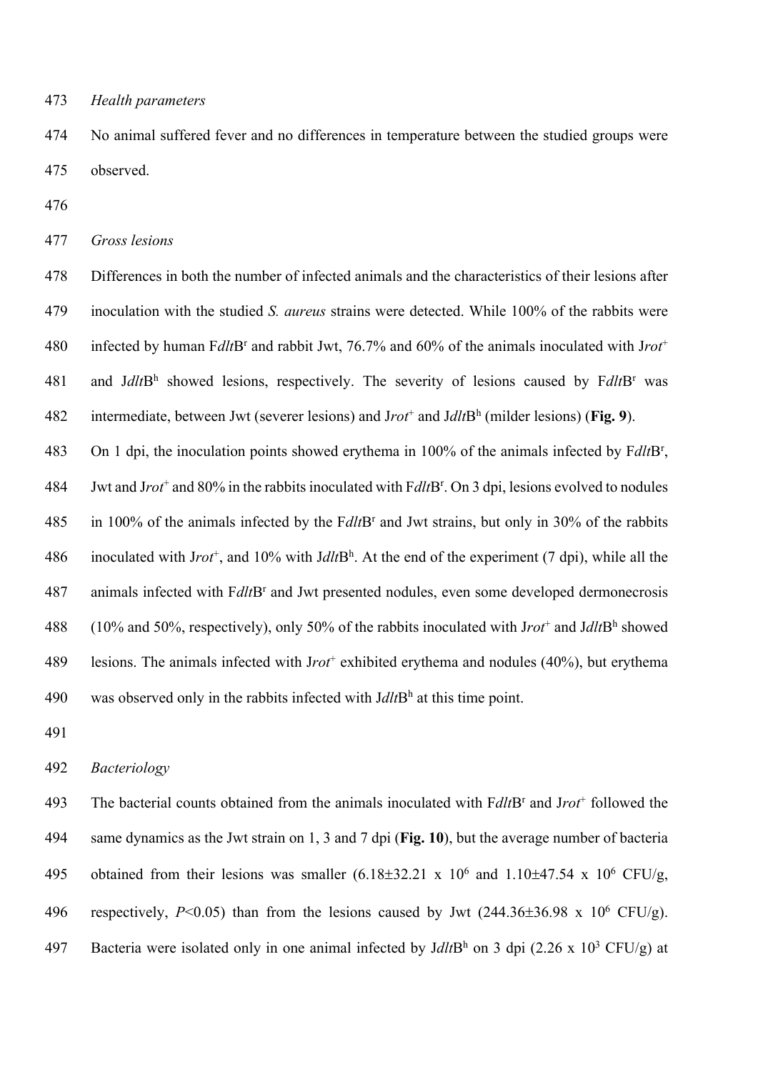*Health parameters*

No animal suffered fever and no differences in temperature between the studied groups were observed.

*Gross lesions*

Differences in both the number of infected animals and the characteristics of their lesions after inoculation with the studied *S. aureus* strains were detected. While 100% of the rabbits were infected by human F*dlt*B$^r$ and rabbit Jwt, 76.7% and 60% of the animals inoculated with J*rot*$^+$ and J*dlt*B$^h$ showed lesions, respectively. The severity of lesions caused by F*dlt*B$^r$ was intermediate, between Jwt (severer lesions) and J*rot*$^+$ and J*dlt*B$^h$ (milder lesions) (**Fig. 9**).

On 1 dpi, the inoculation points showed erythema in 100% of the animals infected by F*dlt*B$^r$, Jwt and J*rot*$^+$ and 80% in the rabbits inoculated with F*dlt*B$^r$. On 3 dpi, lesions evolved to nodules in 100% of the animals infected by the F*dlt*B$^r$ and Jwt strains, but only in 30% of the rabbits inoculated with J*rot*$^+$, and 10% with J*dlt*B$^h$. At the end of the experiment (7 dpi), while all the animals infected with F*dlt*B$^r$ and Jwt presented nodules, even some developed dermonecrosis (10% and 50%, respectively), only 50% of the rabbits inoculated with J*rot*$^+$ and J*dlt*B$^h$ showed lesions. The animals infected with J*rot*$^+$ exhibited erythema and nodules (40%), but erythema was observed only in the rabbits infected with J*dlt*B$^h$ at this time point.

*Bacteriology*

The bacterial counts obtained from the animals inoculated with F*dlt*B$^r$ and J*rot*$^+$ followed the same dynamics as the Jwt strain on 1, 3 and 7 dpi (**Fig. 10**), but the average number of bacteria obtained from their lesions was smaller ($6.18 \pm 32.21 \times 10^6$ and $1.10 \pm 47.54 \times 10^6$ CFU/g, respectively, $P<0.05$) than from the lesions caused by Jwt ($244.36 \pm 36.98 \times 10^6$ CFU/g). Bacteria were isolated only in one animal infected by J*dlt*B$^h$ on 3 dpi ($2.26 \times 10^3$ CFU/g) at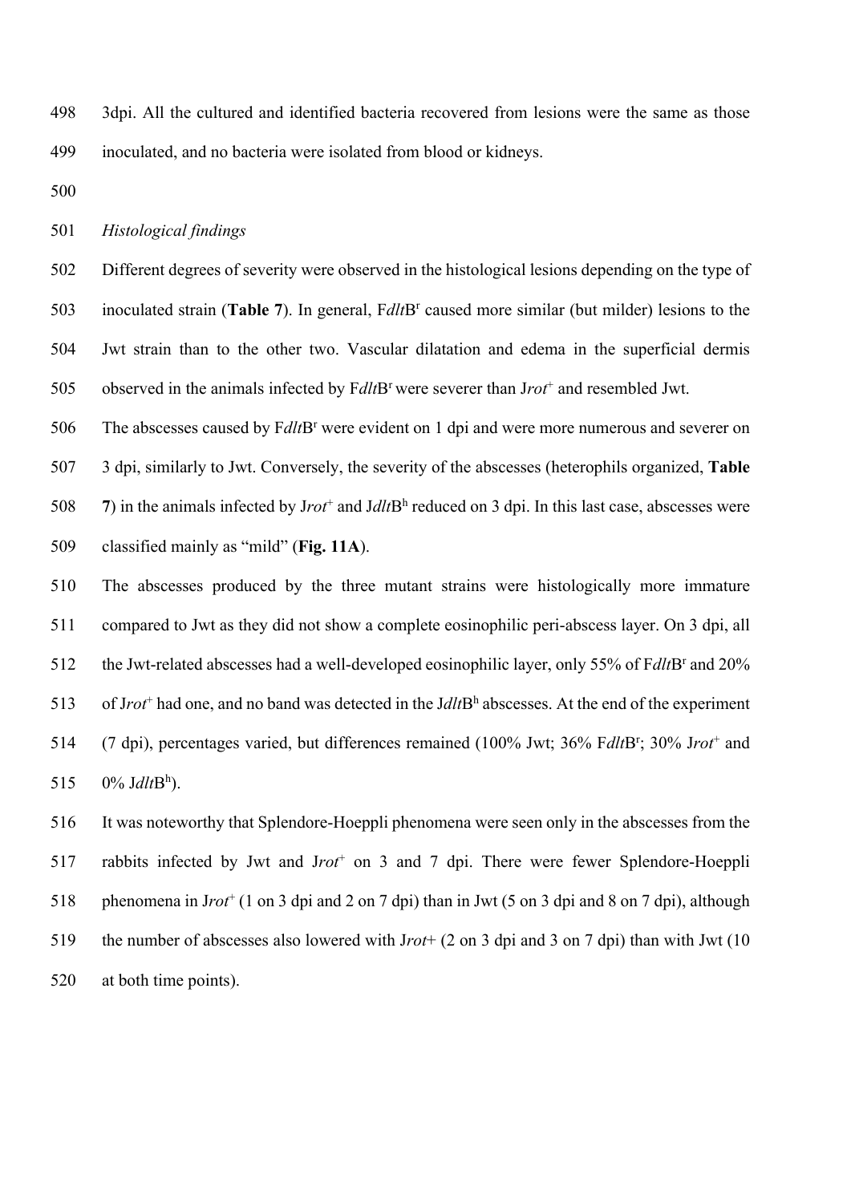3dpi. All the cultured and identified bacteria recovered from lesions were the same as those inoculated, and no bacteria were isolated from blood or kidneys.

*Histological findings*

Different degrees of severity were observed in the histological lesions depending on the type of inoculated strain (**Table 7**). In general, F*dlt*B$^r$ caused more similar (but milder) lesions to the Jwt strain than to the other two. Vascular dilatation and edema in the superficial dermis observed in the animals infected by F*dlt*B$^r$ were severer than J*rot*$^+$ and resembled Jwt.

The abscesses caused by F*dlt*B$^r$ were evident on 1 dpi and were more numerous and severer on 3 dpi, similarly to Jwt. Conversely, the severity of the abscesses (heterophils organized, **Table 7**) in the animals infected by J*rot*$^+$ and J*dlt*B$^h$ reduced on 3 dpi. In this last case, abscesses were classified mainly as "mild" (**Fig. 11A**).

The abscesses produced by the three mutant strains were histologically more immature compared to Jwt as they did not show a complete eosinophilic peri-abscess layer. On 3 dpi, all the Jwt-related abscesses had a well-developed eosinophilic layer, only 55% of F*dlt*B$^r$ and 20% of J*rot*$^+$ had one, and no band was detected in the J*dlt*B$^h$ abscesses. At the end of the experiment (7 dpi), percentages varied, but differences remained (100% Jwt; 36% F*dlt*B$^r$; 30% J*rot*$^+$ and 0% J*dlt*B$^h$).

It was noteworthy that Splendore-Hoeppli phenomena were seen only in the abscesses from the rabbits infected by Jwt and J*rot*$^+$ on 3 and 7 dpi. There were fewer Splendore-Hoeppli phenomena in J*rot*$^+$ (1 on 3 dpi and 2 on 7 dpi) than in Jwt (5 on 3 dpi and 8 on 7 dpi), although the number of abscesses also lowered with J*rot*+ (2 on 3 dpi and 3 on 7 dpi) than with Jwt (10 at both time points).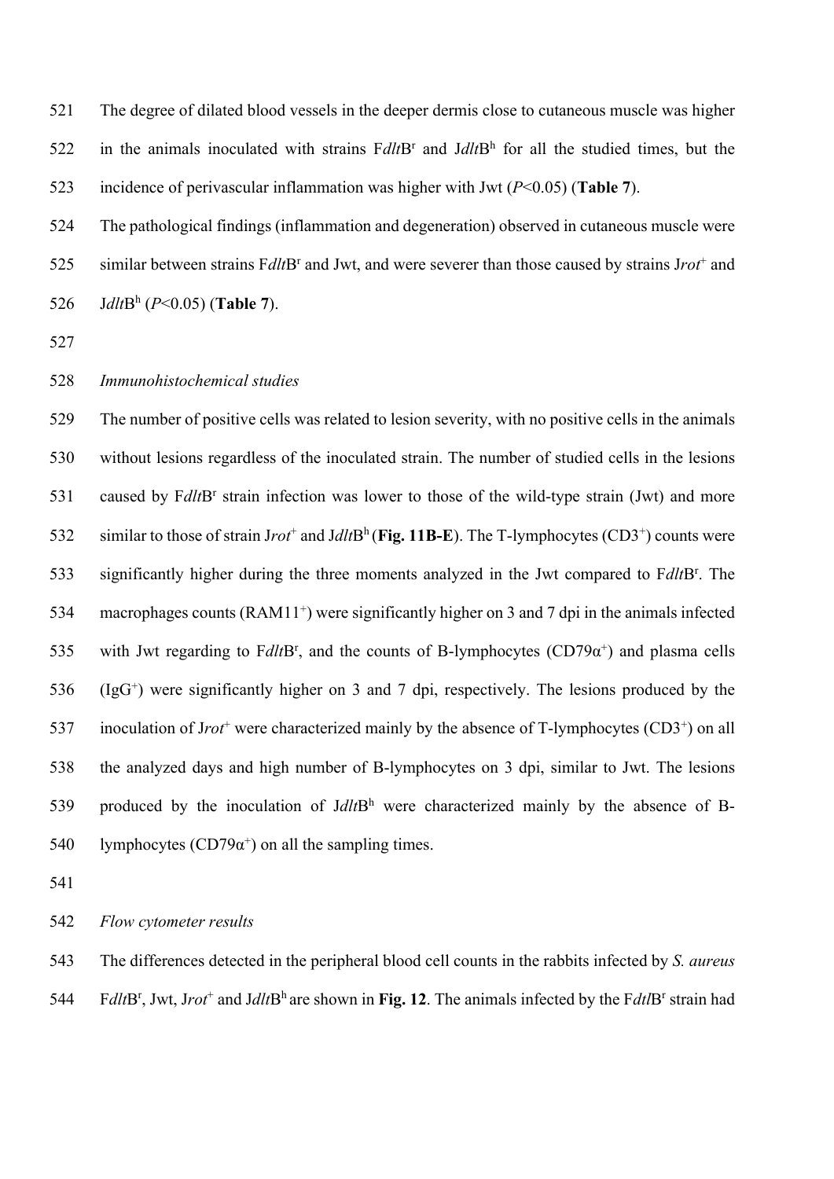The degree of dilated blood vessels in the deeper dermis close to cutaneous muscle was higher in the animals inoculated with strains F*dlt*B$^r$ and J*dlt*B$^h$ for all the studied times, but the incidence of perivascular inflammation was higher with Jwt ($P$<0.05) (**Table 7**).

The pathological findings (inflammation and degeneration) observed in cutaneous muscle were similar between strains F*dlt*B$^r$ and Jwt, and were severer than those caused by strains J*rot*$^+$ and J*dlt*B$^h$ ($P$<0.05) (**Table 7**).

*Immunohistochemical studies*

The number of positive cells was related to lesion severity, with no positive cells in the animals without lesions regardless of the inoculated strain. The number of studied cells in the lesions caused by F*dlt*B$^r$ strain infection was lower to those of the wild-type strain (Jwt) and more similar to those of strain J*rot*$^+$ and J*dlt*B$^h$ (**Fig. 11B-E**). The T-lymphocytes (CD3$^+$) counts were significantly higher during the three moments analyzed in the Jwt compared to F*dlt*B$^r$. The macrophages counts (RAM11$^+$) were significantly higher on 3 and 7 dpi in the animals infected with Jwt regarding to F*dlt*B$^r$, and the counts of B-lymphocytes (CD79$\alpha^+$) and plasma cells (IgG$^+$) were significantly higher on 3 and 7 dpi, respectively. The lesions produced by the inoculation of J*rot*$^+$ were characterized mainly by the absence of T-lymphocytes (CD3$^+$) on all the analyzed days and high number of B-lymphocytes on 3 dpi, similar to Jwt. The lesions produced by the inoculation of J*dlt*B$^h$ were characterized mainly by the absence of B-lymphocytes (CD79$\alpha^+$) on all the sampling times.

*Flow cytometer results*

The differences detected in the peripheral blood cell counts in the rabbits infected by *S. aureus* F*dlt*B$^r$, Jwt, J*rot*$^+$ and J*dlt*B$^h$ are shown in **Fig. 12**. The animals infected by the F*dtl*B$^r$ strain had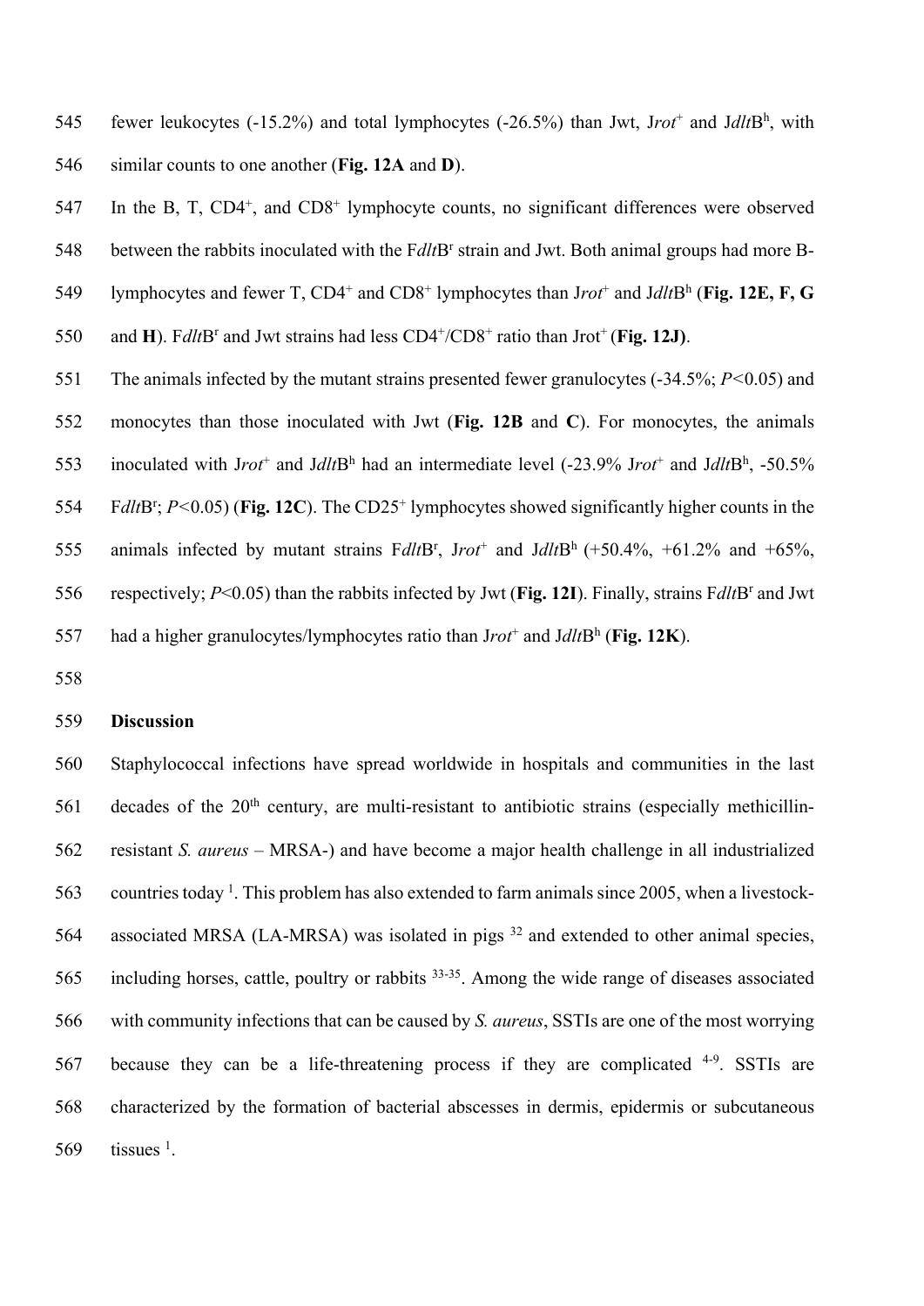fewer leukocytes (-15.2%) and total lymphocytes (-26.5%) than Jwt, J*rot*$^+$ and J*dlt*B$^h$, with similar counts to one another (**Fig. 12A** and **D**).

In the B, T, CD4$^+$, and CD8$^+$ lymphocyte counts, no significant differences were observed between the rabbits inoculated with the F*dlt*B$^r$ strain and Jwt. Both animal groups had more B-lymphocytes and fewer T, CD4$^+$ and CD8$^+$ lymphocytes than J*rot*$^+$ and J*dlt*B$^h$ (**Fig. 12E, F, G** and **H**). F*dlt*B$^r$ and Jwt strains had less CD4$^+$/CD8$^+$ ratio than Jrot$^+$ (**Fig. 12J**).

The animals infected by the mutant strains presented fewer granulocytes (-34.5%; $P<0.05$) and monocytes than those inoculated with Jwt (**Fig. 12B** and **C**). For monocytes, the animals inoculated with J*rot*$^+$ and J*dlt*B$^h$ had an intermediate level (-23.9% J*rot*$^+$ and J*dlt*B$^h$, -50.5% F*dlt*B$^r$; $P<0.05$) (**Fig. 12C**). The CD25$^+$ lymphocytes showed significantly higher counts in the animals infected by mutant strains F*dlt*B$^r$, J*rot*$^+$ and J*dlt*B$^h$ (+50.4%, +61.2% and +65%, respectively; $P<0.05$) than the rabbits infected by Jwt (**Fig. 12I**). Finally, strains F*dlt*B$^r$ and Jwt had a higher granulocytes/lymphocytes ratio than J*rot*$^+$ and J*dlt*B$^h$ (**Fig. 12K**).

## Discussion

Staphylococcal infections have spread worldwide in hospitals and communities in the last decades of the 20$^{th}$ century, are multi-resistant to antibiotic strains (especially methicillin-resistant *S. aureus* – MRSA-) and have become a major health challenge in all industrialized countries today [1]. This problem has also extended to farm animals since 2005, when a livestock-associated MRSA (LA-MRSA) was isolated in pigs [32] and extended to other animal species, including horses, cattle, poultry or rabbits [33-35]. Among the wide range of diseases associated with community infections that can be caused by *S. aureus*, SSTIs are one of the most worrying because they can be a life-threatening process if they are complicated [4-9]. SSTIs are characterized by the formation of bacterial abscesses in dermis, epidermis or subcutaneous tissues [1].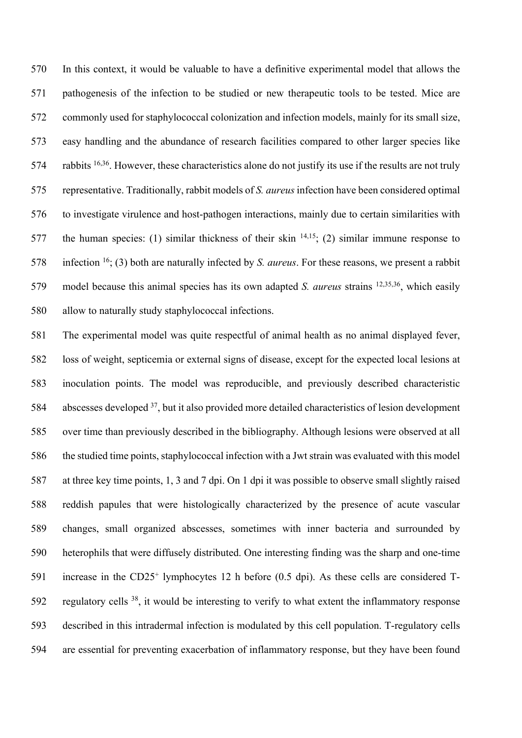In this context, it would be valuable to have a definitive experimental model that allows the pathogenesis of the infection to be studied or new therapeutic tools to be tested. Mice are commonly used for staphylococcal colonization and infection models, mainly for its small size, easy handling and the abundance of research facilities compared to other larger species like rabbits [16,36]. However, these characteristics alone do not justify its use if the results are not truly representative. Traditionally, rabbit models of *S. aureus* infection have been considered optimal to investigate virulence and host-pathogen interactions, mainly due to certain similarities with the human species: (1) similar thickness of their skin [14,15]; (2) similar immune response to infection [16]; (3) both are naturally infected by *S. aureus*. For these reasons, we present a rabbit model because this animal species has its own adapted *S. aureus* strains [12,35,36], which easily allow to naturally study staphylococcal infections.

The experimental model was quite respectful of animal health as no animal displayed fever, loss of weight, septicemia or external signs of disease, except for the expected local lesions at inoculation points. The model was reproducible, and previously described characteristic abscesses developed [37], but it also provided more detailed characteristics of lesion development over time than previously described in the bibliography. Although lesions were observed at all the studied time points, staphylococcal infection with a Jwt strain was evaluated with this model at three key time points, 1, 3 and 7 dpi. On 1 dpi it was possible to observe small slightly raised reddish papules that were histologically characterized by the presence of acute vascular changes, small organized abscesses, sometimes with inner bacteria and surrounded by heterophils that were diffusely distributed. One interesting finding was the sharp and one-time increase in the $CD25^+$ lymphocytes 12 h before (0.5 dpi). As these cells are considered T-regulatory cells [38], it would be interesting to verify to what extent the inflammatory response described in this intradermal infection is modulated by this cell population. T-regulatory cells are essential for preventing exacerbation of inflammatory response, but they have been found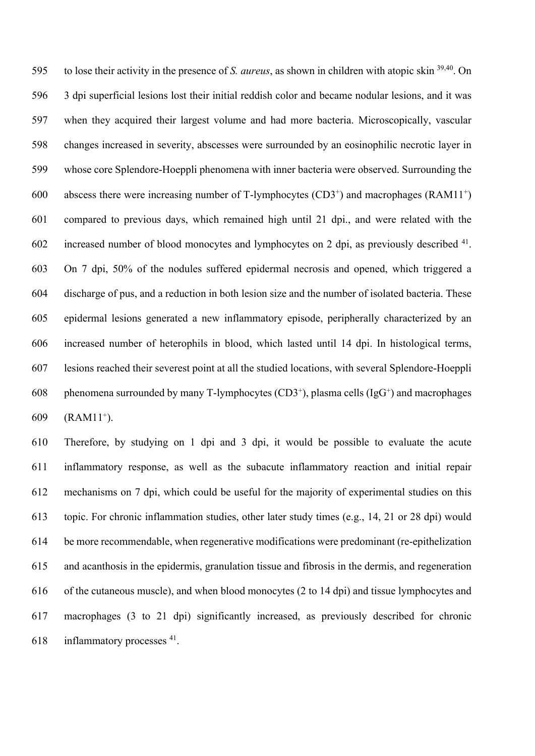to lose their activity in the presence of *S. aureus*, as shown in children with atopic skin [39,40]. On 3 dpi superficial lesions lost their initial reddish color and became nodular lesions, and it was when they acquired their largest volume and had more bacteria. Microscopically, vascular changes increased in severity, abscesses were surrounded by an eosinophilic necrotic layer in whose core Splendore-Hoeppli phenomena with inner bacteria were observed. Surrounding the abscess there were increasing number of T-lymphocytes ($CD3^+$) and macrophages ($RAM11^+$) compared to previous days, which remained high until 21 dpi., and were related with the increased number of blood monocytes and lymphocytes on 2 dpi, as previously described [41]. On 7 dpi, 50% of the nodules suffered epidermal necrosis and opened, which triggered a discharge of pus, and a reduction in both lesion size and the number of isolated bacteria. These epidermal lesions generated a new inflammatory episode, peripherally characterized by an increased number of heterophils in blood, which lasted until 14 dpi. In histological terms, lesions reached their severest point at all the studied locations, with several Splendore-Hoeppli phenomena surrounded by many T-lymphocytes ($CD3^+$), plasma cells ($IgG^+$) and macrophages ($RAM11^+$).

Therefore, by studying on 1 dpi and 3 dpi, it would be possible to evaluate the acute inflammatory response, as well as the subacute inflammatory reaction and initial repair mechanisms on 7 dpi, which could be useful for the majority of experimental studies on this topic. For chronic inflammation studies, other later study times (e.g., 14, 21 or 28 dpi) would be more recommendable, when regenerative modifications were predominant (re-epithelization and acanthosis in the epidermis, granulation tissue and fibrosis in the dermis, and regeneration of the cutaneous muscle), and when blood monocytes (2 to 14 dpi) and tissue lymphocytes and macrophages (3 to 21 dpi) significantly increased, as previously described for chronic inflammatory processes [41].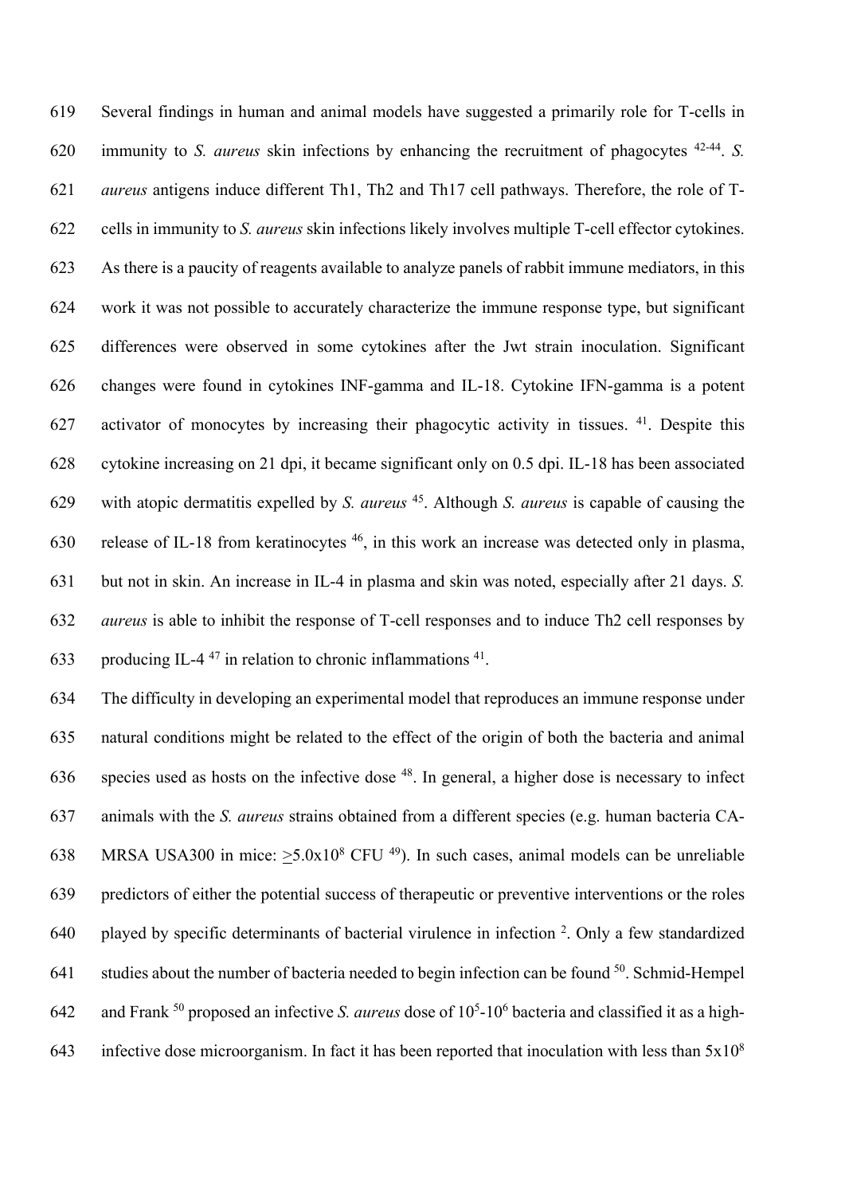Several findings in human and animal models have suggested a primarily role for T-cells in immunity to *S. aureus* skin infections by enhancing the recruitment of phagocytes [42-44]. *S. aureus* antigens induce different Th1, Th2 and Th17 cell pathways. Therefore, the role of T-cells in immunity to *S. aureus* skin infections likely involves multiple T-cell effector cytokines. As there is a paucity of reagents available to analyze panels of rabbit immune mediators, in this work it was not possible to accurately characterize the immune response type, but significant differences were observed in some cytokines after the Jwt strain inoculation. Significant changes were found in cytokines INF-gamma and IL-18. Cytokine IFN-gamma is a potent activator of monocytes by increasing their phagocytic activity in tissues. [41]. Despite this cytokine increasing on 21 dpi, it became significant only on 0.5 dpi. IL-18 has been associated with atopic dermatitis expelled by *S. aureus* [45]. Although *S. aureus* is capable of causing the release of IL-18 from keratinocytes [46], in this work an increase was detected only in plasma, but not in skin. An increase in IL-4 in plasma and skin was noted, especially after 21 days. *S. aureus* is able to inhibit the response of T-cell responses and to induce Th2 cell responses by producing IL-4 [47] in relation to chronic inflammations [41].

The difficulty in developing an experimental model that reproduces an immune response under natural conditions might be related to the effect of the origin of both the bacteria and animal species used as hosts on the infective dose [48]. In general, a higher dose is necessary to infect animals with the *S. aureus* strains obtained from a different species (e.g. human bacteria CA-MRSA USA300 in mice: $\geq 5.0 \times 10^8$ CFU [49]). In such cases, animal models can be unreliable predictors of either the potential success of therapeutic or preventive interventions or the roles played by specific determinants of bacterial virulence in infection [2]. Only a few standardized studies about the number of bacteria needed to begin infection can be found [50]. Schmid-Hempel and Frank [50] proposed an infective *S. aureus* dose of $10^5$-$10^6$ bacteria and classified it as a high-infective dose microorganism. In fact it has been reported that inoculation with less than $5 \times 10^8$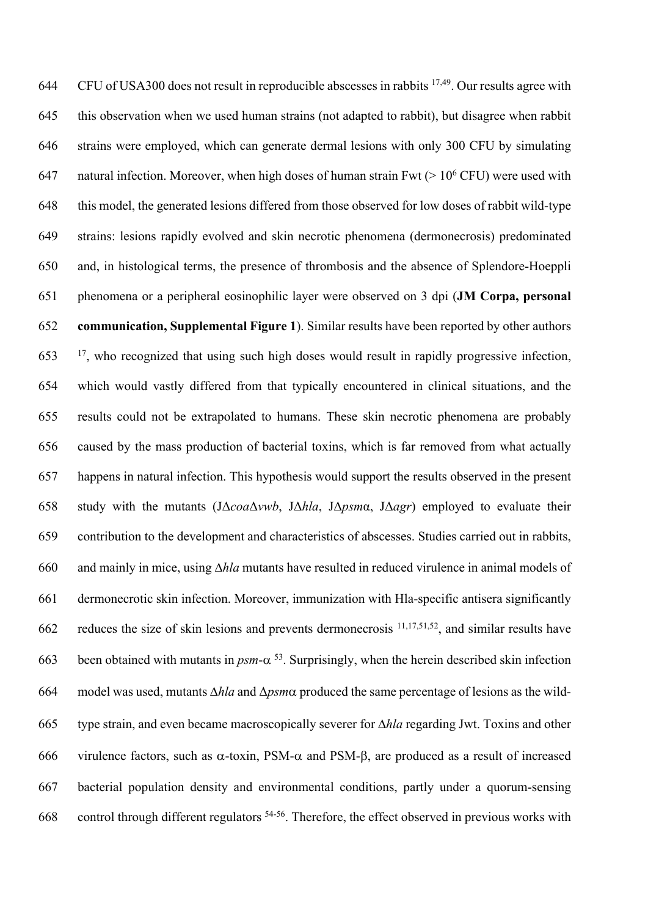CFU of USA300 does not result in reproducible abscesses in rabbits [17,49]. Our results agree with this observation when we used human strains (not adapted to rabbit), but disagree when rabbit strains were employed, which can generate dermal lesions with only 300 CFU by simulating natural infection. Moreover, when high doses of human strain Fwt (> $10^6$ CFU) were used with this model, the generated lesions differed from those observed for low doses of rabbit wild-type strains: lesions rapidly evolved and skin necrotic phenomena (dermonecrosis) predominated and, in histological terms, the presence of thrombosis and the absence of Splendore-Hoeppli phenomena or a peripheral eosinophilic layer were observed on 3 dpi (**JM Corpa, personal communication, Supplemental Figure 1**). Similar results have been reported by other authors [17], who recognized that using such high doses would result in rapidly progressive infection, which would vastly differed from that typically encountered in clinical situations, and the results could not be extrapolated to humans. These skin necrotic phenomena are probably caused by the mass production of bacterial toxins, which is far removed from what actually happens in natural infection. This hypothesis would support the results observed in the present study with the mutants (JΔ*coa*Δ*vwb*, JΔ*hla*, JΔ*psm*α, JΔ*agr*) employed to evaluate their contribution to the development and characteristics of abscesses. Studies carried out in rabbits, and mainly in mice, using Δ*hla* mutants have resulted in reduced virulence in animal models of dermonecrotic skin infection. Moreover, immunization with Hla-specific antisera significantly reduces the size of skin lesions and prevents dermonecrosis [11,17,51,52], and similar results have been obtained with mutants in *psm*-α [53]. Surprisingly, when the herein described skin infection model was used, mutants Δ*hla* and Δ*psm*α produced the same percentage of lesions as the wild-type strain, and even became macroscopically severer for Δ*hla* regarding Jwt. Toxins and other virulence factors, such as α-toxin, PSM-α and PSM-β, are produced as a result of increased bacterial population density and environmental conditions, partly under a quorum-sensing control through different regulators [54-56]. Therefore, the effect observed in previous works with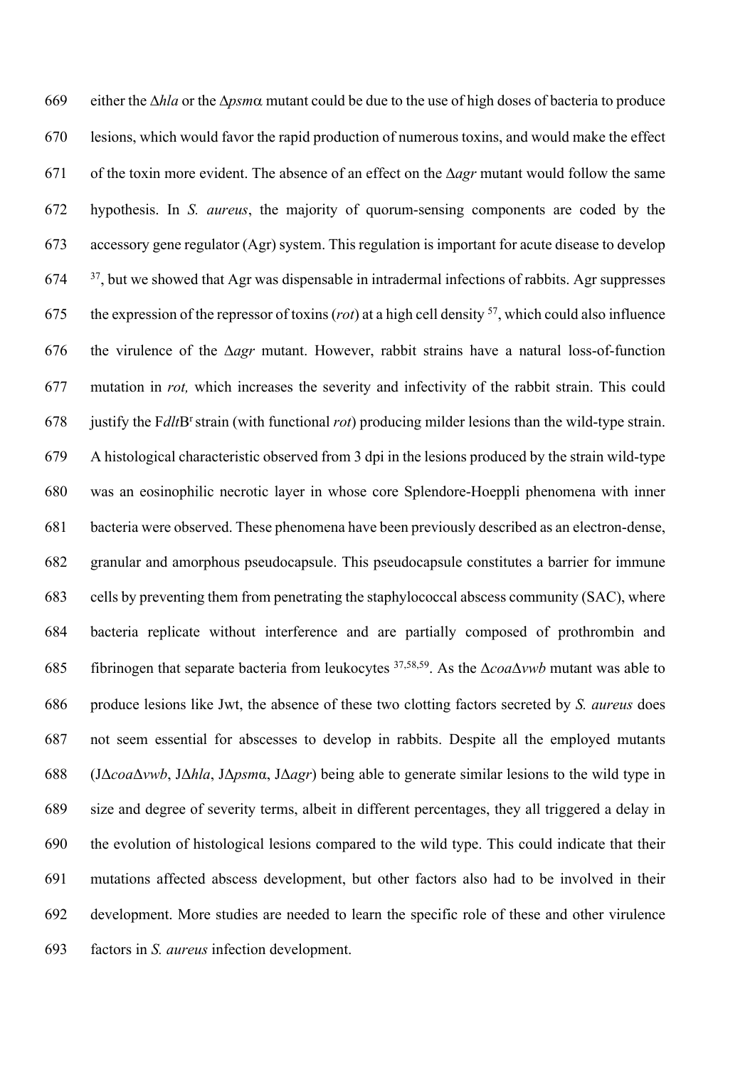either the Δ*hla* or the Δ*psm*α mutant could be due to the use of high doses of bacteria to produce lesions, which would favor the rapid production of numerous toxins, and would make the effect of the toxin more evident. The absence of an effect on the Δ*agr* mutant would follow the same hypothesis. In *S. aureus*, the majority of quorum-sensing components are coded by the accessory gene regulator (Agr) system. This regulation is important for acute disease to develop [37], but we showed that Agr was dispensable in intradermal infections of rabbits. Agr suppresses the expression of the repressor of toxins (*rot*) at a high cell density [57], which could also influence the virulence of the Δ*agr* mutant. However, rabbit strains have a natural loss-of-function mutation in *rot,* which increases the severity and infectivity of the rabbit strain. This could justify the F*dlt*B$^r$ strain (with functional *rot*) producing milder lesions than the wild-type strain. A histological characteristic observed from 3 dpi in the lesions produced by the strain wild-type was an eosinophilic necrotic layer in whose core Splendore-Hoeppli phenomena with inner bacteria were observed. These phenomena have been previously described as an electron-dense, granular and amorphous pseudocapsule. This pseudocapsule constitutes a barrier for immune cells by preventing them from penetrating the staphylococcal abscess community (SAC), where bacteria replicate without interference and are partially composed of prothrombin and fibrinogen that separate bacteria from leukocytes [37,58,59]. As the Δ*coa*Δ*vwb* mutant was able to produce lesions like Jwt, the absence of these two clotting factors secreted by *S. aureus* does not seem essential for abscesses to develop in rabbits. Despite all the employed mutants (JΔ*coa*Δ*vwb*, JΔ*hla*, JΔ*psm*α, JΔ*agr*) being able to generate similar lesions to the wild type in size and degree of severity terms, albeit in different percentages, they all triggered a delay in the evolution of histological lesions compared to the wild type. This could indicate that their mutations affected abscess development, but other factors also had to be involved in their development. More studies are needed to learn the specific role of these and other virulence factors in *S. aureus* infection development.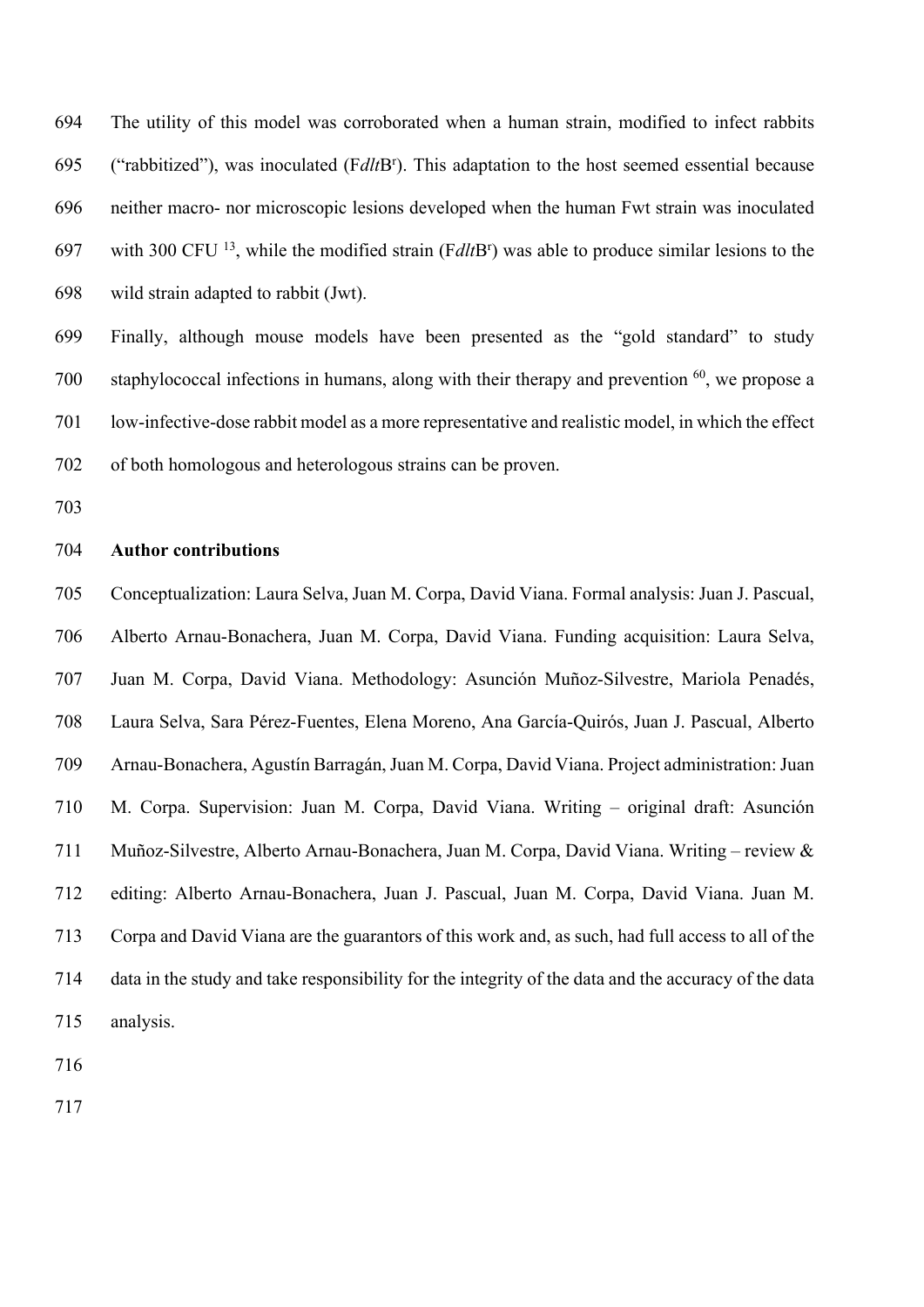The utility of this model was corroborated when a human strain, modified to infect rabbits ("rabbitized"), was inoculated (F*dlt*B$^r$). This adaptation to the host seemed essential because neither macro- nor microscopic lesions developed when the human Fwt strain was inoculated with 300 CFU [13], while the modified strain (F*dlt*B$^r$) was able to produce similar lesions to the wild strain adapted to rabbit (Jwt).

Finally, although mouse models have been presented as the "gold standard" to study staphylococcal infections in humans, along with their therapy and prevention [60], we propose a low-infective-dose rabbit model as a more representative and realistic model, in which the effect of both homologous and heterologous strains can be proven.

**Author contributions**

Conceptualization: Laura Selva, Juan M. Corpa, David Viana. Formal analysis: Juan J. Pascual, Alberto Arnau-Bonachera, Juan M. Corpa, David Viana. Funding acquisition: Laura Selva, Juan M. Corpa, David Viana. Methodology: Asunción Muñoz-Silvestre, Mariola Penadés, Laura Selva, Sara Pérez-Fuentes, Elena Moreno, Ana García-Quirós, Juan J. Pascual, Alberto Arnau-Bonachera, Agustín Barragán, Juan M. Corpa, David Viana. Project administration: Juan M. Corpa. Supervision: Juan M. Corpa, David Viana. Writing – original draft: Asunción Muñoz-Silvestre, Alberto Arnau-Bonachera, Juan M. Corpa, David Viana. Writing – review & editing: Alberto Arnau-Bonachera, Juan J. Pascual, Juan M. Corpa, David Viana. Juan M. Corpa and David Viana are the guarantors of this work and, as such, had full access to all of the data in the study and take responsibility for the integrity of the data and the accuracy of the data analysis.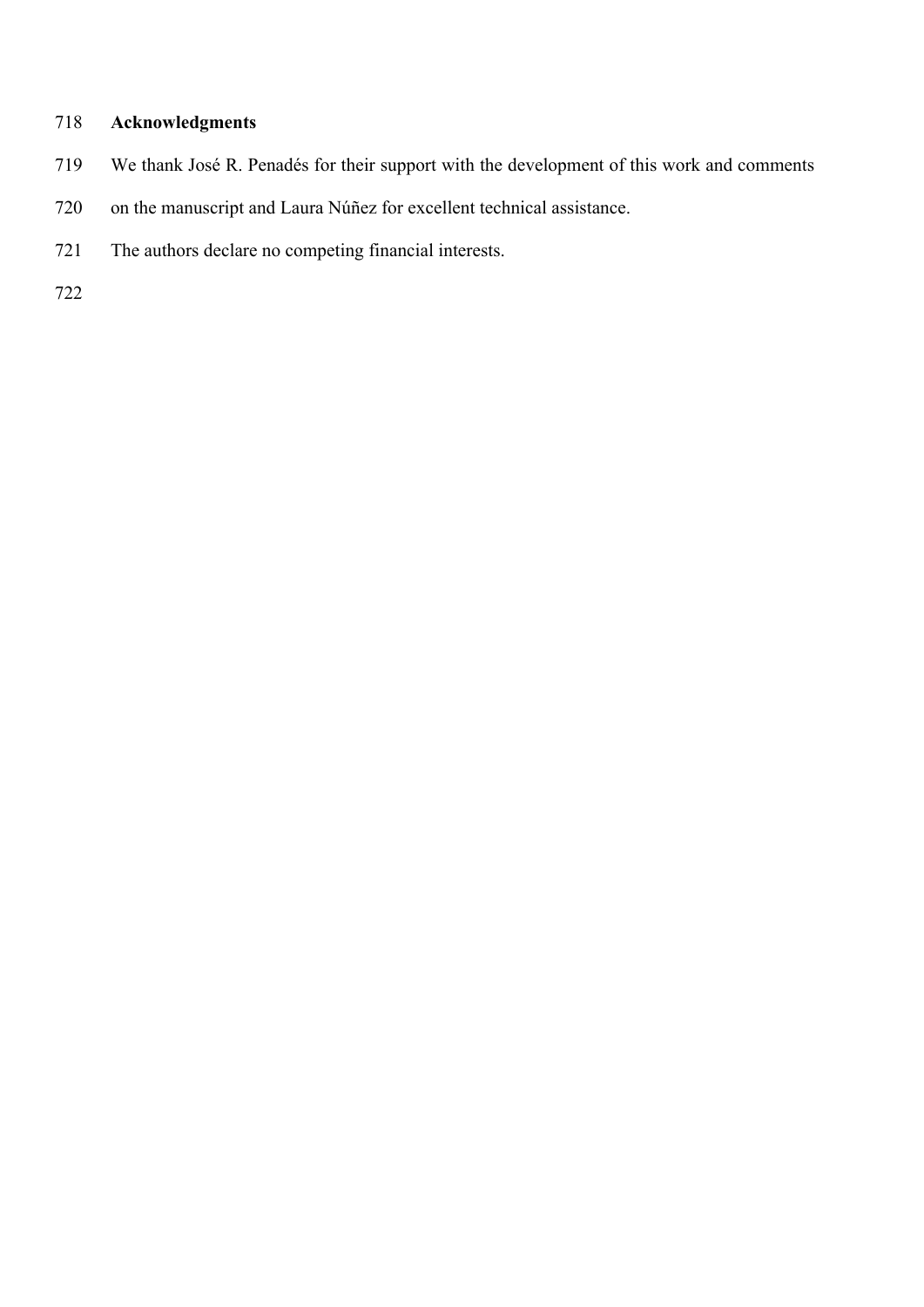## Acknowledgments

We thank José R. Penadés for their support with the development of this work and comments on the manuscript and Laura Núñez for excellent technical assistance.

The authors declare no competing financial interests.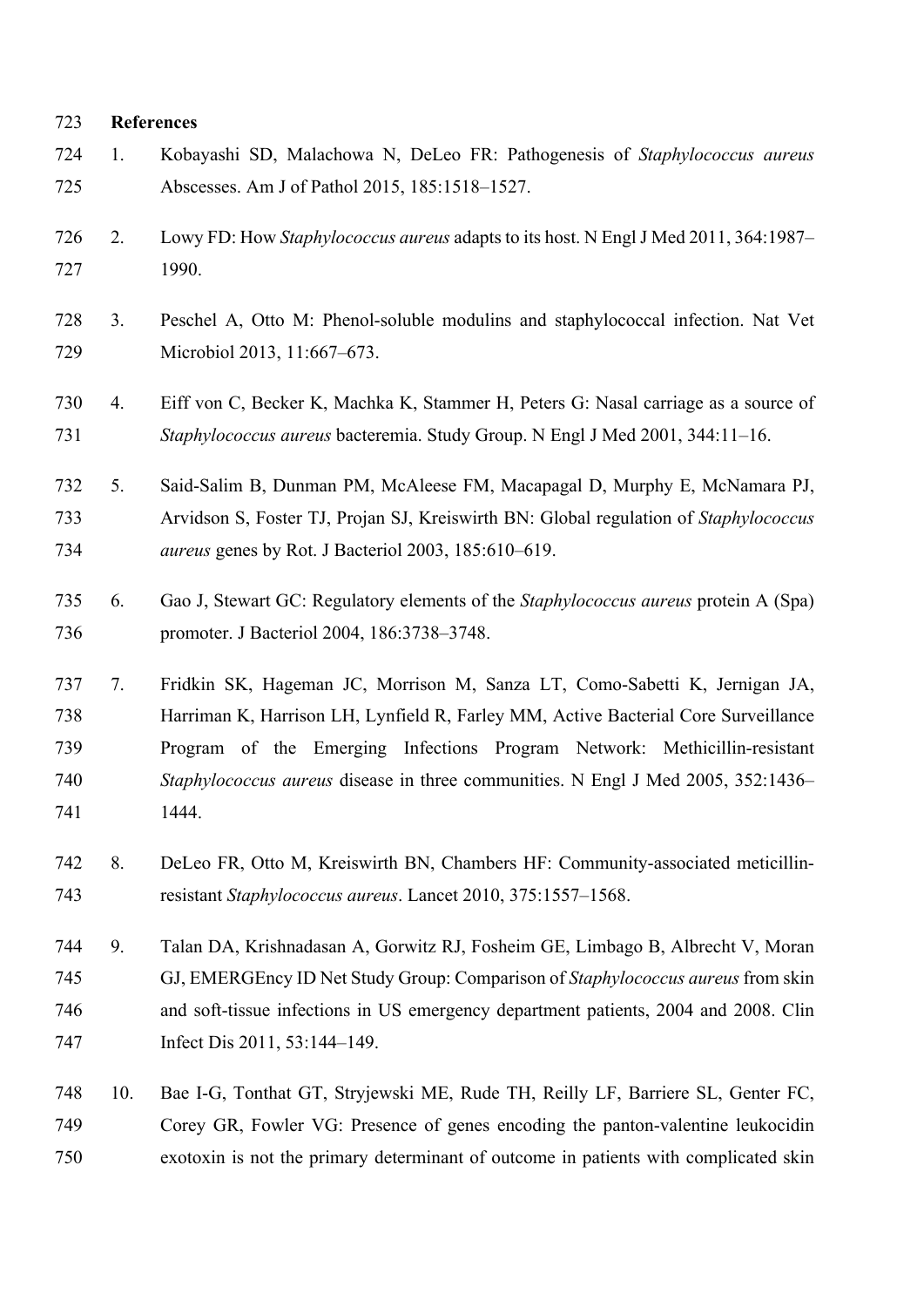## References

1. Kobayashi SD, Malachowa N, DeLeo FR: Pathogenesis of *Staphylococcus aureus* Abscesses. Am J of Pathol 2015, 185:1518–1527.

2. Lowy FD: How *Staphylococcus aureus* adapts to its host. N Engl J Med 2011, 364:1987–1990.

3. Peschel A, Otto M: Phenol-soluble modulins and staphylococcal infection. Nat Vet Microbiol 2013, 11:667–673.

4. Eiff von C, Becker K, Machka K, Stammer H, Peters G: Nasal carriage as a source of *Staphylococcus aureus* bacteremia. Study Group. N Engl J Med 2001, 344:11–16.

5. Said-Salim B, Dunman PM, McAleese FM, Macapagal D, Murphy E, McNamara PJ, Arvidson S, Foster TJ, Projan SJ, Kreiswirth BN: Global regulation of *Staphylococcus aureus* genes by Rot. J Bacteriol 2003, 185:610–619.

6. Gao J, Stewart GC: Regulatory elements of the *Staphylococcus aureus* protein A (Spa) promoter. J Bacteriol 2004, 186:3738–3748.

7. Fridkin SK, Hageman JC, Morrison M, Sanza LT, Como-Sabetti K, Jernigan JA, Harriman K, Harrison LH, Lynfield R, Farley MM, Active Bacterial Core Surveillance Program of the Emerging Infections Program Network: Methicillin-resistant *Staphylococcus aureus* disease in three communities. N Engl J Med 2005, 352:1436–1444.

8. DeLeo FR, Otto M, Kreiswirth BN, Chambers HF: Community-associated meticillin-resistant *Staphylococcus aureus*. Lancet 2010, 375:1557–1568.

9. Talan DA, Krishnadasan A, Gorwitz RJ, Fosheim GE, Limbago B, Albrecht V, Moran GJ, EMERGEncy ID Net Study Group: Comparison of *Staphylococcus aureus* from skin and soft-tissue infections in US emergency department patients, 2004 and 2008. Clin Infect Dis 2011, 53:144–149.

10. Bae I-G, Tonthat GT, Stryjewski ME, Rude TH, Reilly LF, Barriere SL, Genter FC, Corey GR, Fowler VG: Presence of genes encoding the panton-valentine leukocidin exotoxin is not the primary determinant of outcome in patients with complicated skin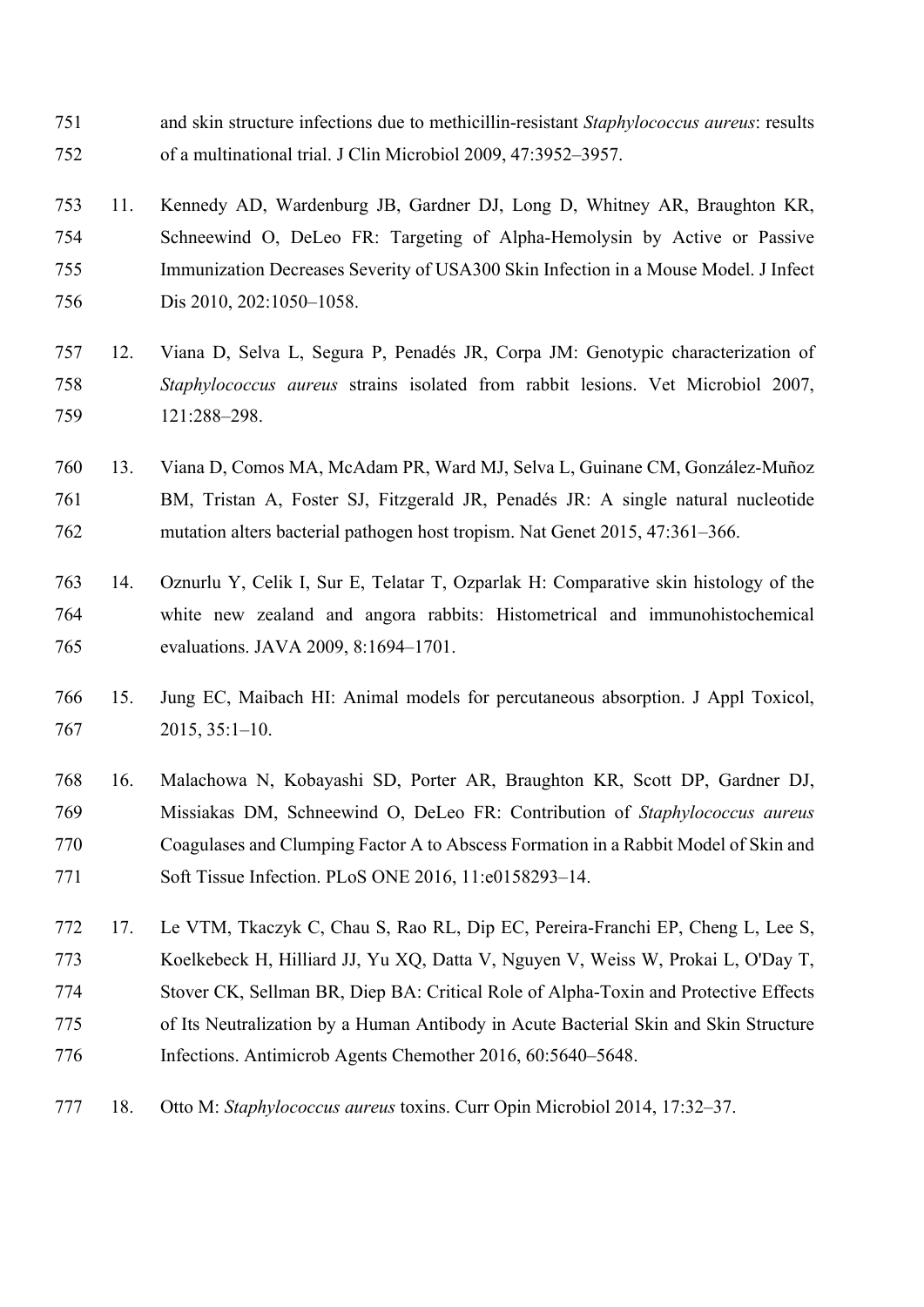and skin structure infections due to methicillin-resistant *Staphylococcus aureus*: results of a multinational trial. J Clin Microbiol 2009, 47:3952–3957.

11. Kennedy AD, Wardenburg JB, Gardner DJ, Long D, Whitney AR, Braughton KR, Schneewind O, DeLeo FR: Targeting of Alpha-Hemolysin by Active or Passive Immunization Decreases Severity of USA300 Skin Infection in a Mouse Model. J Infect Dis 2010, 202:1050–1058.

12. Viana D, Selva L, Segura P, Penadés JR, Corpa JM: Genotypic characterization of *Staphylococcus aureus* strains isolated from rabbit lesions. Vet Microbiol 2007, 121:288–298.

13. Viana D, Comos MA, McAdam PR, Ward MJ, Selva L, Guinane CM, González-Muñoz BM, Tristan A, Foster SJ, Fitzgerald JR, Penadés JR: A single natural nucleotide mutation alters bacterial pathogen host tropism. Nat Genet 2015, 47:361–366.

14. Oznurlu Y, Celik I, Sur E, Telatar T, Ozparlak H: Comparative skin histology of the white new zealand and angora rabbits: Histometrical and immunohistochemical evaluations. JAVA 2009, 8:1694–1701.

15. Jung EC, Maibach HI: Animal models for percutaneous absorption. J Appl Toxicol, 2015, 35:1–10.

16. Malachowa N, Kobayashi SD, Porter AR, Braughton KR, Scott DP, Gardner DJ, Missiakas DM, Schneewind O, DeLeo FR: Contribution of *Staphylococcus aureus* Coagulases and Clumping Factor A to Abscess Formation in a Rabbit Model of Skin and Soft Tissue Infection. PLoS ONE 2016, 11:e0158293–14.

17. Le VTM, Tkaczyk C, Chau S, Rao RL, Dip EC, Pereira-Franchi EP, Cheng L, Lee S, Koelkebeck H, Hilliard JJ, Yu XQ, Datta V, Nguyen V, Weiss W, Prokai L, O'Day T, Stover CK, Sellman BR, Diep BA: Critical Role of Alpha-Toxin and Protective Effects of Its Neutralization by a Human Antibody in Acute Bacterial Skin and Skin Structure Infections. Antimicrob Agents Chemother 2016, 60:5640–5648.

18. Otto M: *Staphylococcus aureus* toxins. Curr Opin Microbiol 2014, 17:32–37.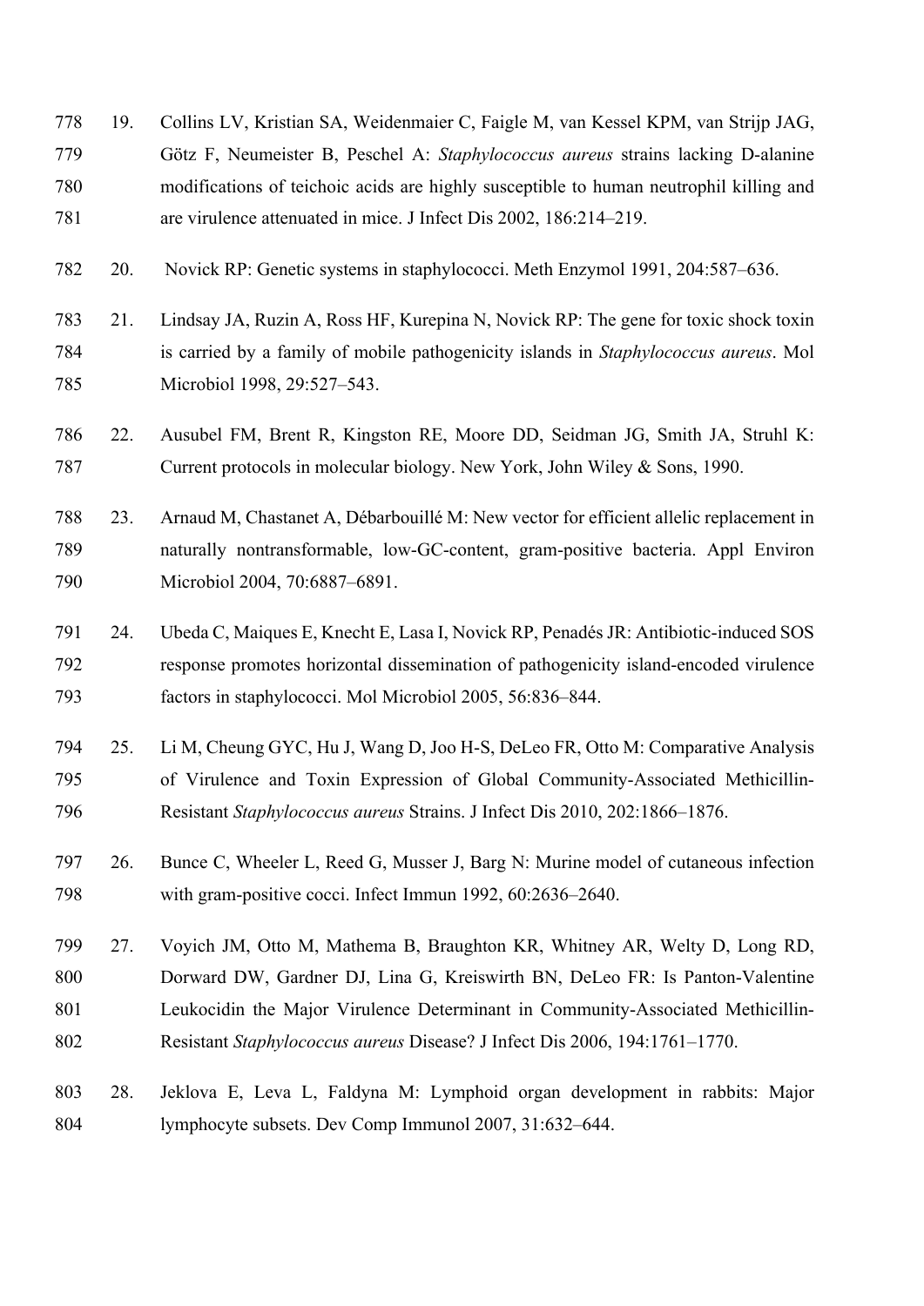19. Collins LV, Kristian SA, Weidenmaier C, Faigle M, van Kessel KPM, van Strijp JAG, Götz F, Neumeister B, Peschel A: *Staphylococcus aureus* strains lacking D-alanine modifications of teichoic acids are highly susceptible to human neutrophil killing and are virulence attenuated in mice. J Infect Dis 2002, 186:214–219.

20. Novick RP: Genetic systems in staphylococci. Meth Enzymol 1991, 204:587–636.

21. Lindsay JA, Ruzin A, Ross HF, Kurepina N, Novick RP: The gene for toxic shock toxin is carried by a family of mobile pathogenicity islands in *Staphylococcus aureus*. Mol Microbiol 1998, 29:527–543.

22. Ausubel FM, Brent R, Kingston RE, Moore DD, Seidman JG, Smith JA, Struhl K: Current protocols in molecular biology. New York, John Wiley & Sons, 1990.

23. Arnaud M, Chastanet A, Débarbouillé M: New vector for efficient allelic replacement in naturally nontransformable, low-GC-content, gram-positive bacteria. Appl Environ Microbiol 2004, 70:6887–6891.

24. Ubeda C, Maiques E, Knecht E, Lasa I, Novick RP, Penadés JR: Antibiotic-induced SOS response promotes horizontal dissemination of pathogenicity island-encoded virulence factors in staphylococci. Mol Microbiol 2005, 56:836–844.

25. Li M, Cheung GYC, Hu J, Wang D, Joo H-S, DeLeo FR, Otto M: Comparative Analysis of Virulence and Toxin Expression of Global Community-Associated Methicillin-Resistant *Staphylococcus aureus* Strains. J Infect Dis 2010, 202:1866–1876.

26. Bunce C, Wheeler L, Reed G, Musser J, Barg N: Murine model of cutaneous infection with gram-positive cocci. Infect Immun 1992, 60:2636–2640.

27. Voyich JM, Otto M, Mathema B, Braughton KR, Whitney AR, Welty D, Long RD, Dorward DW, Gardner DJ, Lina G, Kreiswirth BN, DeLeo FR: Is Panton-Valentine Leukocidin the Major Virulence Determinant in Community-Associated Methicillin-Resistant *Staphylococcus aureus* Disease? J Infect Dis 2006, 194:1761–1770.

28. Jeklova E, Leva L, Faldyna M: Lymphoid organ development in rabbits: Major lymphocyte subsets. Dev Comp Immunol 2007, 31:632–644.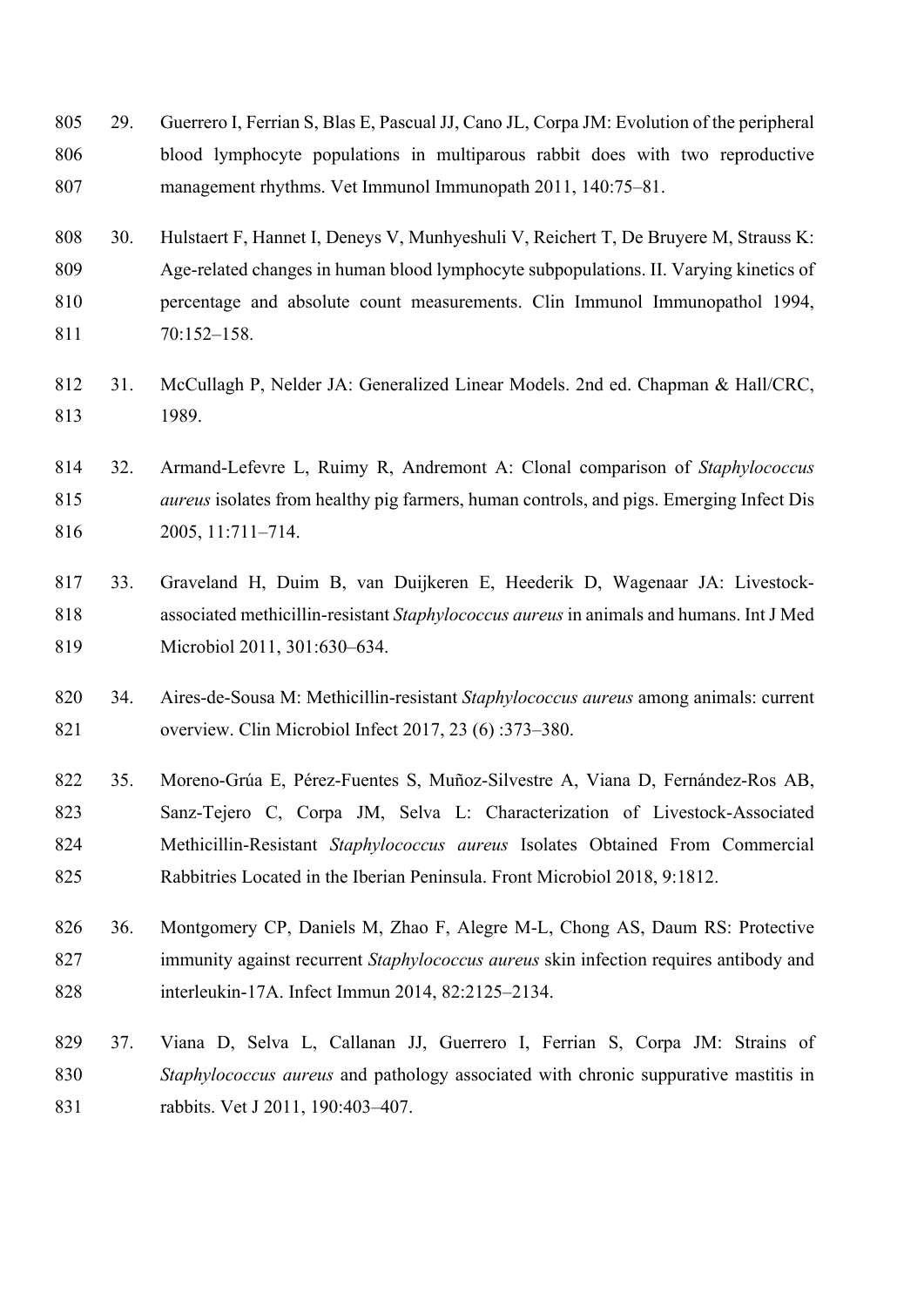29. Guerrero I, Ferrian S, Blas E, Pascual JJ, Cano JL, Corpa JM: Evolution of the peripheral blood lymphocyte populations in multiparous rabbit does with two reproductive management rhythms. Vet Immunol Immunopath 2011, 140:75–81.

30. Hulstaert F, Hannet I, Deneys V, Munhyeshuli V, Reichert T, De Bruyere M, Strauss K: Age-related changes in human blood lymphocyte subpopulations. II. Varying kinetics of percentage and absolute count measurements. Clin Immunol Immunopathol 1994, 70:152–158.

31. McCullagh P, Nelder JA: Generalized Linear Models. 2nd ed. Chapman & Hall/CRC, 1989.

32. Armand-Lefevre L, Ruimy R, Andremont A: Clonal comparison of *Staphylococcus aureus* isolates from healthy pig farmers, human controls, and pigs. Emerging Infect Dis 2005, 11:711–714.

33. Graveland H, Duim B, van Duijkeren E, Heederik D, Wagenaar JA: Livestock-associated methicillin-resistant *Staphylococcus aureus* in animals and humans. Int J Med Microbiol 2011, 301:630–634.

34. Aires-de-Sousa M: Methicillin-resistant *Staphylococcus aureus* among animals: current overview. Clin Microbiol Infect 2017, 23 (6) :373–380.

35. Moreno-Grúa E, Pérez-Fuentes S, Muñoz-Silvestre A, Viana D, Fernández-Ros AB, Sanz-Tejero C, Corpa JM, Selva L: Characterization of Livestock-Associated Methicillin-Resistant *Staphylococcus aureus* Isolates Obtained From Commercial Rabbitries Located in the Iberian Peninsula. Front Microbiol 2018, 9:1812.

36. Montgomery CP, Daniels M, Zhao F, Alegre M-L, Chong AS, Daum RS: Protective immunity against recurrent *Staphylococcus aureus* skin infection requires antibody and interleukin-17A. Infect Immun 2014, 82:2125–2134.

37. Viana D, Selva L, Callanan JJ, Guerrero I, Ferrian S, Corpa JM: Strains of *Staphylococcus aureus* and pathology associated with chronic suppurative mastitis in rabbits. Vet J 2011, 190:403–407.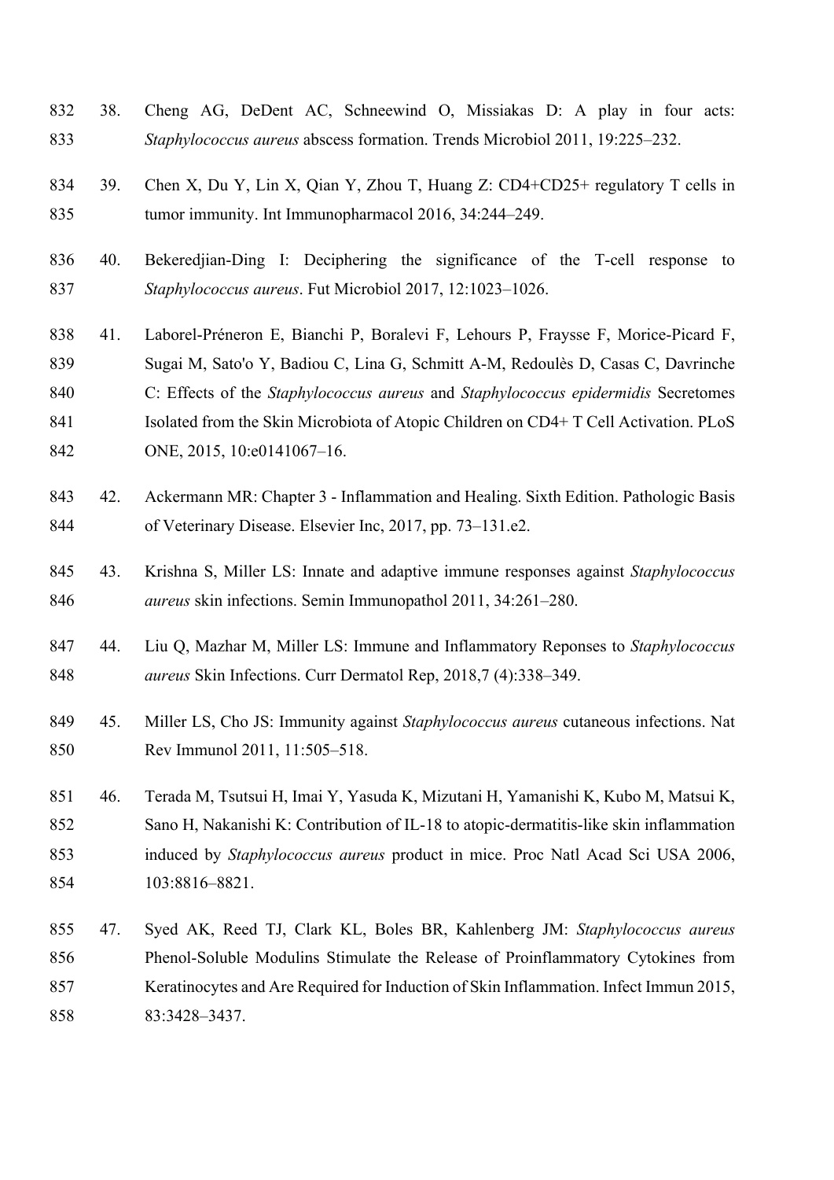38. Cheng AG, DeDent AC, Schneewind O, Missiakas D: A play in four acts: *Staphylococcus aureus* abscess formation. Trends Microbiol 2011, 19:225–232.

39. Chen X, Du Y, Lin X, Qian Y, Zhou T, Huang Z: CD4+CD25+ regulatory T cells in tumor immunity. Int Immunopharmacol 2016, 34:244–249.

40. Bekeredjian-Ding I: Deciphering the significance of the T-cell response to *Staphylococcus aureus*. Fut Microbiol 2017, 12:1023–1026.

41. Laborel-Préneron E, Bianchi P, Boralevi F, Lehours P, Fraysse F, Morice-Picard F, Sugai M, Sato'o Y, Badiou C, Lina G, Schmitt A-M, Redoulès D, Casas C, Davrinche C: Effects of the *Staphylococcus aureus* and *Staphylococcus epidermidis* Secretomes Isolated from the Skin Microbiota of Atopic Children on CD4+ T Cell Activation. PLoS ONE, 2015, 10:e0141067–16.

42. Ackermann MR: Chapter 3 - Inflammation and Healing. Sixth Edition. Pathologic Basis of Veterinary Disease. Elsevier Inc, 2017, pp. 73–131.e2.

43. Krishna S, Miller LS: Innate and adaptive immune responses against *Staphylococcus aureus* skin infections. Semin Immunopathol 2011, 34:261–280.

44. Liu Q, Mazhar M, Miller LS: Immune and Inflammatory Reponses to *Staphylococcus aureus* Skin Infections. Curr Dermatol Rep, 2018,7 (4):338–349.

45. Miller LS, Cho JS: Immunity against *Staphylococcus aureus* cutaneous infections. Nat Rev Immunol 2011, 11:505–518.

46. Terada M, Tsutsui H, Imai Y, Yasuda K, Mizutani H, Yamanishi K, Kubo M, Matsui K, Sano H, Nakanishi K: Contribution of IL-18 to atopic-dermatitis-like skin inflammation induced by *Staphylococcus aureus* product in mice. Proc Natl Acad Sci USA 2006, 103:8816–8821.

47. Syed AK, Reed TJ, Clark KL, Boles BR, Kahlenberg JM: *Staphylococcus aureus* Phenol-Soluble Modulins Stimulate the Release of Proinflammatory Cytokines from Keratinocytes and Are Required for Induction of Skin Inflammation. Infect Immun 2015, 83:3428–3437.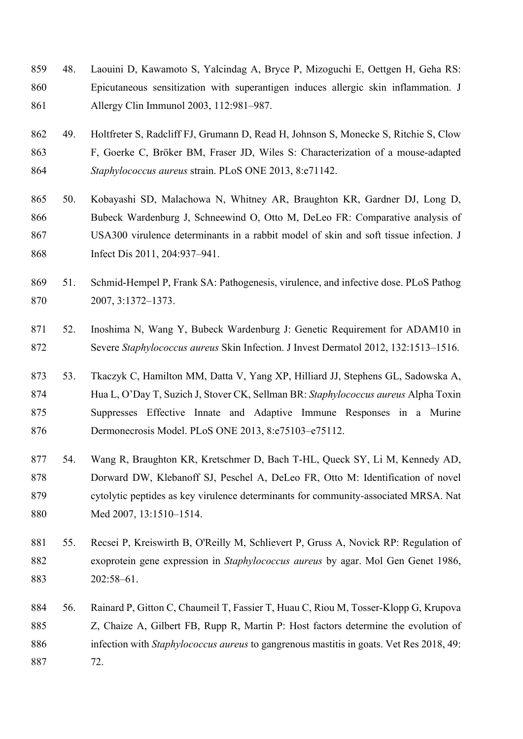48. Laouini D, Kawamoto S, Yalcindag A, Bryce P, Mizoguchi E, Oettgen H, Geha RS: Epicutaneous sensitization with superantigen induces allergic skin inflammation. J Allergy Clin Immunol 2003, 112:981–987.

49. Holtfreter S, Radcliff FJ, Grumann D, Read H, Johnson S, Monecke S, Ritchie S, Clow F, Goerke C, Bröker BM, Fraser JD, Wiles S: Characterization of a mouse-adapted *Staphylococcus aureus* strain. PLoS ONE 2013, 8:e71142.

50. Kobayashi SD, Malachowa N, Whitney AR, Braughton KR, Gardner DJ, Long D, Bubeck Wardenburg J, Schneewind O, Otto M, DeLeo FR: Comparative analysis of USA300 virulence determinants in a rabbit model of skin and soft tissue infection. J Infect Dis 2011, 204:937–941.

51. Schmid-Hempel P, Frank SA: Pathogenesis, virulence, and infective dose. PLoS Pathog 2007, 3:1372–1373.

52. Inoshima N, Wang Y, Bubeck Wardenburg J: Genetic Requirement for ADAM10 in Severe *Staphylococcus aureus* Skin Infection. J Invest Dermatol 2012, 132:1513–1516.

53. Tkaczyk C, Hamilton MM, Datta V, Yang XP, Hilliard JJ, Stephens GL, Sadowska A, Hua L, O'Day T, Suzich J, Stover CK, Sellman BR: *Staphylococcus aureus* Alpha Toxin Suppresses Effective Innate and Adaptive Immune Responses in a Murine Dermonecrosis Model. PLoS ONE 2013, 8:e75103–e75112.

54. Wang R, Braughton KR, Kretschmer D, Bach T-HL, Queck SY, Li M, Kennedy AD, Dorward DW, Klebanoff SJ, Peschel A, DeLeo FR, Otto M: Identification of novel cytolytic peptides as key virulence determinants for community-associated MRSA. Nat Med 2007, 13:1510–1514.

55. Recsei P, Kreiswirth B, O'Reilly M, Schlievert P, Gruss A, Novick RP: Regulation of exoprotein gene expression in *Staphylococcus aureus* by agar. Mol Gen Genet 1986, 202:58–61.

56. Rainard P, Gitton C, Chaumeil T, Fassier T, Huau C, Riou M, Tosser-Klopp G, Krupova Z, Chaize A, Gilbert FB, Rupp R, Martin P: Host factors determine the evolution of infection with *Staphylococcus aureus* to gangrenous mastitis in goats. Vet Res 2018, 49: 72.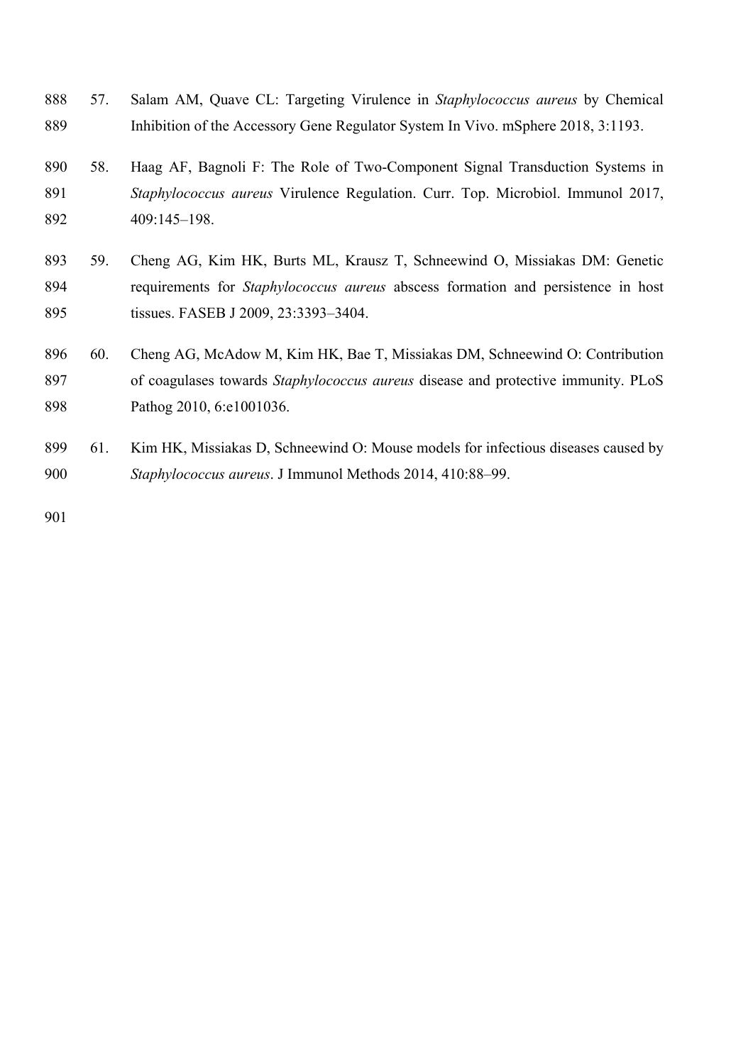57. Salam AM, Quave CL: Targeting Virulence in *Staphylococcus aureus* by Chemical Inhibition of the Accessory Gene Regulator System In Vivo. mSphere 2018, 3:1193.

58. Haag AF, Bagnoli F: The Role of Two-Component Signal Transduction Systems in *Staphylococcus aureus* Virulence Regulation. Curr. Top. Microbiol. Immunol 2017, 409:145–198.

59. Cheng AG, Kim HK, Burts ML, Krausz T, Schneewind O, Missiakas DM: Genetic requirements for *Staphylococcus aureus* abscess formation and persistence in host tissues. FASEB J 2009, 23:3393–3404.

60. Cheng AG, McAdow M, Kim HK, Bae T, Missiakas DM, Schneewind O: Contribution of coagulases towards *Staphylococcus aureus* disease and protective immunity. PLoS Pathog 2010, 6:e1001036.

61. Kim HK, Missiakas D, Schneewind O: Mouse models for infectious diseases caused by *Staphylococcus aureus*. J Immunol Methods 2014, 410:88–99.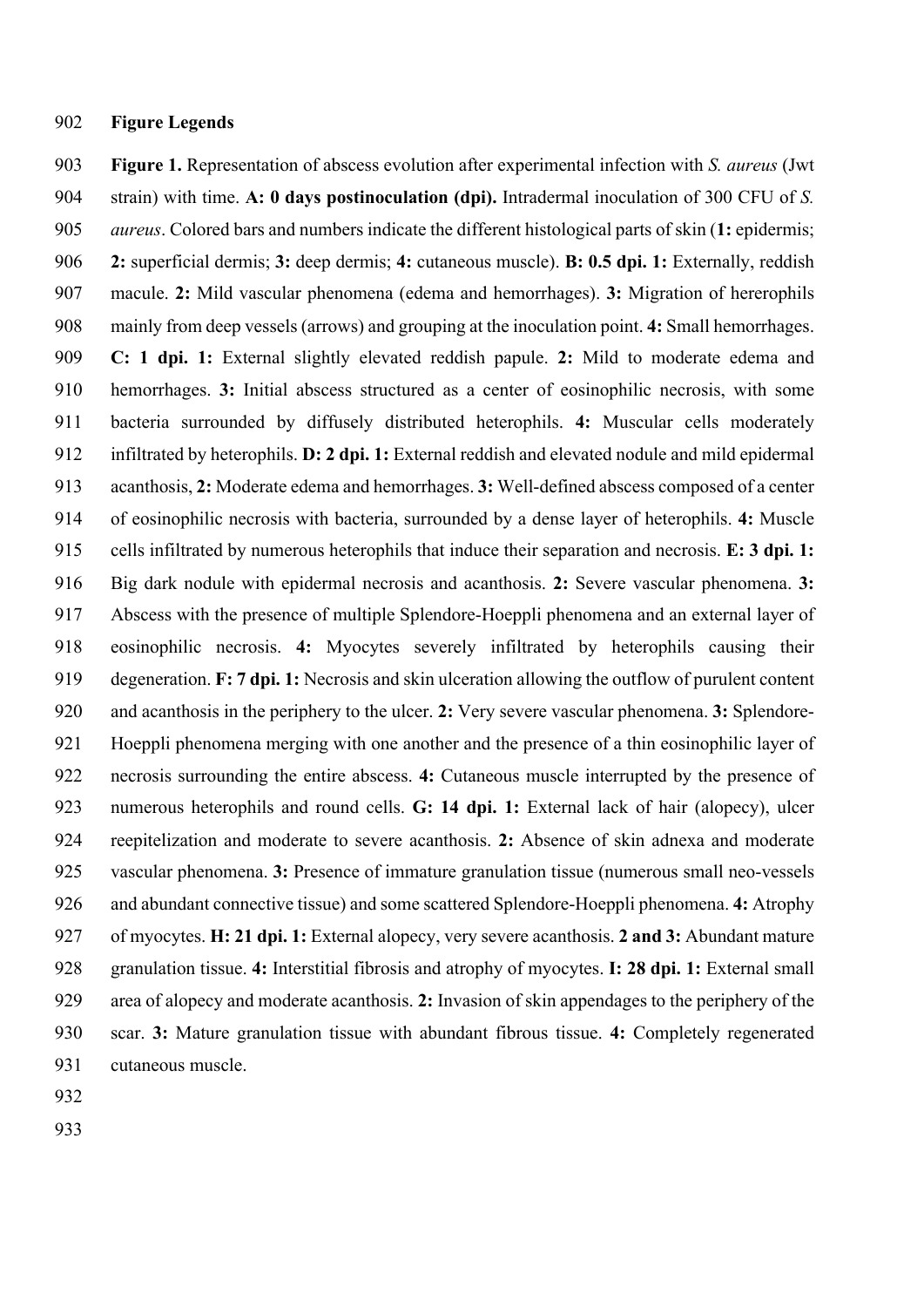## Figure Legends

**Figure 1.** Representation of abscess evolution after experimental infection with *S. aureus* (Jwt strain) with time. **A: 0 days postinoculation (dpi).** Intradermal inoculation of 300 CFU of *S. aureus*. Colored bars and numbers indicate the different histological parts of skin (**1:** epidermis; **2:** superficial dermis; **3:** deep dermis; **4:** cutaneous muscle). **B: 0.5 dpi. 1:** Externally, reddish macule. **2:** Mild vascular phenomena (edema and hemorrhages). **3:** Migration of hererophils mainly from deep vessels (arrows) and grouping at the inoculation point. **4:** Small hemorrhages. **C: 1 dpi. 1:** External slightly elevated reddish papule. **2:** Mild to moderate edema and hemorrhages. **3:** Initial abscess structured as a center of eosinophilic necrosis, with some bacteria surrounded by diffusely distributed heterophils. **4:** Muscular cells moderately infiltrated by heterophils. **D: 2 dpi. 1:** External reddish and elevated nodule and mild epidermal acanthosis, **2:** Moderate edema and hemorrhages. **3:** Well-defined abscess composed of a center of eosinophilic necrosis with bacteria, surrounded by a dense layer of heterophils. **4:** Muscle cells infiltrated by numerous heterophils that induce their separation and necrosis. **E: 3 dpi. 1:** Big dark nodule with epidermal necrosis and acanthosis. **2:** Severe vascular phenomena. **3:** Abscess with the presence of multiple Splendore-Hoeppli phenomena and an external layer of eosinophilic necrosis. **4:** Myocytes severely infiltrated by heterophils causing their degeneration. **F: 7 dpi. 1:** Necrosis and skin ulceration allowing the outflow of purulent content and acanthosis in the periphery to the ulcer. **2:** Very severe vascular phenomena. **3:** Splendore-Hoeppli phenomena merging with one another and the presence of a thin eosinophilic layer of necrosis surrounding the entire abscess. **4:** Cutaneous muscle interrupted by the presence of numerous heterophils and round cells. **G: 14 dpi. 1:** External lack of hair (alopecy), ulcer reepitelization and moderate to severe acanthosis. **2:** Absence of skin adnexa and moderate vascular phenomena. **3:** Presence of immature granulation tissue (numerous small neo-vessels and abundant connective tissue) and some scattered Splendore-Hoeppli phenomena. **4:** Atrophy of myocytes. **H: 21 dpi. 1:** External alopecy, very severe acanthosis. **2 and 3:** Abundant mature granulation tissue. **4:** Interstitial fibrosis and atrophy of myocytes. **I: 28 dpi. 1:** External small area of alopecy and moderate acanthosis. **2:** Invasion of skin appendages to the periphery of the scar. **3:** Mature granulation tissue with abundant fibrous tissue. **4:** Completely regenerated cutaneous muscle.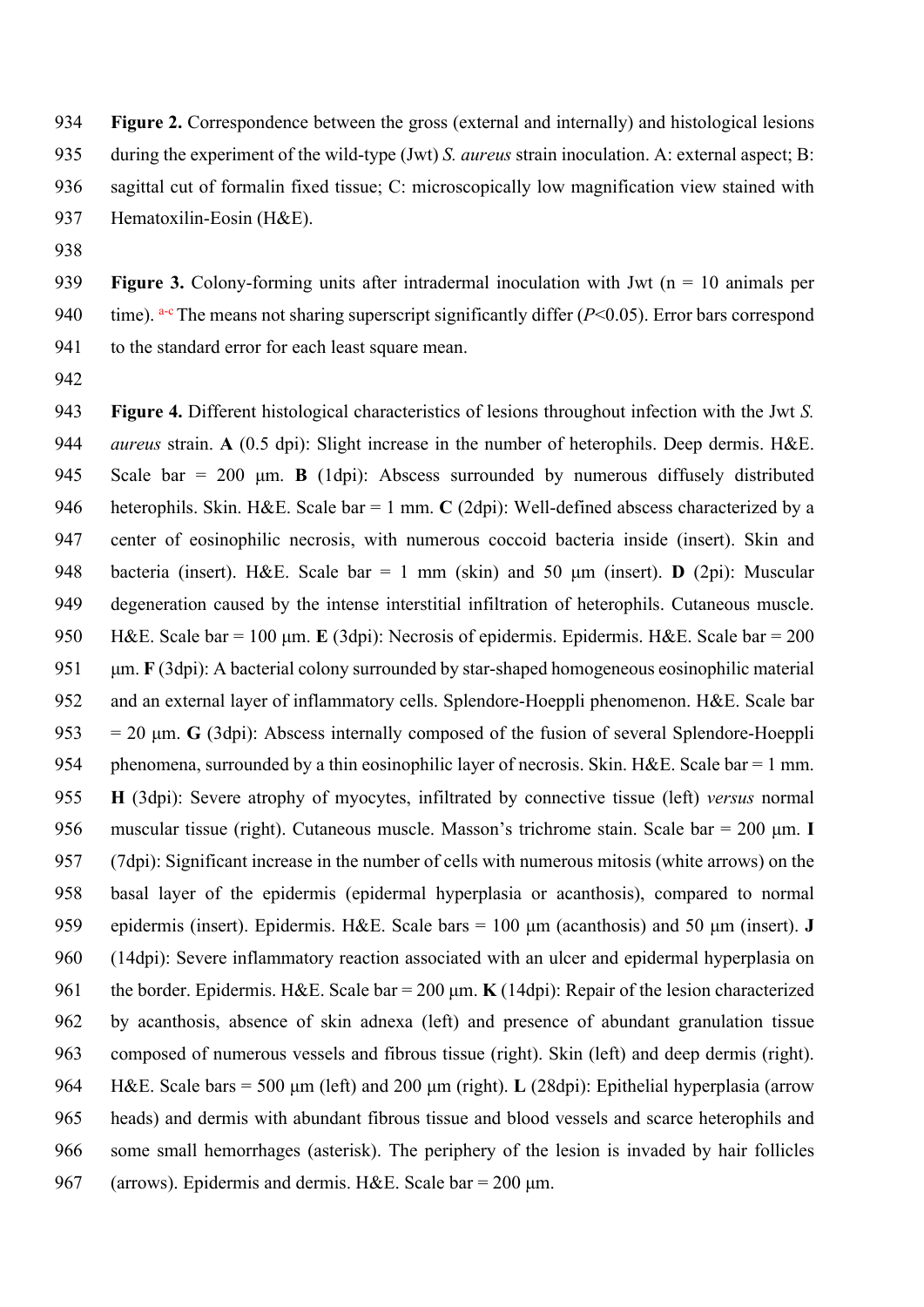**Figure 2.** Correspondence between the gross (external and internally) and histological lesions during the experiment of the wild-type (Jwt) *S. aureus* strain inoculation. A: external aspect; B: sagittal cut of formalin fixed tissue; C: microscopically low magnification view stained with Hematoxilin-Eosin (H&E).

**Figure 3.** Colony-forming units after intradermal inoculation with Jwt (n = 10 animals per time). [a-c] The means not sharing superscript significantly differ ($P<0.05$). Error bars correspond to the standard error for each least square mean.

**Figure 4.** Different histological characteristics of lesions throughout infection with the Jwt *S. aureus* strain. **A** (0.5 dpi): Slight increase in the number of heterophils. Deep dermis. H&E. Scale bar = 200 µm. **B** (1dpi): Abscess surrounded by numerous diffusely distributed heterophils. Skin. H&E. Scale bar = 1 mm. **C** (2dpi): Well-defined abscess characterized by a center of eosinophilic necrosis, with numerous coccoid bacteria inside (insert). Skin and bacteria (insert). H&E. Scale bar = 1 mm (skin) and 50 µm (insert). **D** (2pi): Muscular degeneration caused by the intense interstitial infiltration of heterophils. Cutaneous muscle. H&E. Scale bar = 100 µm. **E** (3dpi): Necrosis of epidermis. Epidermis. H&E. Scale bar = 200 µm. **F** (3dpi): A bacterial colony surrounded by star-shaped homogeneous eosinophilic material and an external layer of inflammatory cells. Splendore-Hoeppli phenomenon. H&E. Scale bar = 20 µm. **G** (3dpi): Abscess internally composed of the fusion of several Splendore-Hoeppli phenomena, surrounded by a thin eosinophilic layer of necrosis. Skin. H&E. Scale bar = 1 mm. **H** (3dpi): Severe atrophy of myocytes, infiltrated by connective tissue (left) *versus* normal muscular tissue (right). Cutaneous muscle. Masson's trichrome stain. Scale bar = 200 µm. **I** (7dpi): Significant increase in the number of cells with numerous mitosis (white arrows) on the basal layer of the epidermis (epidermal hyperplasia or acanthosis), compared to normal epidermis (insert). Epidermis. H&E. Scale bars = 100 µm (acanthosis) and 50 µm (insert). **J** (14dpi): Severe inflammatory reaction associated with an ulcer and epidermal hyperplasia on the border. Epidermis. H&E. Scale bar = 200 µm. **K** (14dpi): Repair of the lesion characterized by acanthosis, absence of skin adnexa (left) and presence of abundant granulation tissue composed of numerous vessels and fibrous tissue (right). Skin (left) and deep dermis (right). H&E. Scale bars = 500 µm (left) and 200 µm (right). **L** (28dpi): Epithelial hyperplasia (arrow heads) and dermis with abundant fibrous tissue and blood vessels and scarce heterophils and some small hemorrhages (asterisk). The periphery of the lesion is invaded by hair follicles (arrows). Epidermis and dermis. H&E. Scale bar = 200 µm.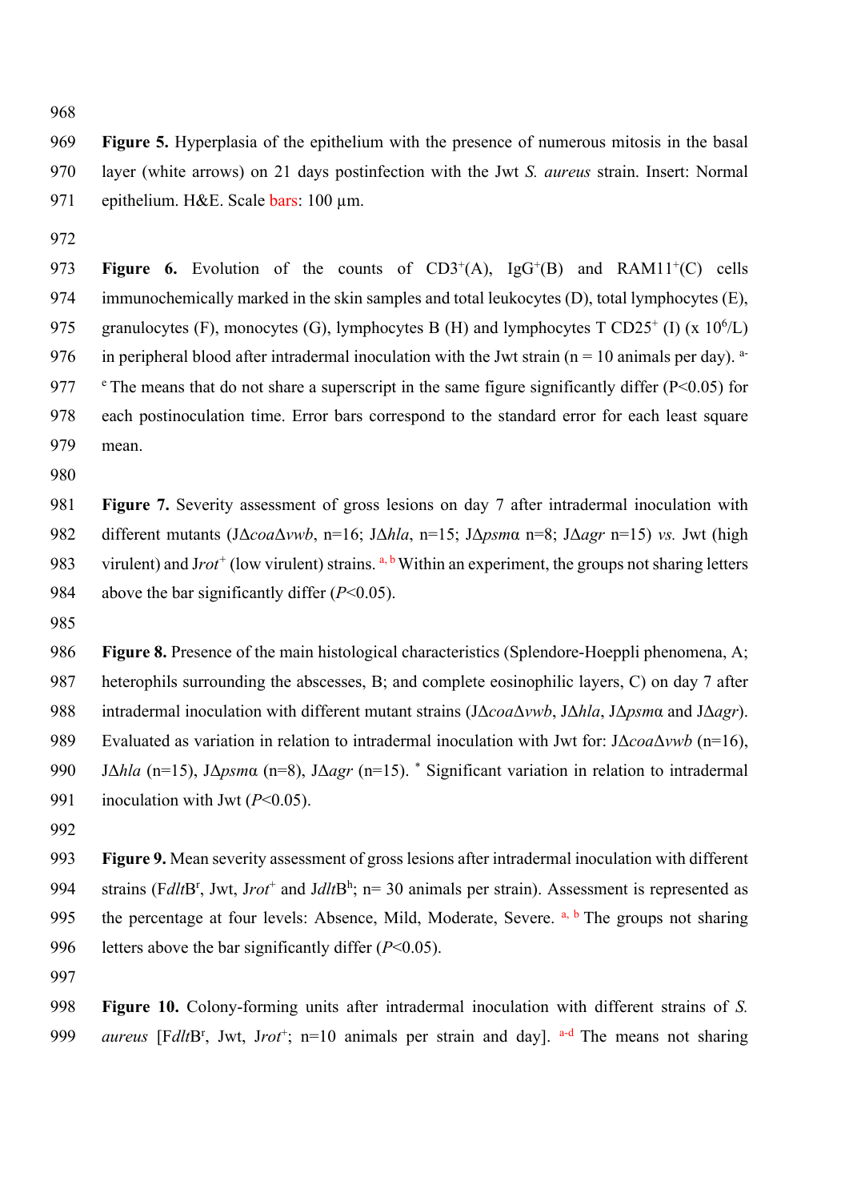**Figure 5.** Hyperplasia of the epithelium with the presence of numerous mitosis in the basal layer (white arrows) on 21 days postinfection with the Jwt *S. aureus* strain. Insert: Normal epithelium. H&E. Scale bars: 100 µm.

**Figure 6.** Evolution of the counts of CD3$^{+}$(A), IgG$^{+}$(B) and RAM11$^{+}$(C) cells immunochemically marked in the skin samples and total leukocytes (D), total lymphocytes (E), granulocytes (F), monocytes (G), lymphocytes B (H) and lymphocytes T CD25$^{+}$ (I) (x $10^{6}$/L) in peripheral blood after intradermal inoculation with the Jwt strain (n = 10 animals per day). [a-e] The means that do not share a superscript in the same figure significantly differ (P<0.05) for each postinoculation time. Error bars correspond to the standard error for each least square mean.

**Figure 7.** Severity assessment of gross lesions on day 7 after intradermal inoculation with different mutants (JΔ*coa*Δ*vwb*, n=16; JΔ*hla*, n=15; JΔ*psm*α n=8; JΔ*agr* n=15) *vs.* Jwt (high virulent) and J*rot*$^{+}$ (low virulent) strains. [a, b] Within an experiment, the groups not sharing letters above the bar significantly differ (*P*<0.05).

**Figure 8.** Presence of the main histological characteristics (Splendore-Hoeppli phenomena, A; heterophils surrounding the abscesses, B; and complete eosinophilic layers, C) on day 7 after intradermal inoculation with different mutant strains (JΔ*coa*Δ*vwb*, JΔ*hla*, JΔ*psm*α and JΔ*agr*). Evaluated as variation in relation to intradermal inoculation with Jwt for: JΔ*coa*Δ*vwb* (n=16), JΔ*hla* (n=15), JΔ*psm*α (n=8), JΔ*agr* (n=15). * Significant variation in relation to intradermal inoculation with Jwt (*P*<0.05).

**Figure 9.** Mean severity assessment of gross lesions after intradermal inoculation with different strains (F*dlt*B$^{r}$, Jwt, J*rot*$^{+}$ and J*dlt*B$^{h}$; n= 30 animals per strain). Assessment is represented as the percentage at four levels: Absence, Mild, Moderate, Severe. [a, b] The groups not sharing letters above the bar significantly differ (*P*<0.05).

**Figure 10.** Colony-forming units after intradermal inoculation with different strains of *S. aureus* [F*dlt*B$^{r}$, Jwt, J*rot*$^{+}$; n=10 animals per strain and day]. [a-d] The means not sharing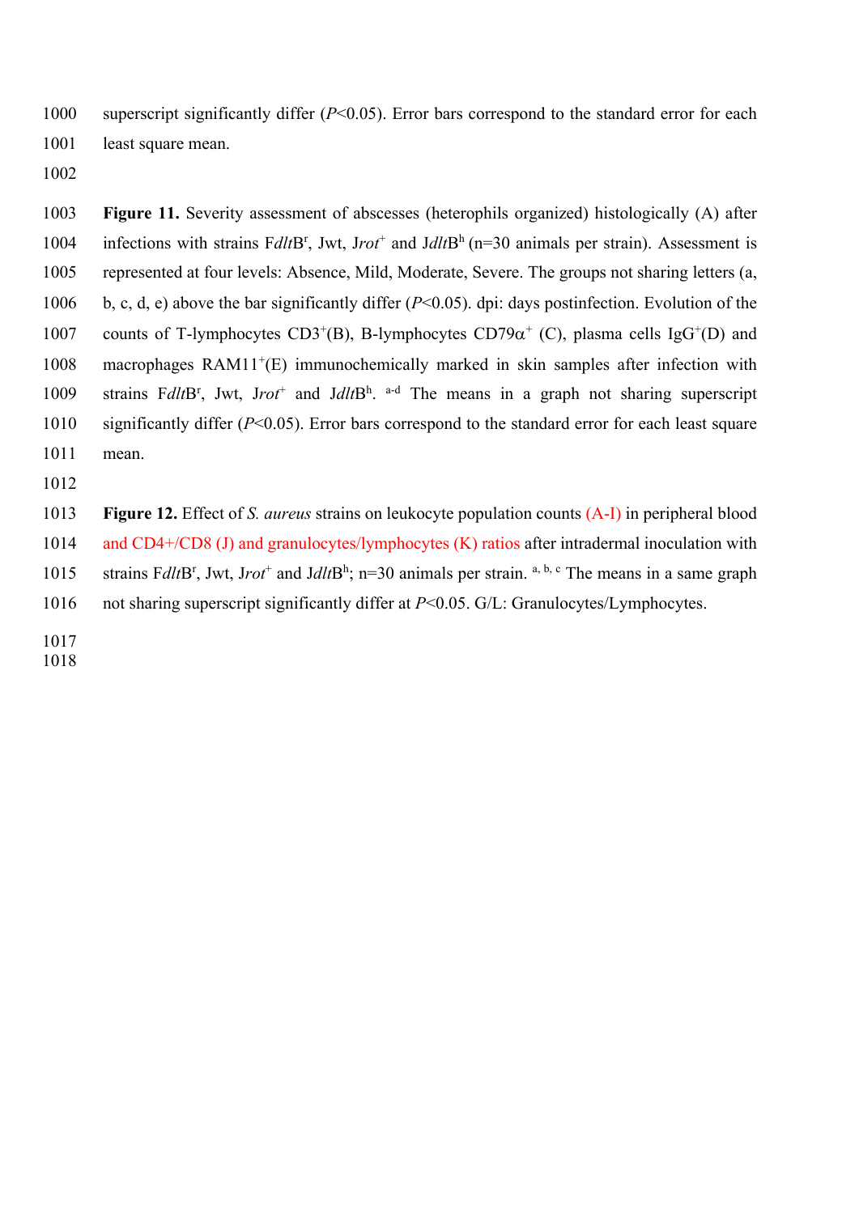superscript significantly differ ($P$<0.05). Error bars correspond to the standard error for each least square mean.

**Figure 11.** Severity assessment of abscesses (heterophils organized) histologically (A) after infections with strains F*dlt*B$^r$, Jwt, J*rot*$^+$ and J*dlt*B$^h$ (n=30 animals per strain). Assessment is represented at four levels: Absence, Mild, Moderate, Severe. The groups not sharing letters (a, b, c, d, e) above the bar significantly differ ($P$<0.05). dpi: days postinfection. Evolution of the counts of T-lymphocytes CD3$^+$(B), B-lymphocytes CD79$\alpha^+$ (C), plasma cells IgG$^+$(D) and macrophages RAM11$^+$(E) immunochemically marked in skin samples after infection with strains F*dlt*B$^r$, Jwt, J*rot*$^+$ and J*dlt*B$^h$. [a-d] The means in a graph not sharing superscript significantly differ ($P$<0.05). Error bars correspond to the standard error for each least square mean.

**Figure 12.** Effect of *S. aureus* strains on leukocyte population counts (A-I) in peripheral blood and CD4+/CD8 (J) and granulocytes/lymphocytes (K) ratios after intradermal inoculation with strains F*dlt*B$^r$, Jwt, J*rot*$^+$ and J*dlt*B$^h$; n=30 animals per strain. [a, b, c] The means in a same graph not sharing superscript significantly differ at $P$<0.05. G/L: Granulocytes/Lymphocytes.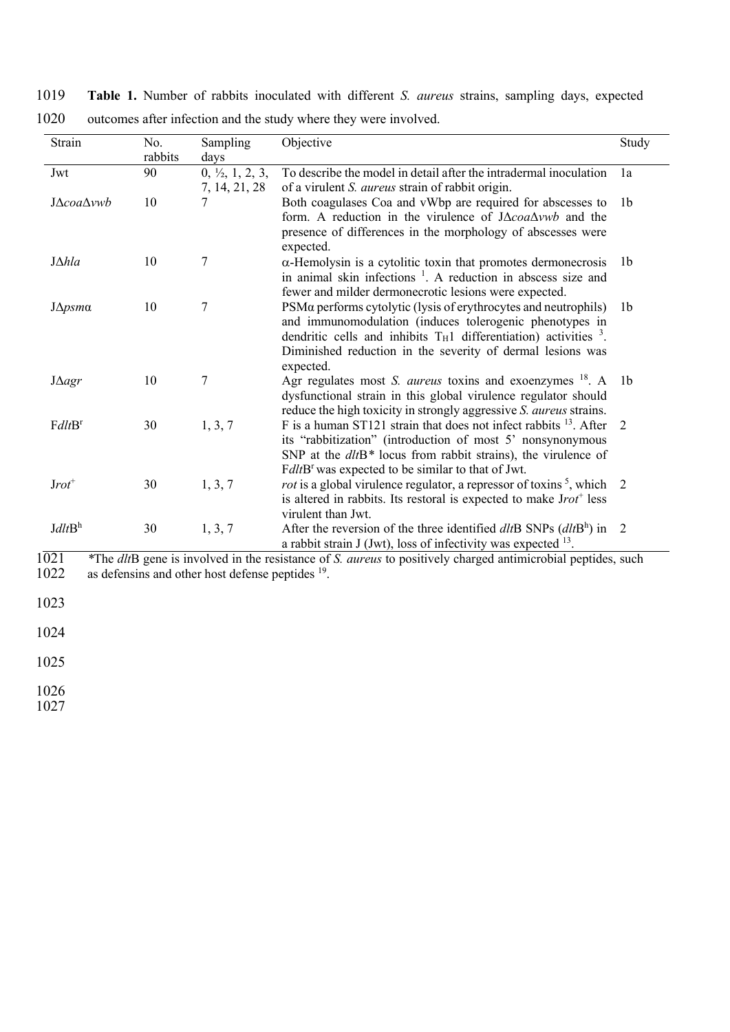**Table 1.** Number of rabbits inoculated with different *S. aureus* strains, sampling days, expected outcomes after infection and the study where they were involved.

| Strain | No. rabbits | Sampling days | Objective | Study |
|---|---|---|---|---|
| Jwt | 90 | 0, ½, 1, 2, 3, 7, 14, 21, 28 | To describe the model in detail after the intradermal inoculation of a virulent *S. aureus* strain of rabbit origin. | 1a |
| J*Δcoa*Δ*vwb* | 10 | 7 | Both coagulases Coa and vWbp are required for abscesses to form. A reduction in the virulence of J*Δcoa*Δ*vwb* and the presence of differences in the morphology of abscesses were expected. | 1b |
| JΔ*hla* | 10 | 7 | α-Hemolysin is a cytolitic toxin that promotes dermonecrosis in animal skin infections [1]. A reduction in abscess size and fewer and milder dermonecrotic lesions were expected. | 1b |
| JΔ*psm*α | 10 | 7 | PSMα performs cytolytic (lysis of erythrocytes and neutrophils) and immunomodulation (induces tolerogenic phenotypes in dendritic cells and inhibits $T_H1$ differentiation) activities [3]. Diminished reduction in the severity of dermal lesions was expected. | 1b |
| JΔ*agr* | 10 | 7 | Agr regulates most *S. aureus* toxins and exoenzymes [18]. A dysfunctional strain in this global virulence regulator should reduce the high toxicity in strongly aggressive *S. aureus* strains. | 1b |
| F*dlt*B$^r$ | 30 | 1, 3, 7 | F is a human ST121 strain that does not infect rabbits [13]. After its "rabbitization" (introduction of most 5' nonsynonymous SNP at the *dlt*B* locus from rabbit strains), the virulence of F*dlt*B$^r$ was expected to be similar to that of Jwt. | 2 |
| J*rot*$^+$ | 30 | 1, 3, 7 | *rot* is a global virulence regulator, a repressor of toxins [5], which is altered in rabbits. Its restoral is expected to make J*rot*$^+$ less virulent than Jwt. | 2 |
| J*dlt*B$^h$ | 30 | 1, 3, 7 | After the reversion of the three identified *dlt*B SNPs (*dlt*B$^h$) in a rabbit strain J (Jwt), loss of infectivity was expected [13]. | 2 |

*The *dlt*B gene is involved in the resistance of *S. aureus* to positively charged antimicrobial peptides, such as defensins and other host defense peptides [19].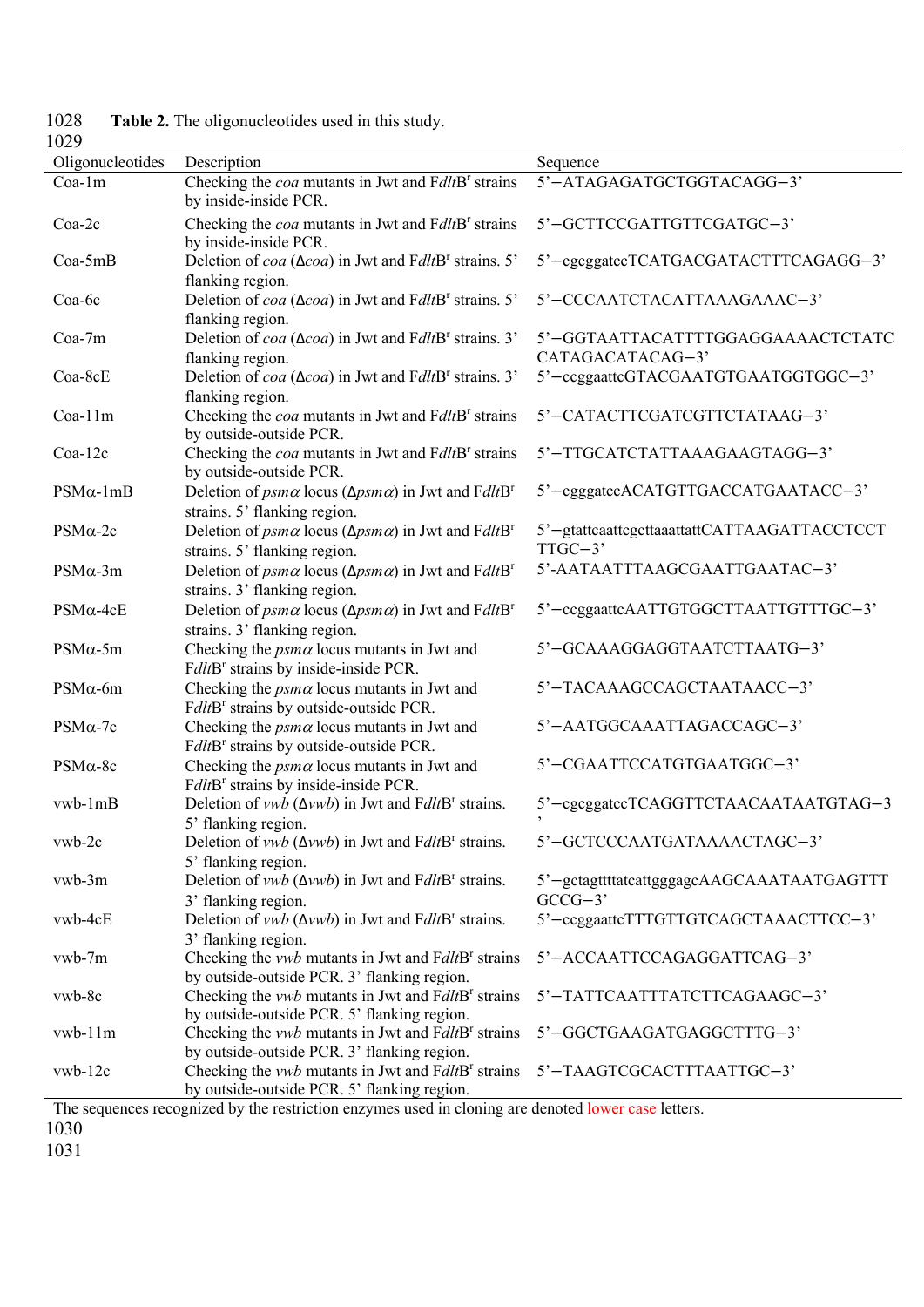**Table 2.** The oligonucleotides used in this study.

| Oligonucleotides | Description | Sequence |
|---|---|---|
| Coa-1m | Checking the *coa* mutants in Jwt and F*dlt*B$^r$ strains by inside-inside PCR. | 5'−ATAGAGATGCTGGTACAGG−3' |
| Coa-2c | Checking the *coa* mutants in Jwt and F*dlt*B$^r$ strains by inside-inside PCR. | 5'−GCTTCCGATTGTTCGATGC−3' |
| Coa-5mB | Deletion of *coa* (Δ*coa*) in Jwt and F*dlt*B$^r$ strains. 5' flanking region. | 5'−cgcggatccTCATGACGATACTTTCAGAGG−3' |
| Coa-6c | Deletion of *coa* (Δ*coa*) in Jwt and F*dlt*B$^r$ strains. 5' flanking region. | 5'−CCCAATCTACATTAAAGAAAC−3' |
| Coa-7m | Deletion of *coa* (Δ*coa*) in Jwt and F*dlt*B$^r$ strains. 3' flanking region. | 5'−GGTAATTACATTTGGAGGAAAACTCTATC CATAGACATACAG−3' |
| Coa-8cE | Deletion of *coa* (Δ*coa*) in Jwt and F*dlt*B$^r$ strains. 3' flanking region. | 5'−ccggaattcGTACGAATGTGAATGGTGGC−3' |
| Coa-11m | Checking the *coa* mutants in Jwt and F*dlt*B$^r$ strains by outside-outside PCR. | 5'−CATACTTCGATCGTTCTATAAG−3' |
| Coa-12c | Checking the *coa* mutants in Jwt and F*dlt*B$^r$ strains by outside-outside PCR. | 5'−TTGCATCTATTAAAGAAGTAGG−3' |
| PSMα-1mB | Deletion of *psmα* locus (Δ*psmα*) in Jwt and F*dlt*B$^r$ strains. 5' flanking region. | 5'−cgggatccACATGTTGACCATGAATACC−3' |
| PSMα-2c | Deletion of *psmα* locus (Δ*psmα*) in Jwt and F*dlt*B$^r$ strains. 5' flanking region. | 5'−gtattcaattcgcttaaattattCATTAAGATTACCTCCT TTGC−3' |
| PSMα-3m | Deletion of *psmα* locus (Δ*psmα*) in Jwt and F*dlt*B$^r$ strains. 3' flanking region. | 5'-AATAATTTAAGCGAATTGAATAC−3' |
| PSMα-4cE | Deletion of *psmα* locus (Δ*psmα*) in Jwt and F*dlt*B$^r$ strains. 3' flanking region. | 5'−ccggaattcAATTGTGGCTTAATTGTTTGC−3' |
| PSMα-5m | Checking the *psmα* locus mutants in Jwt and F*dlt*B$^r$ strains by inside-inside PCR. | 5'−GCAAAGGAGGTAATCTTAATG−3' |
| PSMα-6m | Checking the *psmα* locus mutants in Jwt and F*dlt*B$^r$ strains by outside-outside PCR. | 5'−TACAAAGCCAGCTAATAACC−3' |
| PSMα-7c | Checking the *psmα* locus mutants in Jwt and F*dlt*B$^r$ strains by outside-outside PCR. | 5'−AATGGCAAATTAGACCAGC−3' |
| PSMα-8c | Checking the *psmα* locus mutants in Jwt and F*dlt*B$^r$ strains by inside-inside PCR. | 5'−CGAATTCCATGTGAATGGC−3' |
| vwb-1mB | Deletion of *vwb* (Δ*vwb*) in Jwt and F*dlt*B$^r$ strains. 5' flanking region. | 5'−cgcggatccTCAGGTTCTAACAATAATGTAG−3' |
| vwb-2c | Deletion of *vwb* (Δ*vwb*) in Jwt and F*dlt*B$^r$ strains. 5' flanking region. | 5'−GCTCCCAATGATAAAACTAGC−3' |
| vwb-3m | Deletion of *vwb* (Δ*vwb*) in Jwt and F*dlt*B$^r$ strains. 3' flanking region. | 5'−gctagttttatcattgggagcAAGCAAATAATGAGTTT GCCG−3' |
| vwb-4cE | Deletion of *vwb* (Δ*vwb*) in Jwt and F*dlt*B$^r$ strains. 3' flanking region. | 5'−ccggaattcTTTGTTGTCAGCTAAACTTCC−3' |
| vwb-7m | Checking the *vwb* mutants in Jwt and F*dlt*B$^r$ strains by outside-outside PCR. 3' flanking region. | 5'−ACCAATTCCAGAGGATTCAG−3' |
| vwb-8c | Checking the *vwb* mutants in Jwt and F*dlt*B$^r$ strains by outside-outside PCR. 5' flanking region. | 5'−TATTCAATTTATCTTCAGAAGC−3' |
| vwb-11m | Checking the *vwb* mutants in Jwt and F*dlt*B$^r$ strains by outside-outside PCR. 3' flanking region. | 5'−GGCTGAAGATGAGGCTTTG−3' |
| vwb-12c | Checking the *vwb* mutants in Jwt and F*dlt*B$^r$ strains by outside-outside PCR. 5' flanking region. | 5'−TAAGTCGCACTTTAATTGC−3' |

The sequences recognized by the restriction enzymes used in cloning are denoted lower case letters.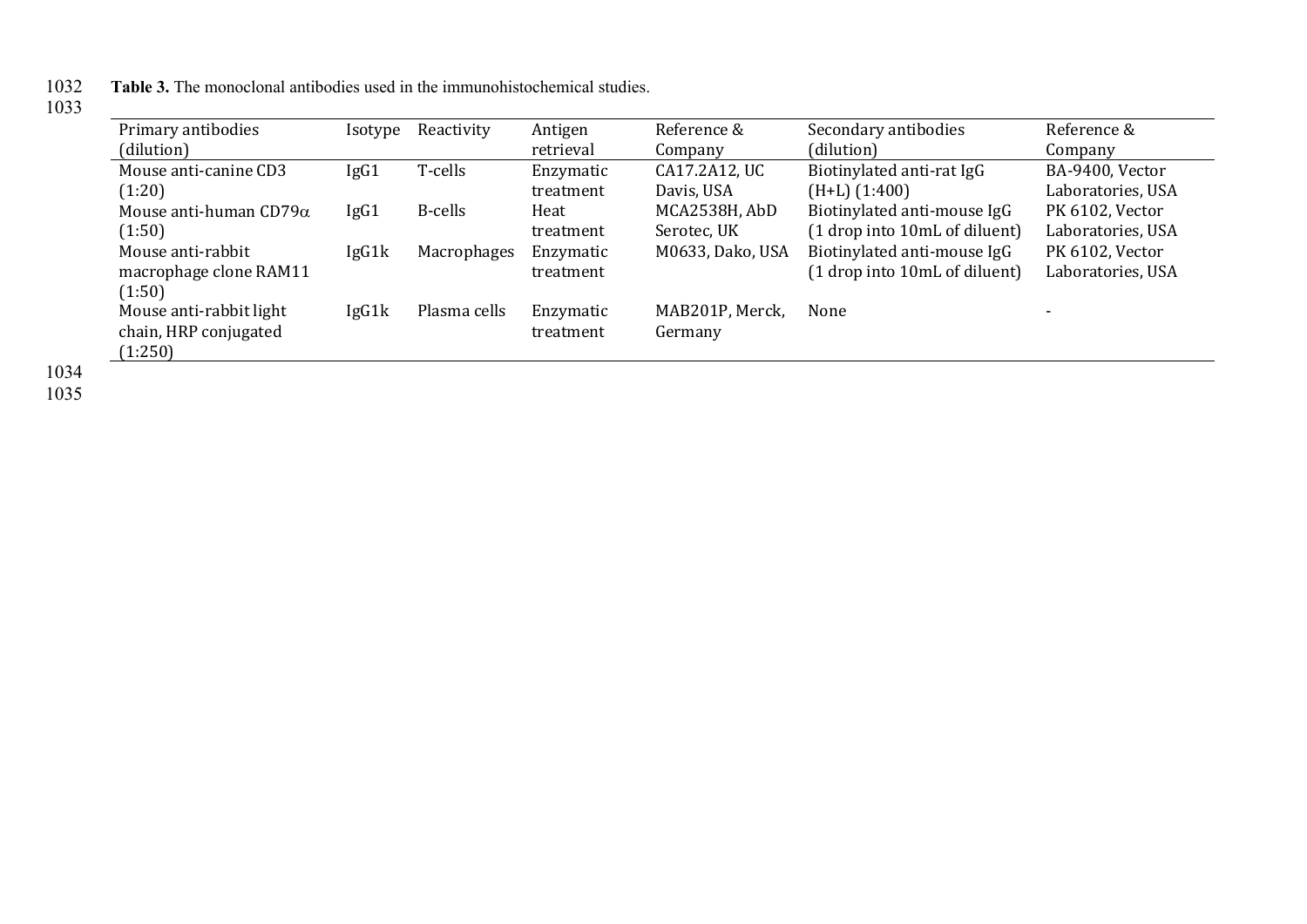**Table 3.** The monoclonal antibodies used in the immunohistochemical studies.

| Primary antibodies (dilution) | Isotype | Reactivity | Antigen retrieval | Reference & Company | Secondary antibodies (dilution) | Reference & Company |
|---|---|---|---|---|---|---|
| Mouse anti-canine CD3 (1:20) | IgG1 | T-cells | Enzymatic treatment | CA17.2A12, UC Davis, USA | Biotinylated anti-rat IgG (H+L) (1:400) | BA-9400, Vector Laboratories, USA |
| Mouse anti-human CD79α (1:50) | IgG1 | B-cells | Heat treatment | MCA2538H, AbD Serotec, UK | Biotinylated anti-mouse IgG (1 drop into 10mL of diluent) | PK 6102, Vector Laboratories, USA |
| Mouse anti-rabbit macrophage clone RAM11 (1:50) | IgG1k | Macrophages | Enzymatic treatment | M0633, Dako, USA | Biotinylated anti-mouse IgG (1 drop into 10mL of diluent) | PK 6102, Vector Laboratories, USA |
| Mouse anti-rabbit light chain, HRP conjugated (1:250) | IgG1k | Plasma cells | Enzymatic treatment | MAB201P, Merck, Germany | None | - |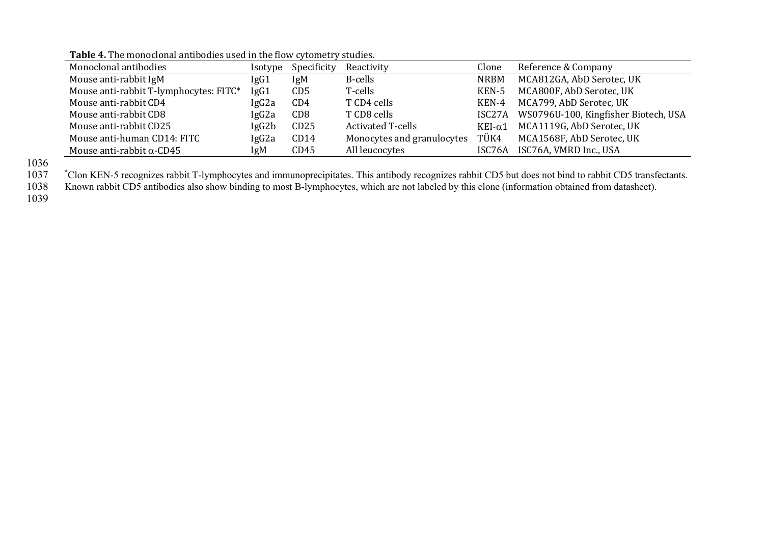**Table 4.** The monoclonal antibodies used in the flow cytometry studies.

| Monoclonal antibodies | Isotype | Specificity | Reactivity | Clone | Reference & Company |
|---|---|---|---|---|---|
| Mouse anti-rabbit IgM | IgG1 | IgM | B-cells | NRBM | MCA812GA, AbD Serotec, UK |
| Mouse anti-rabbit T-lymphocytes: FITC* | IgG1 | CD5 | T-cells | KEN-5 | MCA800F, AbD Serotec, UK |
| Mouse anti-rabbit CD4 | IgG2a | CD4 | T CD4 cells | KEN-4 | MCA799, AbD Serotec, UK |
| Mouse anti-rabbit CD8 | IgG2a | CD8 | T CD8 cells | ISC27A | WS0796U-100, Kingfisher Biotech, USA |
| Mouse anti-rabbit CD25 | IgG2b | CD25 | Activated T-cells | KEI-$\alpha$1 | MCA1119G, AbD Serotec, UK |
| Mouse anti-human CD14: FITC | IgG2a | CD14 | Monocytes and granulocytes | TÜK4 | MCA1568F, AbD Serotec, UK |
| Mouse anti-rabbit $\alpha$-CD45 | IgM | CD45 | All leucocytes | ISC76A | ISC76A, VMRD Inc., USA |

*Clon KEN-5 recognizes rabbit T-lymphocytes and immunoprecipitates. This antibody recognizes rabbit CD5 but does not bind to rabbit CD5 transfectants. Known rabbit CD5 antibodies also show binding to most B-lymphocytes, which are not labeled by this clone (information obtained from datasheet).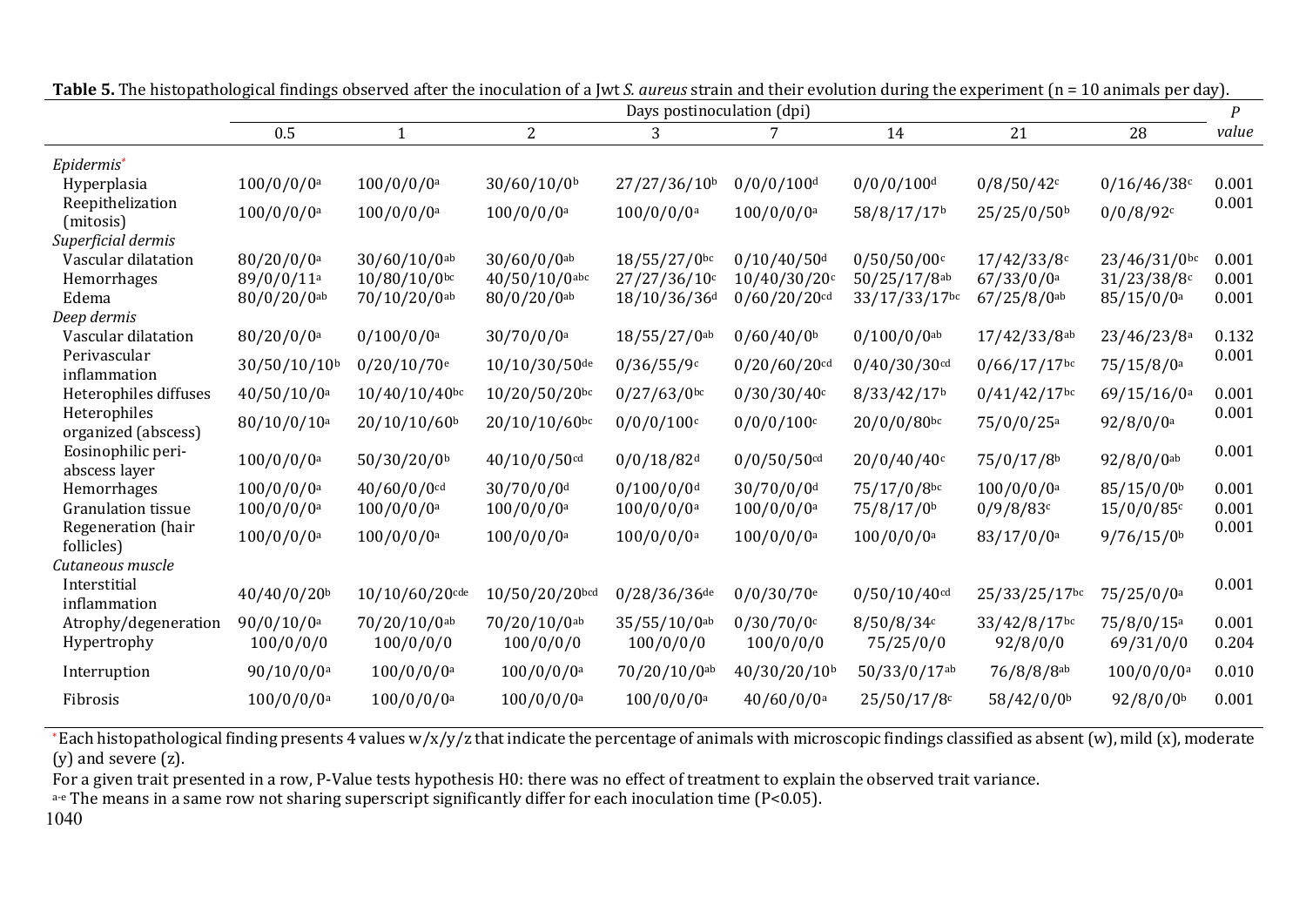**Table 5.** The histopathological findings observed after the inoculation of a Jwt *S. aureus* strain and their evolution during the experiment (n = 10 animals per day).

| | Days postinoculation (dpi) | | | | | | | | *P* value |
|---|---|---|---|---|---|---|---|---|---|
| | 0.5 | 1 | 2 | 3 | 7 | 14 | 21 | 28 | |
| *Epidermis*[*] | | | | | | | | | |
| Hyperplasia | 100/0/0/0[a] | 100/0/0/0[a] | 30/60/10/0[b] | 27/27/36/10[b] | 0/0/0/100[d] | 0/0/0/100[d] | 0/8/50/42[c] | 0/16/46/38[c] | 0.001 |
| Reepithelization (mitosis) | 100/0/0/0[a] | 100/0/0/0[a] | 100/0/0/0[a] | 100/0/0/0[a] | 100/0/0/0[a] | 58/8/17/17[b] | 25/25/0/50[b] | 0/0/8/92[c] | 0.001 |
| *Superficial dermis* | | | | | | | | | |
| Vascular dilatation | 80/20/0/0[a] | 30/60/10/0[ab] | 30/60/0/0[ab] | 18/55/27/0[bc] | 0/10/40/50[d] | 0/50/50/00[c] | 17/42/33/8[c] | 23/46/31/0[bc] | 0.001 |
| Hemorrhages | 89/0/0/11[a] | 10/80/10/0[bc] | 40/50/10/0[abc] | 27/27/36/10[c] | 10/40/30/20[c] | 50/25/17/8[ab] | 67/33/0/0[a] | 31/23/38/8[c] | 0.001 |
| Edema | 80/0/20/0[ab] | 70/10/20/0[ab] | 80/0/20/0[ab] | 18/10/36/36[d] | 0/60/20/20[cd] | 33/17/33/17[bc] | 67/25/8/0[ab] | 85/15/0/0[a] | 0.001 |
| *Deep dermis* | | | | | | | | | |
| Vascular dilatation | 80/20/0/0[a] | 0/100/0/0[a] | 30/70/0/0[a] | 18/55/27/0[ab] | 0/60/40/0[b] | 0/100/0/0[ab] | 17/42/33/8[ab] | 23/46/23/8[a] | 0.132 |
| Perivascular inflammation | 30/50/10/10[b] | 0/20/10/70[e] | 10/10/30/50[de] | 0/36/55/9[c] | 0/20/60/20[cd] | 0/40/30/30[cd] | 0/66/17/17[bc] | 75/15/8/0[a] | 0.001 |
| Heterophiles diffuses | 40/50/10/0[a] | 10/40/10/40[bc] | 10/20/50/20[bc] | 0/27/63/0[bc] | 0/30/30/40[c] | 8/33/42/17[b] | 0/41/42/17[bc] | 69/15/16/0[a] | 0.001 |
| Heterophiles organized (abscess) | 80/10/0/10[a] | 20/10/10/60[b] | 20/10/10/60[bc] | 0/0/0/100[c] | 0/0/0/100[c] | 20/0/0/80[bc] | 75/0/0/25[a] | 92/8/0/0[a] | 0.001 |
| Eosinophilic peri-abscess layer | 100/0/0/0[a] | 50/30/20/0[b] | 40/10/0/50[cd] | 0/0/18/82[d] | 0/0/50/50[cd] | 20/0/40/40[c] | 75/0/17/8[b] | 92/8/0/0[ab] | 0.001 |
| Hemorrhages | 100/0/0/0[a] | 40/60/0/0[cd] | 30/70/0/0[d] | 0/100/0/0[d] | 30/70/0/0[d] | 75/17/0/8[bc] | 100/0/0/0[a] | 85/15/0/0[b] | 0.001 |
| Granulation tissue | 100/0/0/0[a] | 100/0/0/0[a] | 100/0/0/0[a] | 100/0/0/0[a] | 100/0/0/0[a] | 75/8/17/0[b] | 0/9/8/83[c] | 15/0/0/85[c] | 0.001 |
| Regeneration (hair follicles) | 100/0/0/0[a] | 100/0/0/0[a] | 100/0/0/0[a] | 100/0/0/0[a] | 100/0/0/0[a] | 100/0/0/0[a] | 83/17/0/0[a] | 9/76/15/0[b] | 0.001 |
| *Cutaneous muscle* | | | | | | | | | |
| Interstitial inflammation | 40/40/0/20[b] | 10/10/60/20[cde] | 10/50/20/20[bcd] | 0/28/36/36[de] | 0/0/30/70[e] | 0/50/10/40[cd] | 25/33/25/17[bc] | 75/25/0/0[a] | 0.001 |
| Atrophy/degeneration | 90/0/10/0[a] | 70/20/10/0[ab] | 70/20/10/0[ab] | 35/55/10/0[ab] | 0/30/70/0[c] | 8/50/8/34[c] | 33/42/8/17[bc] | 75/8/0/15[a] | 0.001 |
| Hypertrophy | 100/0/0/0 | 100/0/0/0 | 100/0/0/0 | 100/0/0/0 | 100/0/0/0 | 75/25/0/0 | 92/8/0/0 | 69/31/0/0 | 0.204 |
| Interruption | 90/10/0/0[a] | 100/0/0/0[a] | 100/0/0/0[a] | 70/20/10/0[ab] | 40/30/20/10[b] | 50/33/0/17[ab] | 76/8/8/8[ab] | 100/0/0/0[a] | 0.010 |
| Fibrosis | 100/0/0/0[a] | 100/0/0/0[a] | 100/0/0/0[a] | 100/0/0/0[a] | 40/60/0/0[a] | 25/50/17/8[c] | 58/42/0/0[b] | 92/8/0/0[b] | 0.001 |

[*] Each histopathological finding presents 4 values w/x/y/z that indicate the percentage of animals with microscopic findings classified as absent (w), mild (x), moderate (y) and severe (z).

For a given trait presented in a row, P-Value tests hypothesis H0: there was no effect of treatment to explain the observed trait variance.

[a-e] The means in a same row not sharing superscript significantly differ for each inoculation time ($P<0.05$).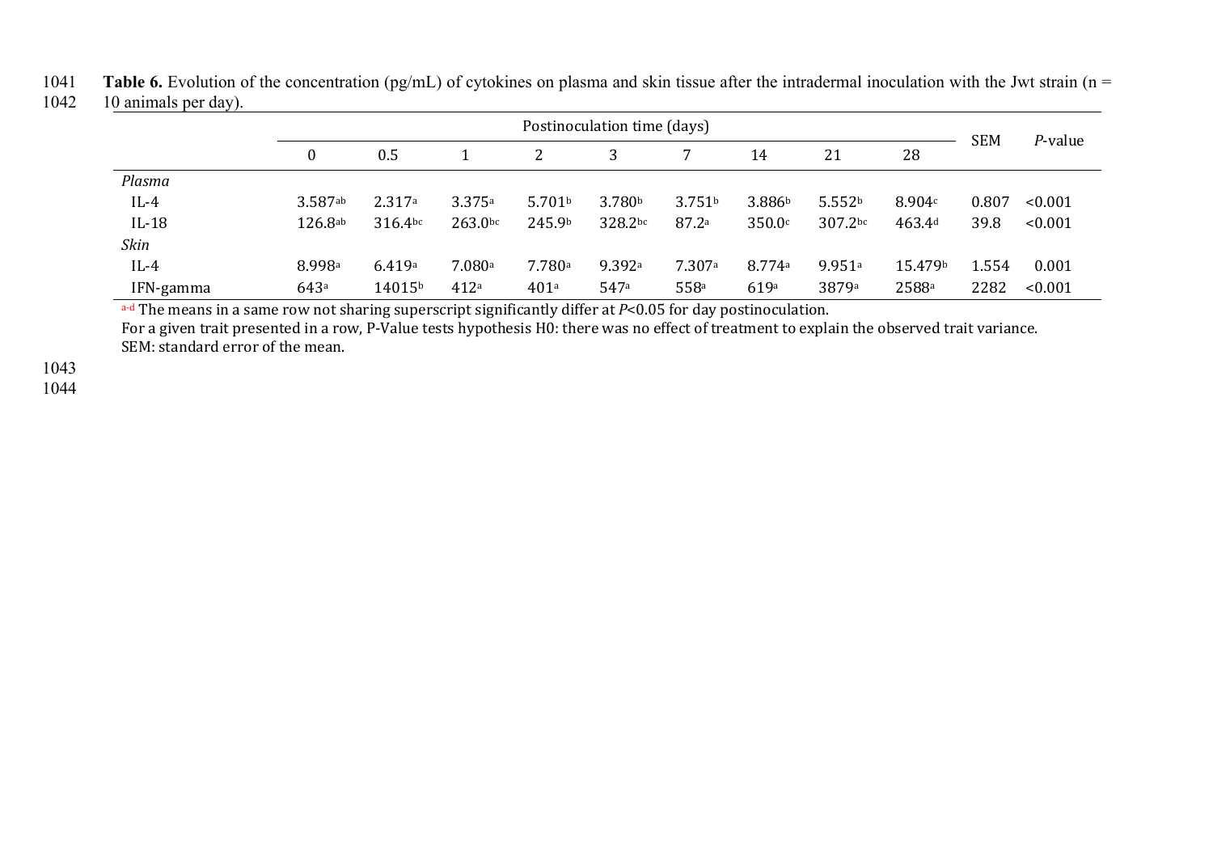**Table 6.** Evolution of the concentration (pg/mL) of cytokines on plasma and skin tissue after the intradermal inoculation with the Jwt strain (n = 10 animals per day).

| | Postinoculation time (days) | | | | | | | | | SEM | *P*-value |
|---|---|---|---|---|---|---|---|---|---|---|---|
| | 0 | 0.5 | 1 | 2 | 3 | 7 | 14 | 21 | 28 | | |
| *Plasma* | | | | | | | | | | | |
| IL-4 | 3.587[ab] | 2.317[a] | 3.375[a] | 5.701[b] | 3.780[b] | 3.751[b] | 3.886[b] | 5.552[b] | 8.904[c] | 0.807 | <0.001 |
| IL-18 | 126.8[ab] | 316.4[bc] | 263.0[bc] | 245.9[b] | 328.2[bc] | 87.2[a] | 350.0[c] | 307.2[bc] | 463.4[d] | 39.8 | <0.001 |
| *Skin* | | | | | | | | | | | |
| IL-4 | 8.998[a] | 6.419[a] | 7.080[a] | 7.780[a] | 9.392[a] | 7.307[a] | 8.774[a] | 9.951[a] | 15.479[b] | 1.554 | 0.001 |
| IFN-gamma | 643[a] | 14015[b] | 412[a] | 401[a] | 547[a] | 558[a] | 619[a] | 3879[a] | 2588[a] | 2282 | <0.001 |

[a-d] The means in a same row not sharing superscript significantly differ at $P<0.05$ for day postinoculation.
For a given trait presented in a row, P-Value tests hypothesis H0: there was no effect of treatment to explain the observed trait variance.
SEM: standard error of the mean.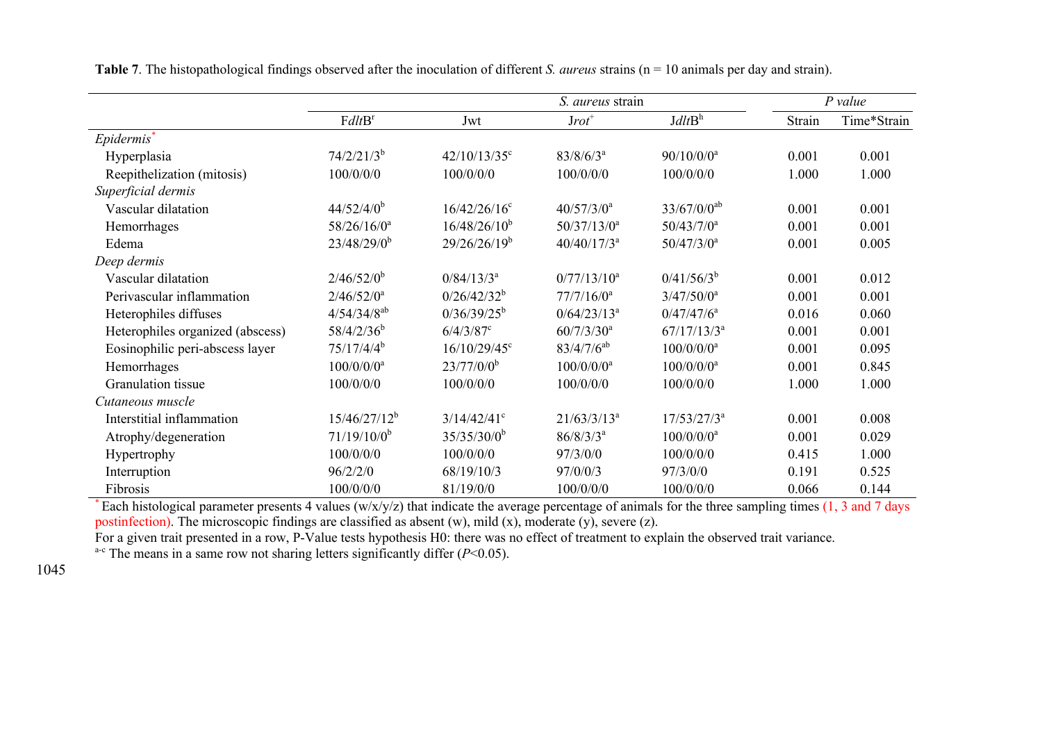**Table 7**. The histopathological findings observed after the inoculation of different *S. aureus* strains (n = 10 animals per day and strain).

| | *S. aureus* strain | | | | *P value* | |
|---|---|---|---|---|---|---|
| | F*dlt*B[r] | Jwt | J*rot*[+] | J*dlt*B[h] | Strain | Time*Strain |
| *Epidermis*[*] | | | | | | |
| Hyperplasia | 74/2/21/3[b] | 42/10/13/35[c] | 83/8/6/3[a] | 90/10/0/0[a] | 0.001 | 0.001 |
| Reepithelization (mitosis) | 100/0/0/0 | 100/0/0/0 | 100/0/0/0 | 100/0/0/0 | 1.000 | 1.000 |
| *Superficial dermis* | | | | | | |
| Vascular dilatation | 44/52/4/0[b] | 16/42/26/16[c] | 40/57/3/0[a] | 33/67/0/0[ab] | 0.001 | 0.001 |
| Hemorrhages | 58/26/16/0[a] | 16/48/26/10[b] | 50/37/13/0[a] | 50/43/7/0[a] | 0.001 | 0.001 |
| Edema | 23/48/29/0[b] | 29/26/26/19[b] | 40/40/17/3[a] | 50/47/3/0[a] | 0.001 | 0.005 |
| *Deep dermis* | | | | | | |
| Vascular dilatation | 2/46/52/0[b] | 0/84/13/3[a] | 0/77/13/10[a] | 0/41/56/3[b] | 0.001 | 0.012 |
| Perivascular inflammation | 2/46/52/0[a] | 0/26/42/32[b] | 77/7/16/0[a] | 3/47/50/0[a] | 0.001 | 0.001 |
| Heterophiles diffuses | 4/54/34/8[ab] | 0/36/39/25[b] | 0/64/23/13[a] | 0/47/47/6[a] | 0.016 | 0.060 |
| Heterophiles organized (abscess) | 58/4/2/36[b] | 6/4/3/87[c] | 60/7/3/30[a] | 67/17/13/3[a] | 0.001 | 0.001 |
| Eosinophilic peri-abscess layer | 75/17/4/4[b] | 16/10/29/45[c] | 83/4/7/6[ab] | 100/0/0/0[a] | 0.001 | 0.095 |
| Hemorrhages | 100/0/0/0[a] | 23/77/0/0[b] | 100/0/0/0[a] | 100/0/0/0[a] | 0.001 | 0.845 |
| Granulation tissue | 100/0/0/0 | 100/0/0/0 | 100/0/0/0 | 100/0/0/0 | 1.000 | 1.000 |
| *Cutaneous muscle* | | | | | | |
| Interstitial inflammation | 15/46/27/12[b] | 3/14/42/41[c] | 21/63/3/13[a] | 17/53/27/3[a] | 0.001 | 0.008 |
| Atrophy/degeneration | 71/19/10/0[b] | 35/35/30/0[b] | 86/8/3/3[a] | 100/0/0/0[a] | 0.001 | 0.029 |
| Hypertrophy | 100/0/0/0 | 100/0/0/0 | 97/3/0/0 | 100/0/0/0 | 0.415 | 1.000 |
| Interruption | 96/2/2/0 | 68/19/10/3 | 97/0/0/3 | 97/3/0/0 | 0.191 | 0.525 |
| Fibrosis | 100/0/0/0 | 81/19/0/0 | 100/0/0/0 | 100/0/0/0 | 0.066 | 0.144 |

[*] Each histological parameter presents 4 values (w/x/y/z) that indicate the average percentage of animals for the three sampling times (1, 3 and 7 days postinfection). The microscopic findings are classified as absent (w), mild (x), moderate (y), severe (z).

For a given trait presented in a row, P-Value tests hypothesis H0: there was no effect of treatment to explain the observed trait variance.

[a-c] The means in a same row not sharing letters significantly differ ($P$<0.05).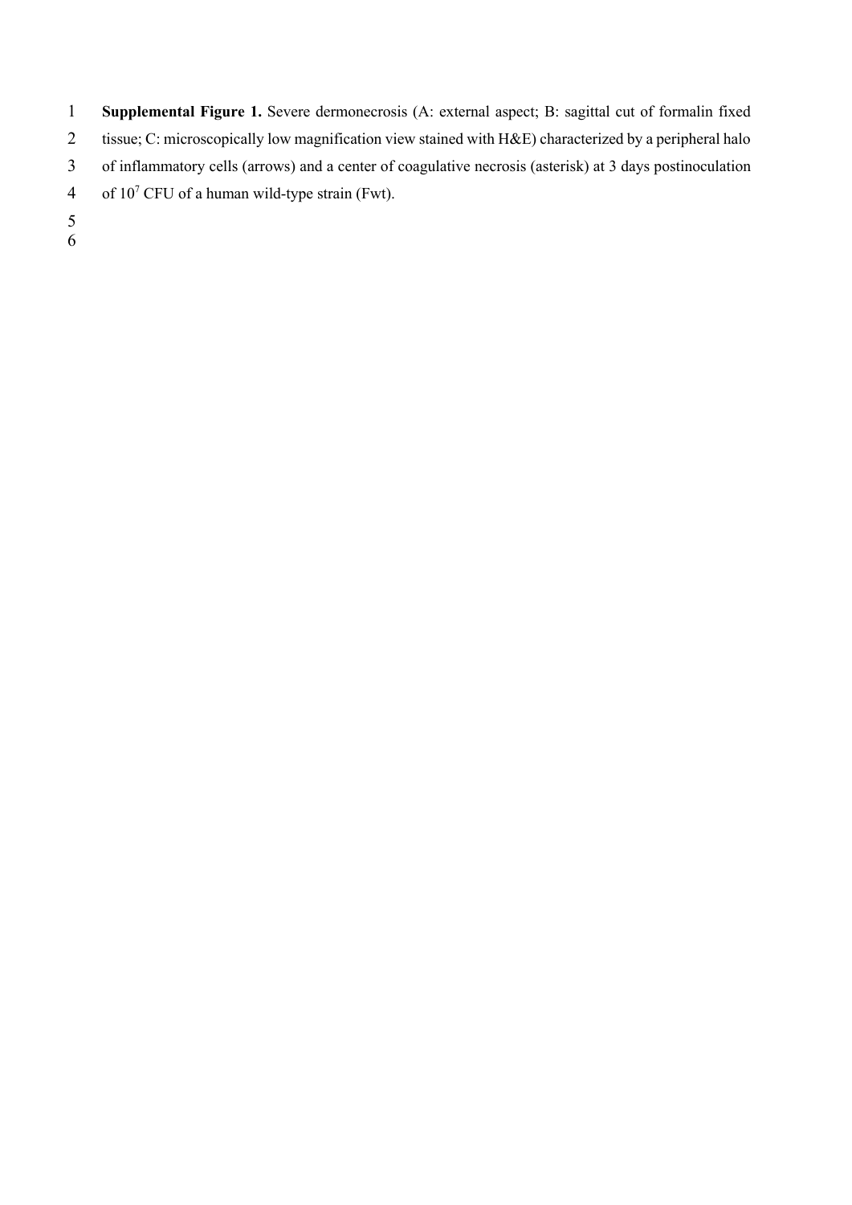**Supplemental Figure 1.** Severe dermonecrosis (A: external aspect; B: sagittal cut of formalin fixed tissue; C: microscopically low magnification view stained with H&E) characterized by a peripheral halo of inflammatory cells (arrows) and a center of coagulative necrosis (asterisk) at 3 days postinoculation of $10^7$ CFU of a human wild-type strain (Fwt).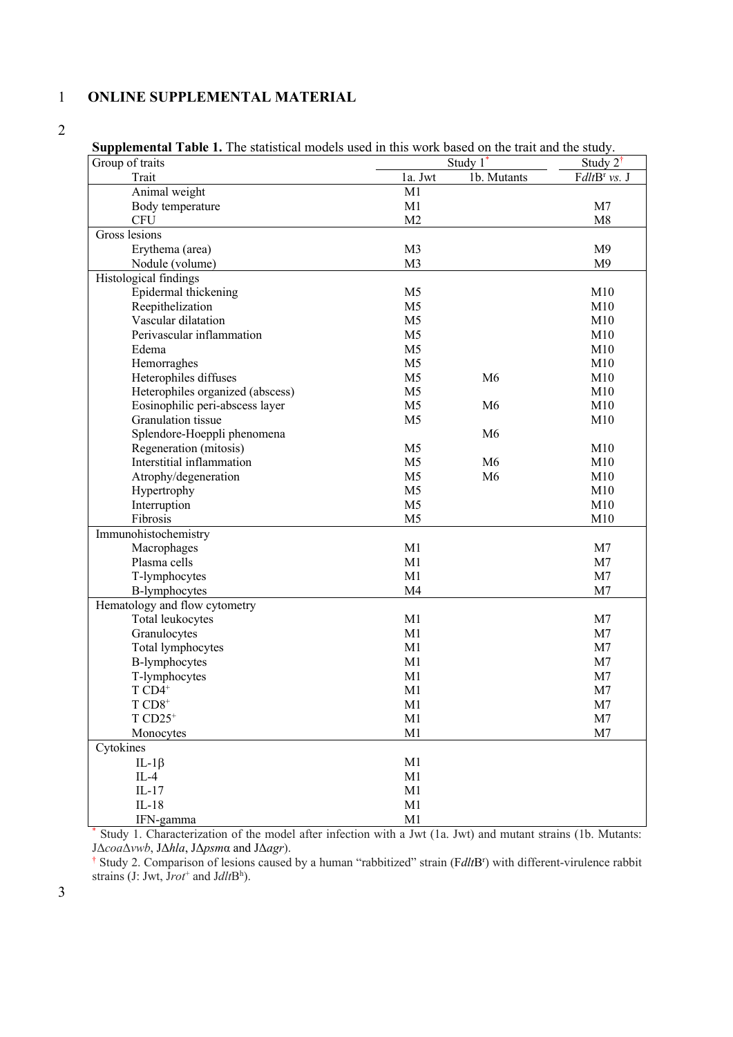# ONLINE SUPPLEMENTAL MATERIAL

**Supplemental Table 1.** The statistical models used in this work based on the trait and the study.

| Group of traits | Study 1* | | Study 2† |
|---|---|---|---|
| Trait | 1a. Jwt | 1b. Mutants | F*dlt*B[r] *vs.* J |
| Animal weight | M1 | | |
| Body temperature | M1 | | M7 |
| CFU | M2 | | M8 |
| **Gross lesions** | | | |
| Erythema (area) | M3 | | M9 |
| Nodule (volume) | M3 | | M9 |
| **Histological findings** | | | |
| Epidermal thickening | M5 | | M10 |
| Reepithelization | M5 | | M10 |
| Vascular dilatation | M5 | | M10 |
| Perivascular inflammation | M5 | | M10 |
| Edema | M5 | | M10 |
| Hemorraghes | M5 | | M10 |
| Heterophiles diffuses | M5 | M6 | M10 |
| Heterophiles organized (abscess) | M5 | | M10 |
| Eosinophilic peri-abscess layer | M5 | M6 | M10 |
| Granulation tissue | M5 | | M10 |
| Splendore-Hoeppli phenomena | | M6 | |
| Regeneration (mitosis) | M5 | | M10 |
| Interstitial inflammation | M5 | M6 | M10 |
| Atrophy/degeneration | M5 | M6 | M10 |
| Hypertrophy | M5 | | M10 |
| Interruption | M5 | | M10 |
| Fibrosis | M5 | | M10 |
| **Immunohistochemistry** | | | |
| Macrophages | M1 | | M7 |
| Plasma cells | M1 | | M7 |
| T-lymphocytes | M1 | | M7 |
| B-lymphocytes | M4 | | M7 |
| **Hematology and flow cytometry** | | | |
| Total leukocytes | M1 | | M7 |
| Granulocytes | M1 | | M7 |
| Total lymphocytes | M1 | | M7 |
| B-lymphocytes | M1 | | M7 |
| T-lymphocytes | M1 | | M7 |
| T $CD4^+$ | M1 | | M7 |
| T $CD8^+$ | M1 | | M7 |
| T $CD25^+$ | M1 | | M7 |
| Monocytes | M1 | | M7 |
| **Cytokines** | | | |
| IL-1β | M1 | | |
| IL-4 | M1 | | |
| IL-17 | M1 | | |
| IL-18 | M1 | | |
| IFN-gamma | M1 | | |

\* Study 1. Characterization of the model after infection with a Jwt (1a. Jwt) and mutant strains (1b. Mutants: JΔ*coa*Δ*vwb*, JΔ*hla*, JΔ*psm*α and JΔ*agr*).

† Study 2. Comparison of lesions caused by a human "rabbitized" strain (F*dlt*B[r]) with different-virulence rabbit strains (J: Jwt, J*rot*[+] and J*dlt*B[h]).